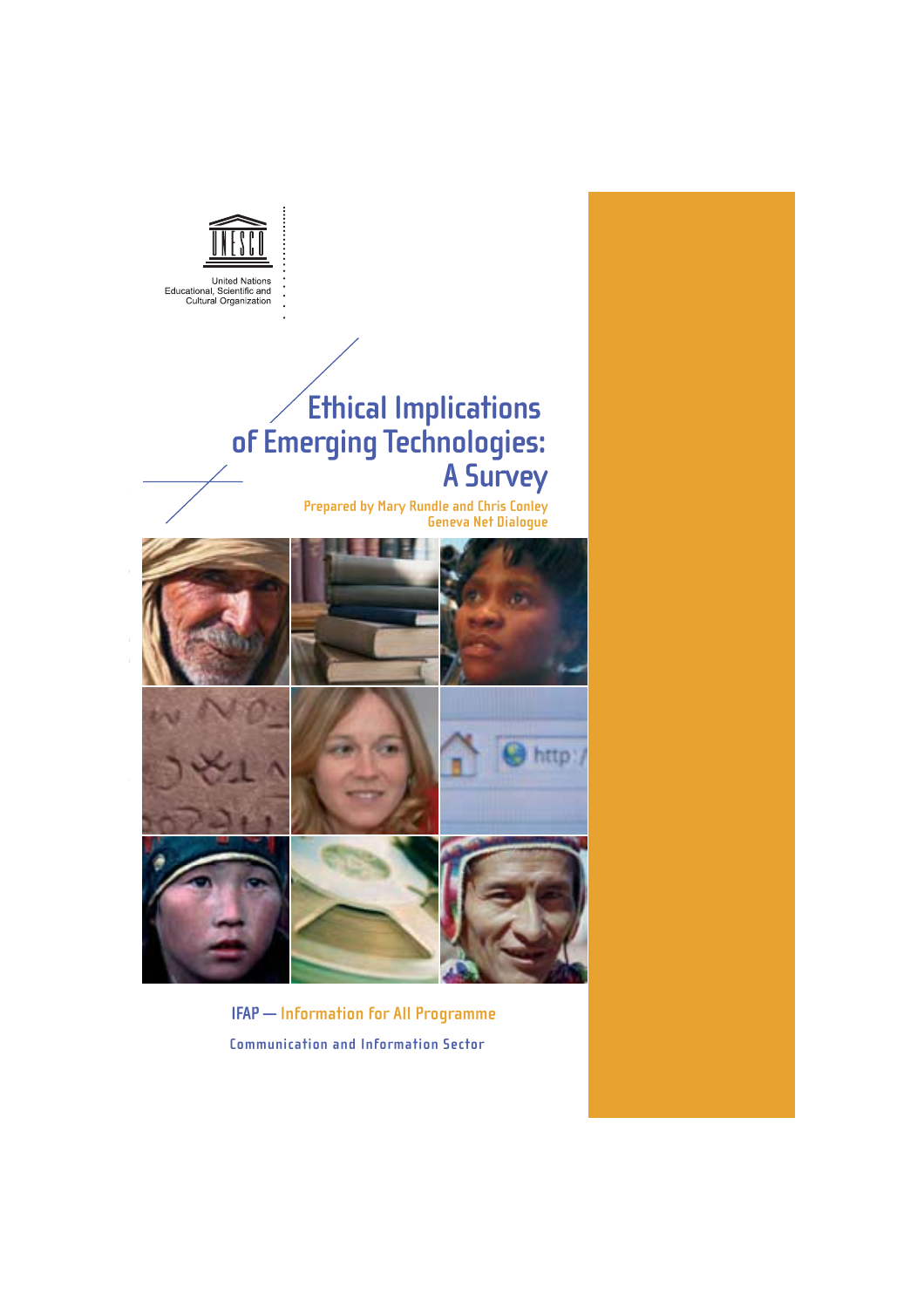United Nations
Educational, Scientific and
Cultural Organization

# Ethical Implications of Emerging Technologies: A Survey

Prepared by Mary Rundle and Chris Conley
Geneva Net Dialogue

IFAP — Information for All Programme

Communication and Information Sector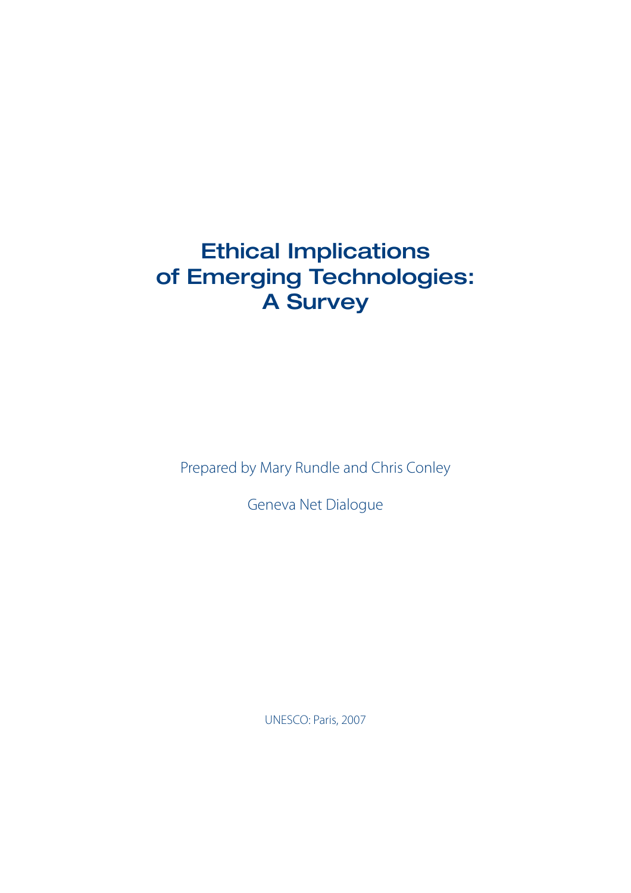# Ethical Implications of Emerging Technologies: A Survey

Prepared by Mary Rundle and Chris Conley

Geneva Net Dialogue

UNESCO: Paris, 2007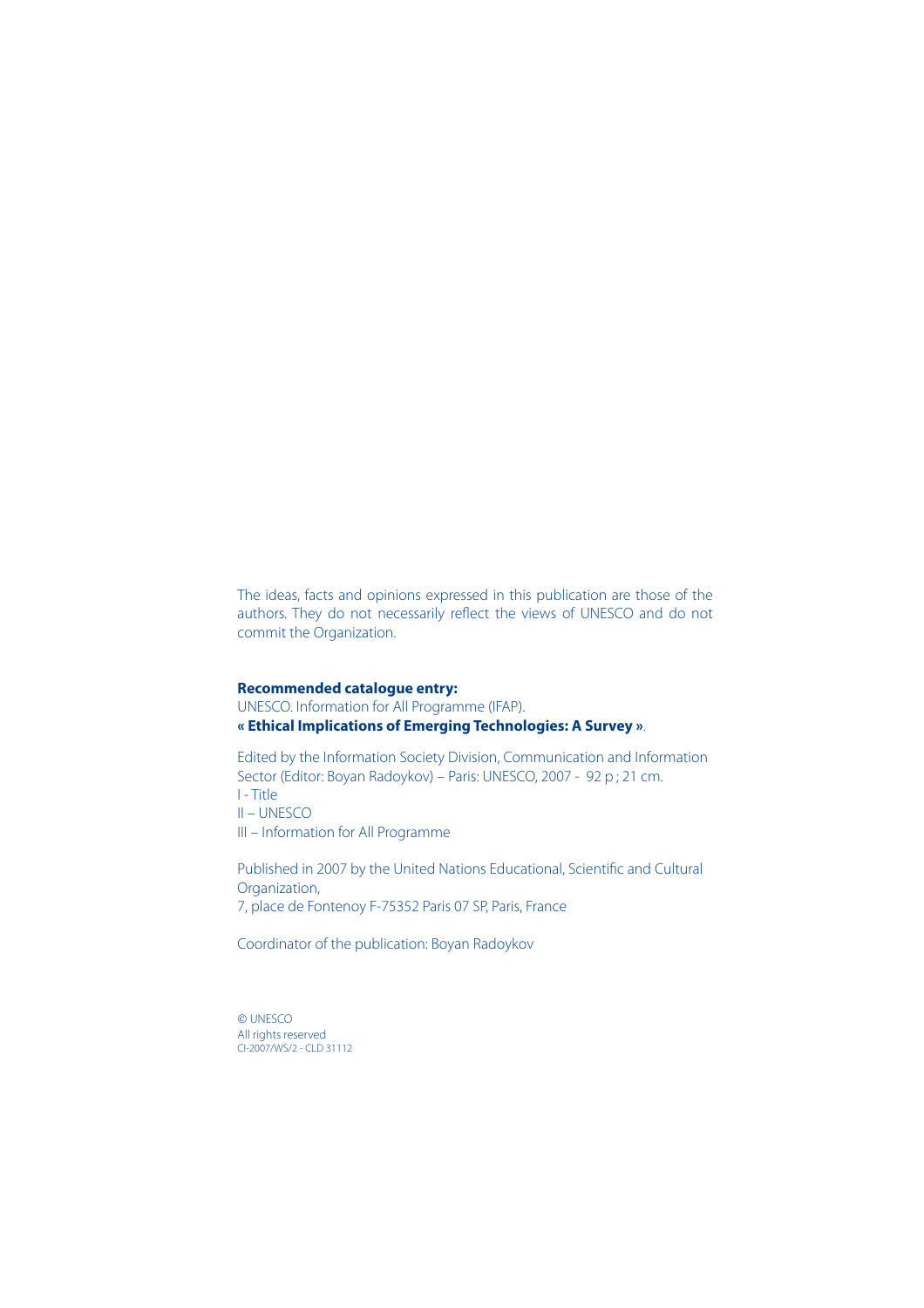The ideas, facts and opinions expressed in this publication are those of the authors. They do not necessarily reflect the views of UNESCO and do not commit the Organization.

**Recommended catalogue entry:**
UNESCO. Information for All Programme (IFAP).
**« Ethical Implications of Emerging Technologies: A Survey »**.

Edited by the Information Society Division, Communication and Information Sector (Editor: Boyan Radoykov) – Paris: UNESCO, 2007 - 92 p ; 21 cm.
I - Title
II – UNESCO
III – Information for All Programme

Published in 2007 by the United Nations Educational, Scientific and Cultural Organization,
7, place de Fontenoy F-75352 Paris 07 SP, Paris, France

Coordinator of the publication: Boyan Radoykov

© UNESCO
All rights reserved
CI-2007/WS/2 - CLD 31112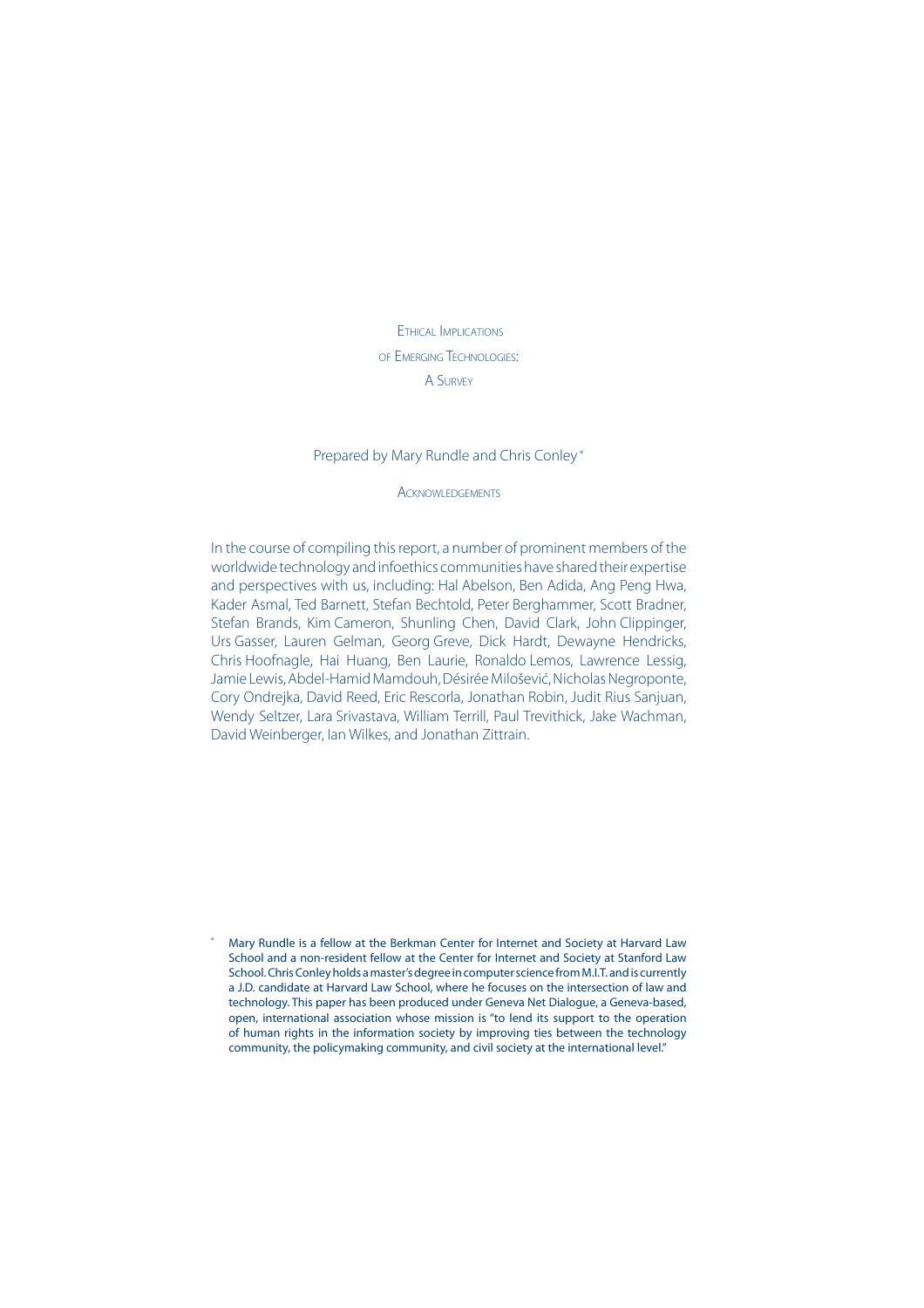# Ethical Implications of Emerging Technologies: A Survey

Prepared by Mary Rundle and Chris Conley*

## Acknowledgements

In the course of compiling this report, a number of prominent members of the worldwide technology and infoethics communities have shared their expertise and perspectives with us, including: Hal Abelson, Ben Adida, Ang Peng Hwa, Kader Asmal, Ted Barnett, Stefan Bechtold, Peter Berghammer, Scott Bradner, Stefan Brands, Kim Cameron, Shunling Chen, David Clark, John Clippinger, Urs Gasser, Lauren Gelman, Georg Greve, Dick Hardt, Dewayne Hendricks, Chris Hoofnagle, Hai Huang, Ben Laurie, Ronaldo Lemos, Lawrence Lessig, Jamie Lewis, Abdel-Hamid Mamdouh, Désirée Milošević, Nicholas Negroponte, Cory Ondrejka, David Reed, Eric Rescorla, Jonathan Robin, Judit Rius Sanjuan, Wendy Seltzer, Lara Srivastava, William Terrill, Paul Trevithick, Jake Wachman, David Weinberger, Ian Wilkes, and Jonathan Zittrain.

* Mary Rundle is a fellow at the Berkman Center for Internet and Society at Harvard Law School and a non-resident fellow at the Center for Internet and Society at Stanford Law School. Chris Conley holds a master's degree in computer science from M.I.T. and is currently a J.D. candidate at Harvard Law School, where he focuses on the intersection of law and technology. This paper has been produced under Geneva Net Dialogue, a Geneva-based, open, international association whose mission is "to lend its support to the operation of human rights in the information society by improving ties between the technology community, the policymaking community, and civil society at the international level."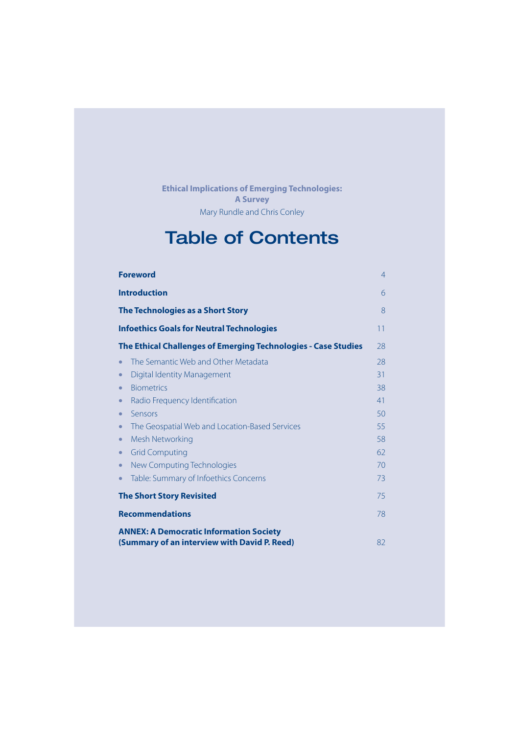**Ethical Implications of Emerging Technologies: A Survey**

Mary Rundle and Chris Conley

# Table of Contents

| | |
|---|---|
| **Foreword** | 4 |
| **Introduction** | 6 |
| **The Technologies as a Short Story** | 8 |
| **Infoethics Goals for Neutral Technologies** | 11 |
| **The Ethical Challenges of Emerging Technologies - Case Studies** | 28 |
| • The Semantic Web and Other Metadata | 28 |
| • Digital Identity Management | 31 |
| • Biometrics | 38 |
| • Radio Frequency Identification | 41 |
| • Sensors | 50 |
| • The Geospatial Web and Location-Based Services | 55 |
| • Mesh Networking | 58 |
| • Grid Computing | 62 |
| • New Computing Technologies | 70 |
| • Table: Summary of Infoethics Concerns | 73 |
| **The Short Story Revisited** | 75 |
| **Recommendations** | 78 |
| **ANNEX: A Democratic Information Society (Summary of an interview with David P. Reed)** | 82 |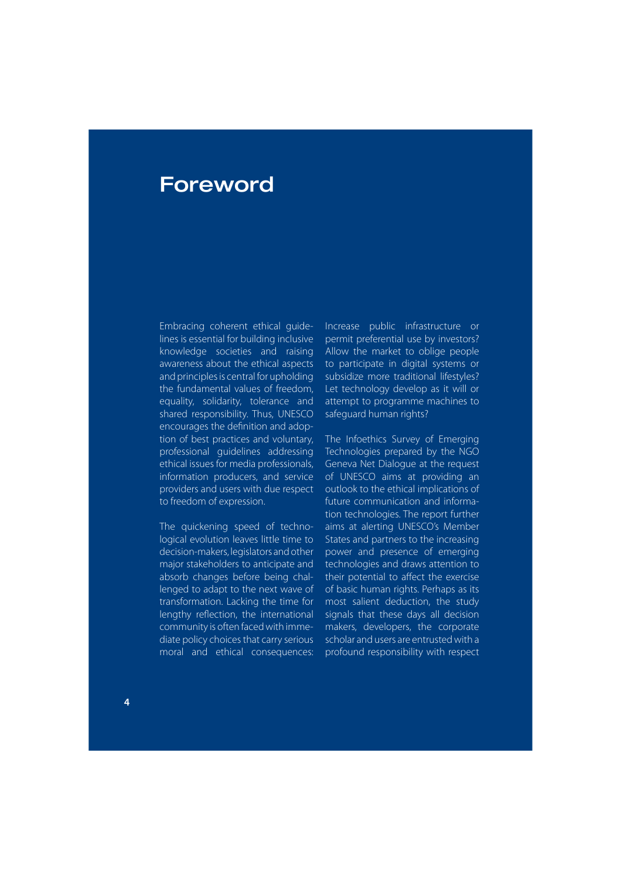# Foreword

Embracing coherent ethical guidelines is essential for building inclusive knowledge societies and raising awareness about the ethical aspects and principles is central for upholding the fundamental values of freedom, equality, solidarity, tolerance and shared responsibility. Thus, UNESCO encourages the definition and adoption of best practices and voluntary, professional guidelines addressing ethical issues for media professionals, information producers, and service providers and users with due respect to freedom of expression.

The quickening speed of technological evolution leaves little time to decision-makers, legislators and other major stakeholders to anticipate and absorb changes before being challenged to adapt to the next wave of transformation. Lacking the time for lengthy reflection, the international community is often faced with immediate policy choices that carry serious moral and ethical consequences: Increase public infrastructure or permit preferential use by investors? Allow the market to oblige people to participate in digital systems or subsidize more traditional lifestyles? Let technology develop as it will or attempt to programme machines to safeguard human rights?

The Infoethics Survey of Emerging Technologies prepared by the NGO Geneva Net Dialogue at the request of UNESCO aims at providing an outlook to the ethical implications of future communication and information technologies. The report further aims at alerting UNESCO's Member States and partners to the increasing power and presence of emerging technologies and draws attention to their potential to affect the exercise of basic human rights. Perhaps as its most salient deduction, the study signals that these days all decision makers, developers, the corporate scholar and users are entrusted with a profound responsibility with respect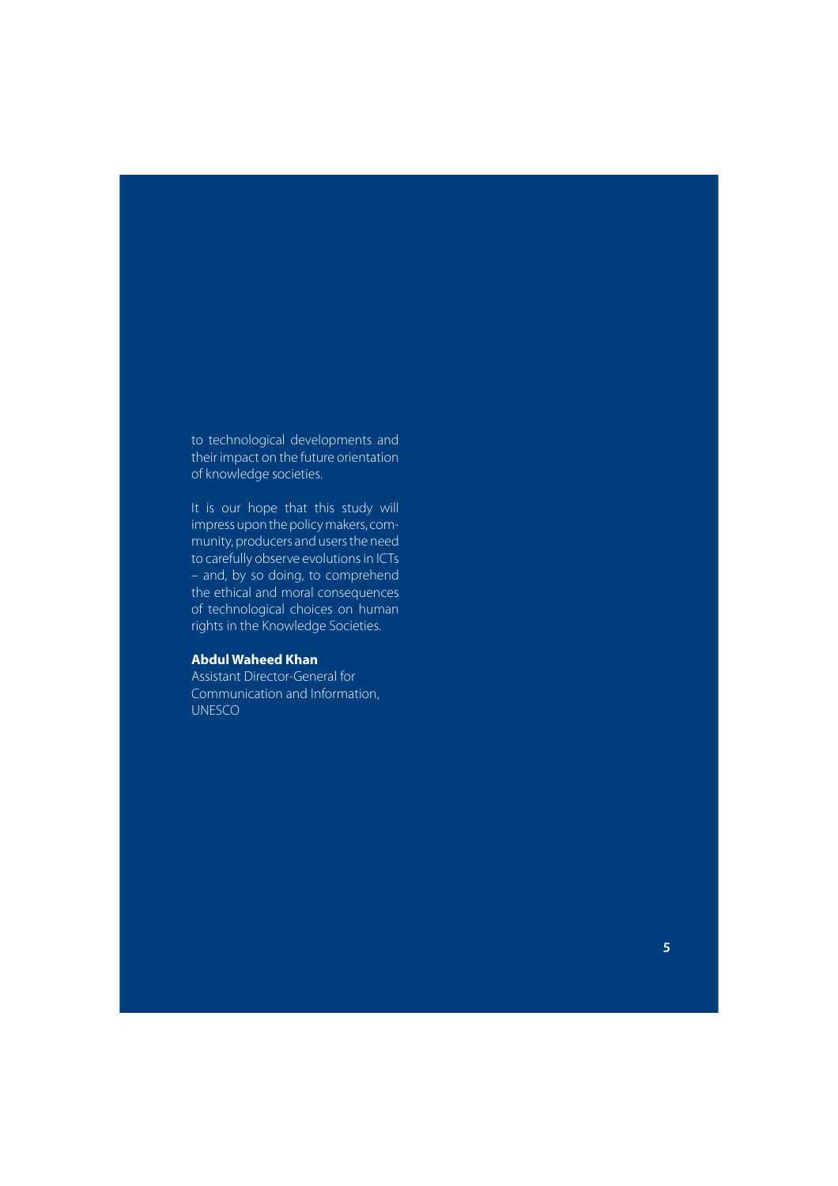to technological developments and their impact on the future orientation of knowledge societies.

It is our hope that this study will impress upon the policy makers, community, producers and users the need to carefully observe evolutions in ICTs – and, by so doing, to comprehend the ethical and moral consequences of technological choices on human rights in the Knowledge Societies.

**Abdul Waheed Khan**
Assistant Director-General for Communication and Information, UNESCO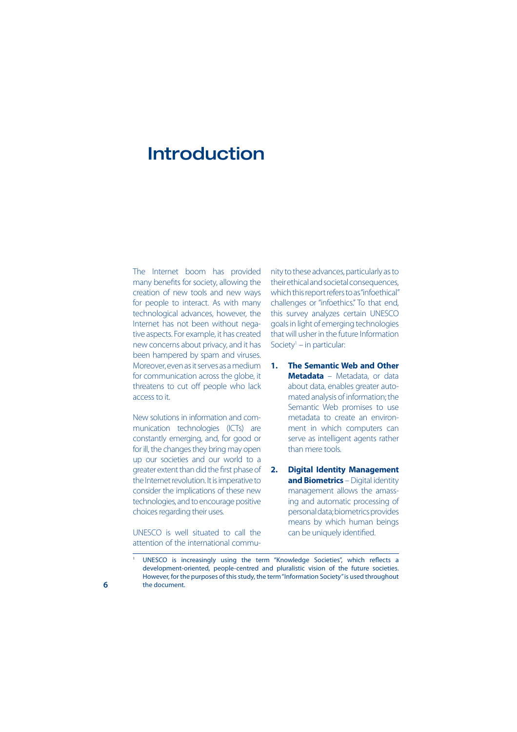# Introduction

The Internet boom has provided many benefits for society, allowing the creation of new tools and new ways for people to interact. As with many technological advances, however, the Internet has not been without negative aspects. For example, it has created new concerns about privacy, and it has been hampered by spam and viruses. Moreover, even as it serves as a medium for communication across the globe, it threatens to cut off people who lack access to it.

New solutions in information and communication technologies (ICTs) are constantly emerging, and, for good or for ill, the changes they bring may open up our societies and our world to a greater extent than did the first phase of the Internet revolution. It is imperative to consider the implications of these new technologies, and to encourage positive choices regarding their uses.

UNESCO is well situated to call the attention of the international community to these advances, particularly as to their ethical and societal consequences, which this report refers to as "infoethical" challenges or "infoethics." To that end, this survey analyzes certain UNESCO goals in light of emerging technologies that will usher in the future Information Society[1] – in particular:

1. **The Semantic Web and Other Metadata** – Metadata, or data about data, enables greater automated analysis of information; the Semantic Web promises to use metadata to create an environment in which computers can serve as intelligent agents rather than mere tools.

2. **Digital Identity Management and Biometrics** – Digital identity management allows the amassing and automatic processing of personal data; biometrics provides means by which human beings can be uniquely identified.

[1] UNESCO is increasingly using the term "Knowledge Societies", which reflects a development-oriented, people-centred and pluralistic vision of the future societies. However, for the purposes of this study, the term "Information Society" is used throughout the document.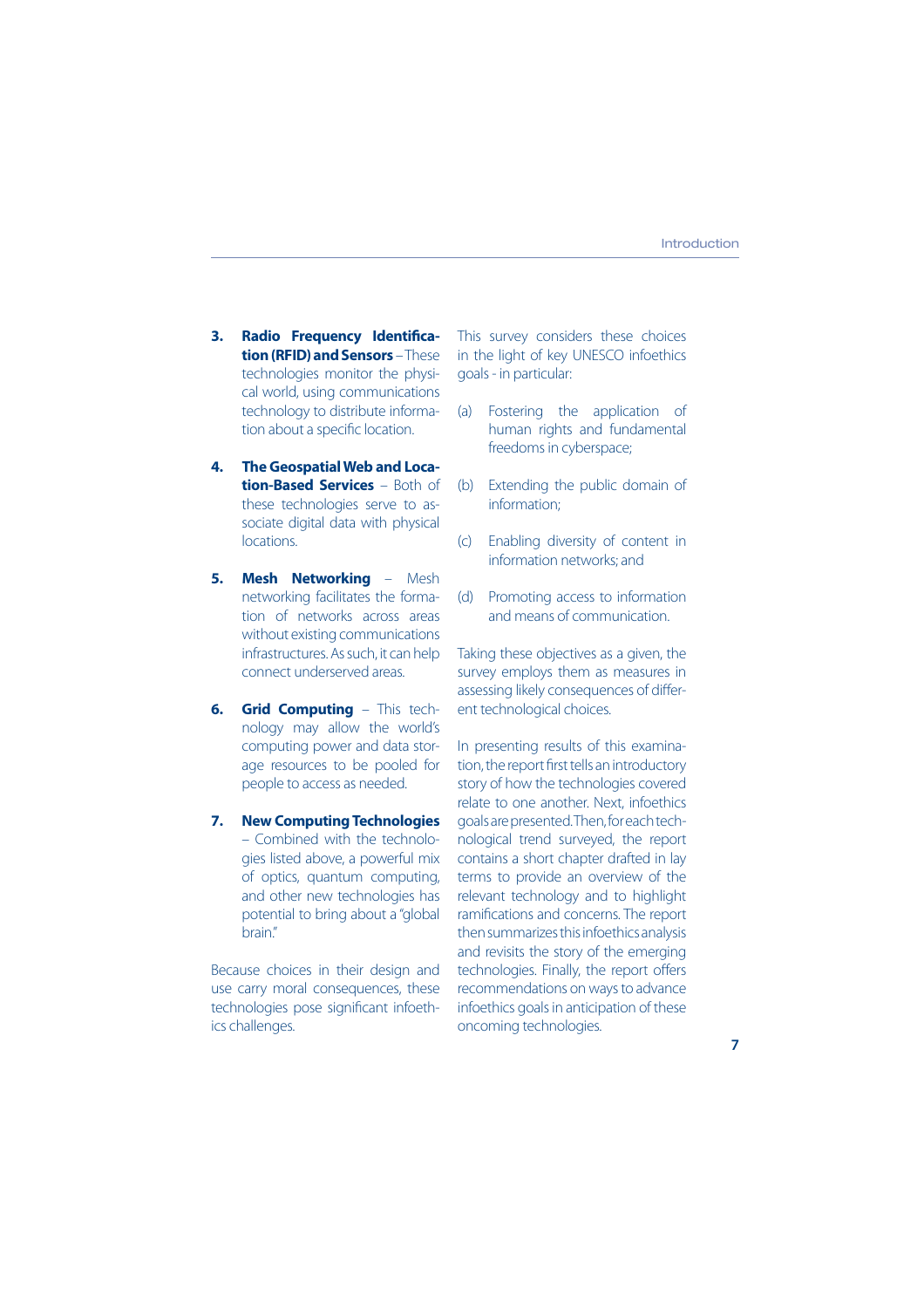3. **Radio Frequency Identification (RFID) and Sensors** – These technologies monitor the physical world, using communications technology to distribute information about a specific location.

4. **The Geospatial Web and Location-Based Services** – Both of these technologies serve to associate digital data with physical locations.

5. **Mesh Networking** – Mesh networking facilitates the formation of networks across areas without existing communications infrastructures. As such, it can help connect underserved areas.

6. **Grid Computing** – This technology may allow the world's computing power and data storage resources to be pooled for people to access as needed.

7. **New Computing Technologies** – Combined with the technologies listed above, a powerful mix of optics, quantum computing, and other new technologies has potential to bring about a "global brain."

Because choices in their design and use carry moral consequences, these technologies pose significant infoethics challenges.

This survey considers these choices in the light of key UNESCO infoethics goals - in particular:

(a) Fostering the application of human rights and fundamental freedoms in cyberspace;

(b) Extending the public domain of information;

(c) Enabling diversity of content in information networks; and

(d) Promoting access to information and means of communication.

Taking these objectives as a given, the survey employs them as measures in assessing likely consequences of different technological choices.

In presenting results of this examination, the report first tells an introductory story of how the technologies covered relate to one another. Next, infoethics goals are presented. Then, for each technological trend surveyed, the report contains a short chapter drafted in lay terms to provide an overview of the relevant technology and to highlight ramifications and concerns. The report then summarizes this infoethics analysis and revisits the story of the emerging technologies. Finally, the report offers recommendations on ways to advance infoethics goals in anticipation of these oncoming technologies.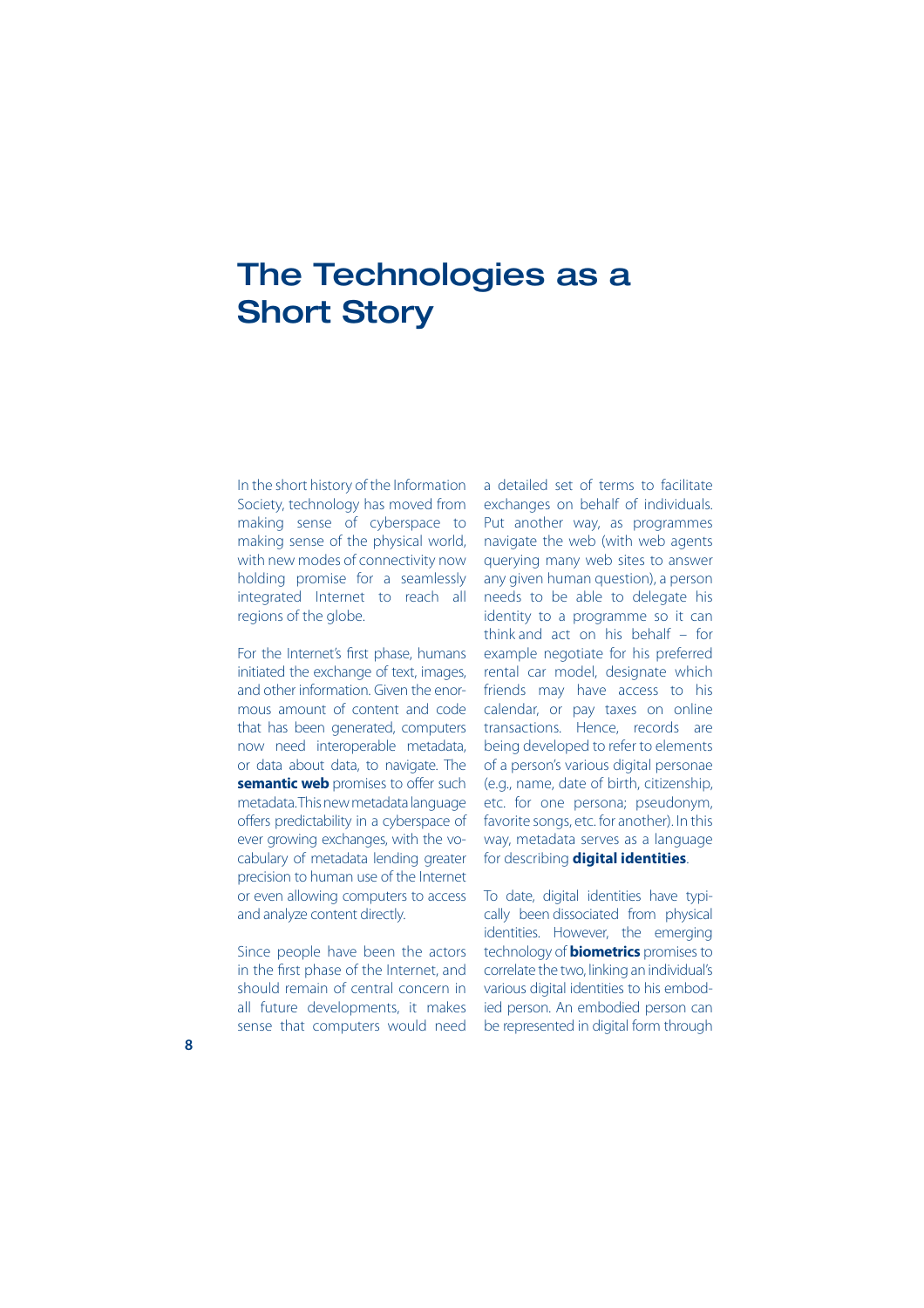# The Technologies as a Short Story

In the short history of the Information Society, technology has moved from making sense of cyberspace to making sense of the physical world, with new modes of connectivity now holding promise for a seamlessly integrated Internet to reach all regions of the globe.

For the Internet's first phase, humans initiated the exchange of text, images, and other information. Given the enormous amount of content and code that has been generated, computers now need interoperable metadata, or data about data, to navigate. The **semantic web** promises to offer such metadata. This new metadata language offers predictability in a cyberspace of ever growing exchanges, with the vocabulary of metadata lending greater precision to human use of the Internet or even allowing computers to access and analyze content directly.

Since people have been the actors in the first phase of the Internet, and should remain of central concern in all future developments, it makes sense that computers would need a detailed set of terms to facilitate exchanges on behalf of individuals. Put another way, as programmes navigate the web (with web agents querying many web sites to answer any given human question), a person needs to be able to delegate his identity to a programme so it can think and act on his behalf – for example negotiate for his preferred rental car model, designate which friends may have access to his calendar, or pay taxes on online transactions. Hence, records are being developed to refer to elements of a person's various digital personae (e.g., name, date of birth, citizenship, etc. for one persona; pseudonym, favorite songs, etc. for another). In this way, metadata serves as a language for describing **digital identities**.

To date, digital identities have typically been dissociated from physical identities. However, the emerging technology of **biometrics** promises to correlate the two, linking an individual's various digital identities to his embodied person. An embodied person can be represented in digital form through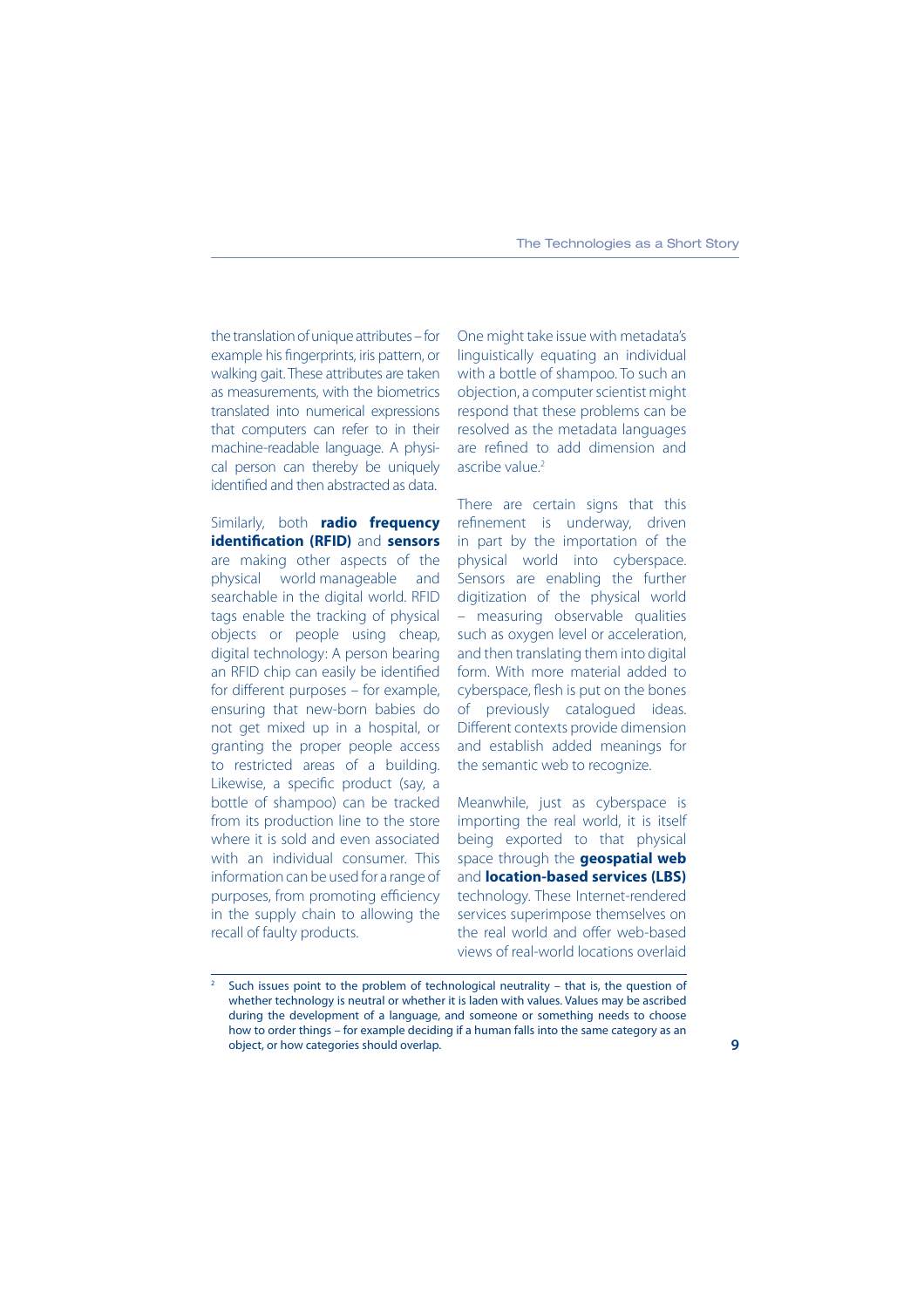the translation of unique attributes – for example his fingerprints, iris pattern, or walking gait. These attributes are taken as measurements, with the biometrics translated into numerical expressions that computers can refer to in their machine-readable language. A physical person can thereby be uniquely identified and then abstracted as data.

Similarly, both **radio frequency identification (RFID)** and **sensors** are making other aspects of the physical world manageable and searchable in the digital world. RFID tags enable the tracking of physical objects or people using cheap, digital technology: A person bearing an RFID chip can easily be identified for different purposes – for example, ensuring that new-born babies do not get mixed up in a hospital, or granting the proper people access to restricted areas of a building. Likewise, a specific product (say, a bottle of shampoo) can be tracked from its production line to the store where it is sold and even associated with an individual consumer. This information can be used for a range of purposes, from promoting efficiency in the supply chain to allowing the recall of faulty products.

One might take issue with metadata's linguistically equating an individual with a bottle of shampoo. To such an objection, a computer scientist might respond that these problems can be resolved as the metadata languages are refined to add dimension and ascribe value.[2]

There are certain signs that this refinement is underway, driven in part by the importation of the physical world into cyberspace. Sensors are enabling the further digitization of the physical world – measuring observable qualities such as oxygen level or acceleration, and then translating them into digital form. With more material added to cyberspace, flesh is put on the bones of previously catalogued ideas. Different contexts provide dimension and establish added meanings for the semantic web to recognize.

Meanwhile, just as cyberspace is importing the real world, it is itself being exported to that physical space through the **geospatial web** and **location-based services (LBS)** technology. These Internet-rendered services superimpose themselves on the real world and offer web-based views of real-world locations overlaid

[2] Such issues point to the problem of technological neutrality – that is, the question of whether technology is neutral or whether it is laden with values. Values may be ascribed during the development of a language, and someone or something needs to choose how to order things – for example deciding if a human falls into the same category as an object, or how categories should overlap.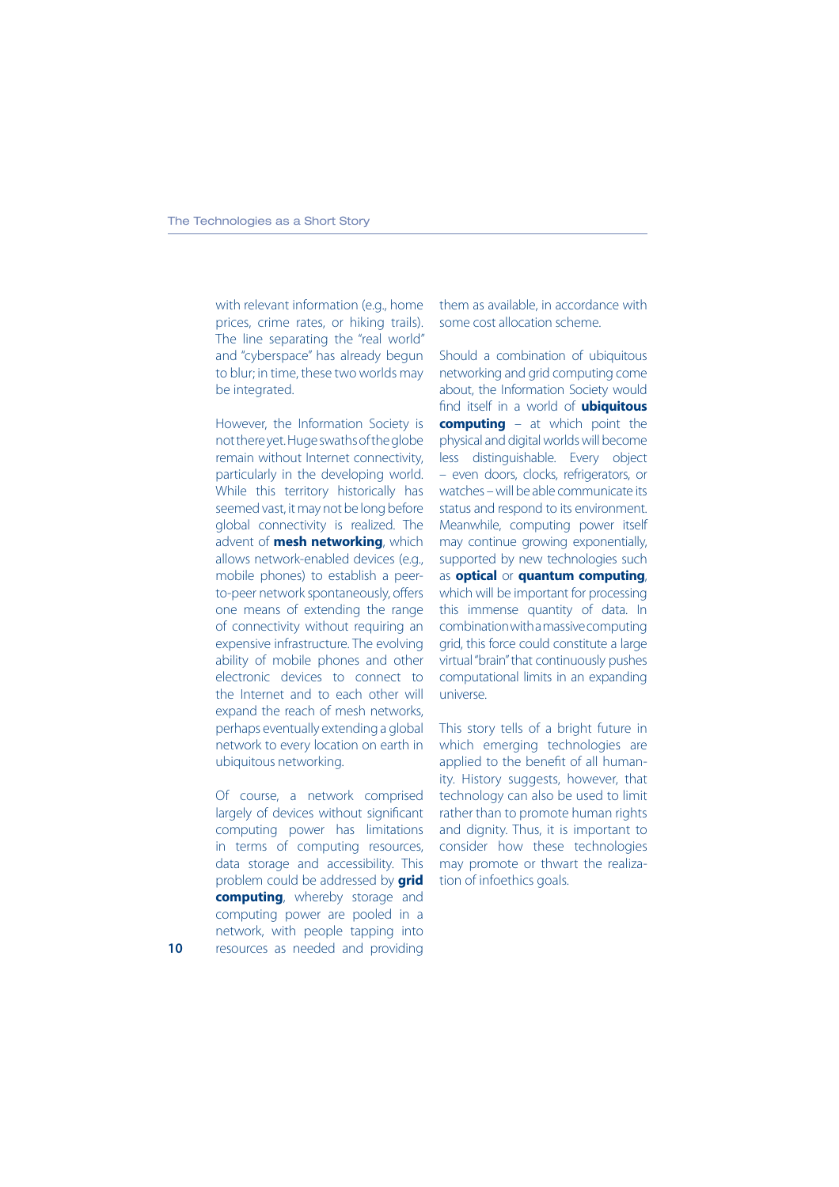with relevant information (e.g., home prices, crime rates, or hiking trails). The line separating the "real world" and "cyberspace" has already begun to blur; in time, these two worlds may be integrated.

However, the Information Society is not there yet. Huge swaths of the globe remain without Internet connectivity, particularly in the developing world. While this territory historically has seemed vast, it may not be long before global connectivity is realized. The advent of **mesh networking**, which allows network-enabled devices (e.g., mobile phones) to establish a peer-to-peer network spontaneously, offers one means of extending the range of connectivity without requiring an expensive infrastructure. The evolving ability of mobile phones and other electronic devices to connect to the Internet and to each other will expand the reach of mesh networks, perhaps eventually extending a global network to every location on earth in ubiquitous networking.

Of course, a network comprised largely of devices without significant computing power has limitations in terms of computing resources, data storage and accessibility. This problem could be addressed by **grid computing**, whereby storage and computing power are pooled in a network, with people tapping into resources as needed and providing them as available, in accordance with some cost allocation scheme.

Should a combination of ubiquitous networking and grid computing come about, the Information Society would find itself in a world of **ubiquitous computing** – at which point the physical and digital worlds will become less distinguishable. Every object – even doors, clocks, refrigerators, or watches – will be able communicate its status and respond to its environment. Meanwhile, computing power itself may continue growing exponentially, supported by new technologies such as **optical** or **quantum computing**, which will be important for processing this immense quantity of data. In combination with a massive computing grid, this force could constitute a large virtual "brain" that continuously pushes computational limits in an expanding universe.

This story tells of a bright future in which emerging technologies are applied to the benefit of all humanity. History suggests, however, that technology can also be used to limit rather than to promote human rights and dignity. Thus, it is important to consider how these technologies may promote or thwart the realization of infoethics goals.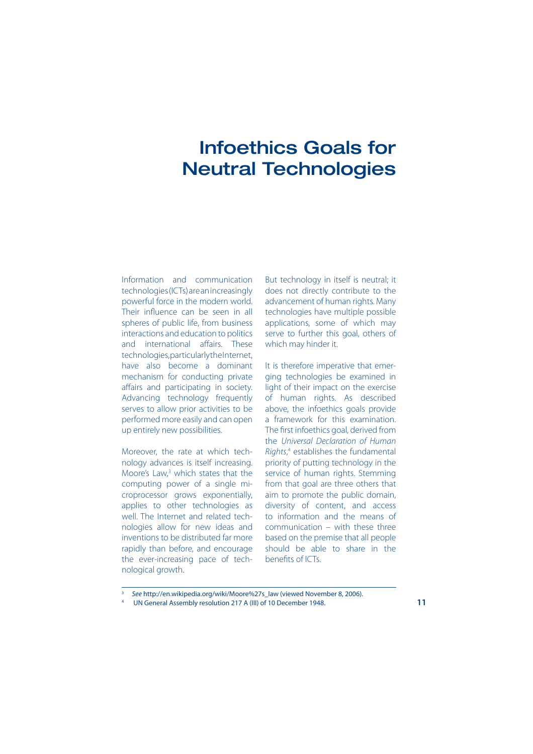# Infoethics Goals for Neutral Technologies

Information and communication technologies (ICTs) are an increasingly powerful force in the modern world. Their influence can be seen in all spheres of public life, from business interactions and education to politics and international affairs. These technologies, particularly the Internet, have also become a dominant mechanism for conducting private affairs and participating in society. Advancing technology frequently serves to allow prior activities to be performed more easily and can open up entirely new possibilities.

Moreover, the rate at which technology advances is itself increasing. Moore's Law,[3] which states that the computing power of a single microprocessor grows exponentially, applies to other technologies as well. The Internet and related technologies allow for new ideas and inventions to be distributed far more rapidly than before, and encourage the ever-increasing pace of technological growth.

But technology in itself is neutral; it does not directly contribute to the advancement of human rights. Many technologies have multiple possible applications, some of which may serve to further this goal, others of which may hinder it.

It is therefore imperative that emerging technologies be examined in light of their impact on the exercise of human rights. As described above, the infoethics goals provide a framework for this examination. The first infoethics goal, derived from the *Universal Declaration of Human Rights*,[4] establishes the fundamental priority of putting technology in the service of human rights. Stemming from that goal are three others that aim to promote the public domain, diversity of content, and access to information and the means of communication – with these three based on the premise that all people should be able to share in the benefits of ICTs.

---

[3] *See* http://en.wikipedia.org/wiki/Moore%27s_law (viewed November 8, 2006).

[4] UN General Assembly resolution 217 A (III) of 10 December 1948.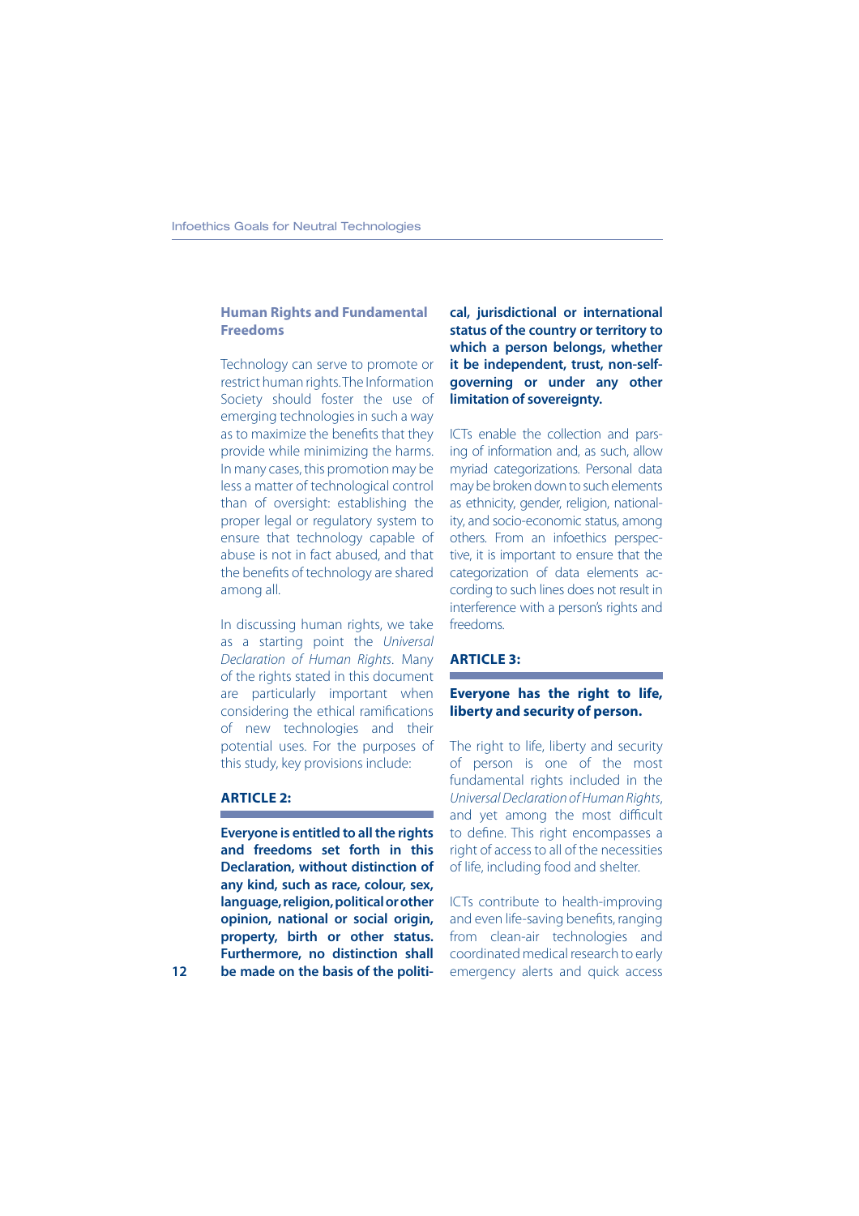## Human Rights and Fundamental Freedoms

Technology can serve to promote or restrict human rights. The Information Society should foster the use of emerging technologies in such a way as to maximize the benefits that they provide while minimizing the harms. In many cases, this promotion may be less a matter of technological control than of oversight: establishing the proper legal or regulatory system to ensure that technology capable of abuse is not in fact abused, and that the benefits of technology are shared among all.

In discussing human rights, we take as a starting point the *Universal Declaration of Human Rights*. Many of the rights stated in this document are particularly important when considering the ethical ramifications of new technologies and their potential uses. For the purposes of this study, key provisions include:

### ARTICLE 2:

**Everyone is entitled to all the rights and freedoms set forth in this Declaration, without distinction of any kind, such as race, colour, sex, language, religion, political or other opinion, national or social origin, property, birth or other status. Furthermore, no distinction shall be made on the basis of the political, jurisdictional or international status of the country or territory to which a person belongs, whether it be independent, trust, non-self-governing or under any other limitation of sovereignty.**

ICTs enable the collection and parsing of information and, as such, allow myriad categorizations. Personal data may be broken down to such elements as ethnicity, gender, religion, nationality, and socio-economic status, among others. From an infoethics perspective, it is important to ensure that the categorization of data elements according to such lines does not result in interference with a person's rights and freedoms.

### ARTICLE 3:

**Everyone has the right to life, liberty and security of person.**

The right to life, liberty and security of person is one of the most fundamental rights included in the *Universal Declaration of Human Rights*, and yet among the most difficult to define. This right encompasses a right of access to all of the necessities of life, including food and shelter.

ICTs contribute to health-improving and even life-saving benefits, ranging from clean-air technologies and coordinated medical research to early emergency alerts and quick access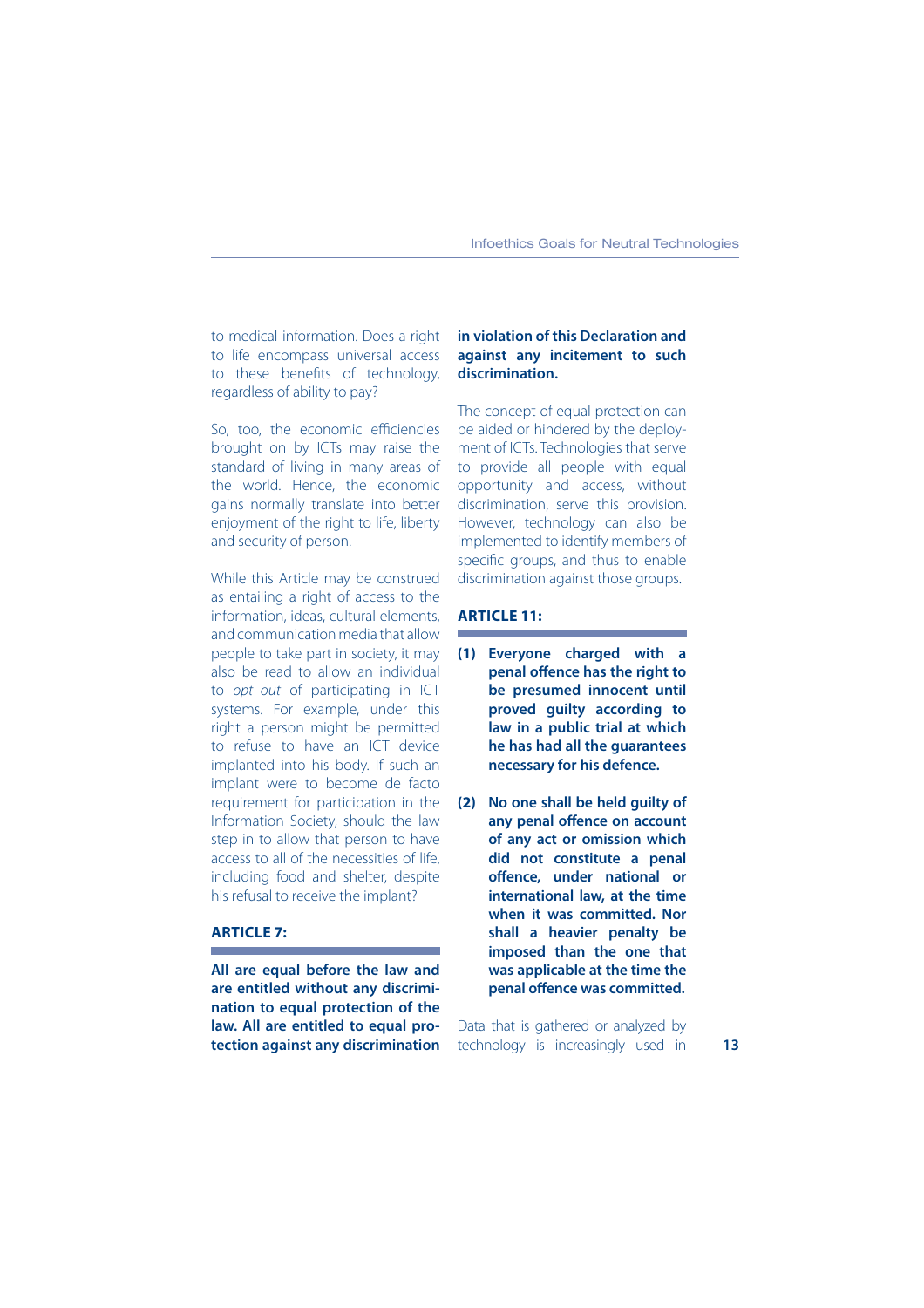to medical information. Does a right to life encompass universal access to these benefits of technology, regardless of ability to pay?

So, too, the economic efficiencies brought on by ICTs may raise the standard of living in many areas of the world. Hence, the economic gains normally translate into better enjoyment of the right to life, liberty and security of person.

While this Article may be construed as entailing a right of access to the information, ideas, cultural elements, and communication media that allow people to take part in society, it may also be read to allow an individual to *opt out* of participating in ICT systems. For example, under this right a person might be permitted to refuse to have an ICT device implanted into his body. If such an implant were to become de facto requirement for participation in the Information Society, should the law step in to allow that person to have access to all of the necessities of life, including food and shelter, despite his refusal to receive the implant?

### ARTICLE 7:

**All are equal before the law and are entitled without any discrimination to equal protection of the law. All are entitled to equal protection against any discrimination in violation of this Declaration and against any incitement to such discrimination.**

The concept of equal protection can be aided or hindered by the deployment of ICTs. Technologies that serve to provide all people with equal opportunity and access, without discrimination, serve this provision. However, technology can also be implemented to identify members of specific groups, and thus to enable discrimination against those groups.

### ARTICLE 11:

**(1) Everyone charged with a penal offence has the right to be presumed innocent until proved guilty according to law in a public trial at which he has had all the guarantees necessary for his defence.**

**(2) No one shall be held guilty of any penal offence on account of any act or omission which did not constitute a penal offence, under national or international law, at the time when it was committed. Nor shall a heavier penalty be imposed than the one that was applicable at the time the penal offence was committed.**

Data that is gathered or analyzed by technology is increasingly used in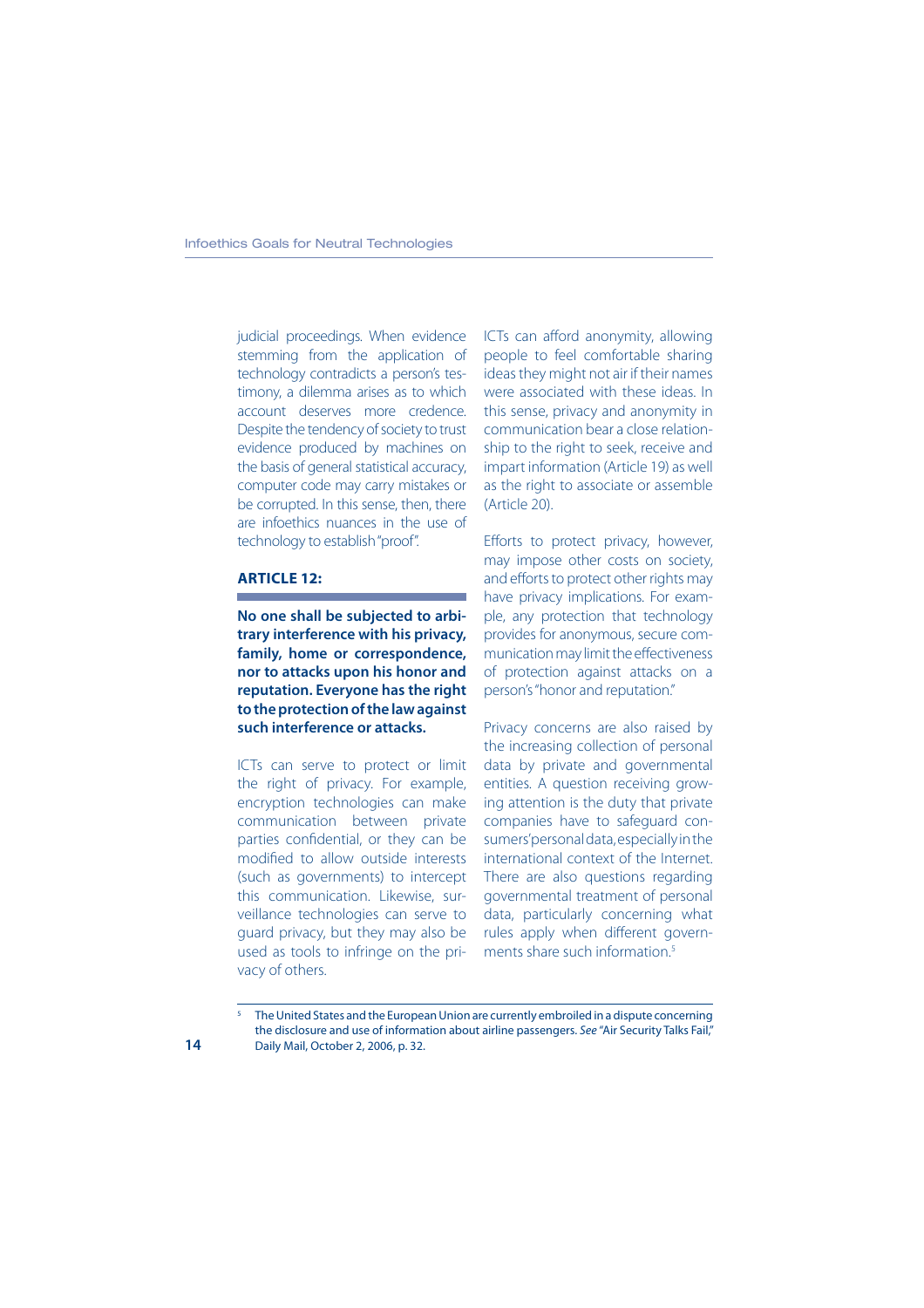judicial proceedings. When evidence stemming from the application of technology contradicts a person's testimony, a dilemma arises as to which account deserves more credence. Despite the tendency of society to trust evidence produced by machines on the basis of general statistical accuracy, computer code may carry mistakes or be corrupted. In this sense, then, there are infoethics nuances in the use of technology to establish "proof".

## ARTICLE 12:

**No one shall be subjected to arbitrary interference with his privacy, family, home or correspondence, nor to attacks upon his honor and reputation. Everyone has the right to the protection of the law against such interference or attacks.**

ICTs can serve to protect or limit the right of privacy. For example, encryption technologies can make communication between private parties confidential, or they can be modified to allow outside interests (such as governments) to intercept this communication. Likewise, surveillance technologies can serve to guard privacy, but they may also be used as tools to infringe on the privacy of others.

ICTs can afford anonymity, allowing people to feel comfortable sharing ideas they might not air if their names were associated with these ideas. In this sense, privacy and anonymity in communication bear a close relationship to the right to seek, receive and impart information (Article 19) as well as the right to associate or assemble (Article 20).

Efforts to protect privacy, however, may impose other costs on society, and efforts to protect other rights may have privacy implications. For example, any protection that technology provides for anonymous, secure communication may limit the effectiveness of protection against attacks on a person's "honor and reputation."

Privacy concerns are also raised by the increasing collection of personal data by private and governmental entities. A question receiving growing attention is the duty that private companies have to safeguard consumers' personal data, especially in the international context of the Internet. There are also questions regarding governmental treatment of personal data, particularly concerning what rules apply when different governments share such information.[5]

---

[5] The United States and the European Union are currently embroiled in a dispute concerning the disclosure and use of information about airline passengers. *See* "Air Security Talks Fail," Daily Mail, October 2, 2006, p. 32.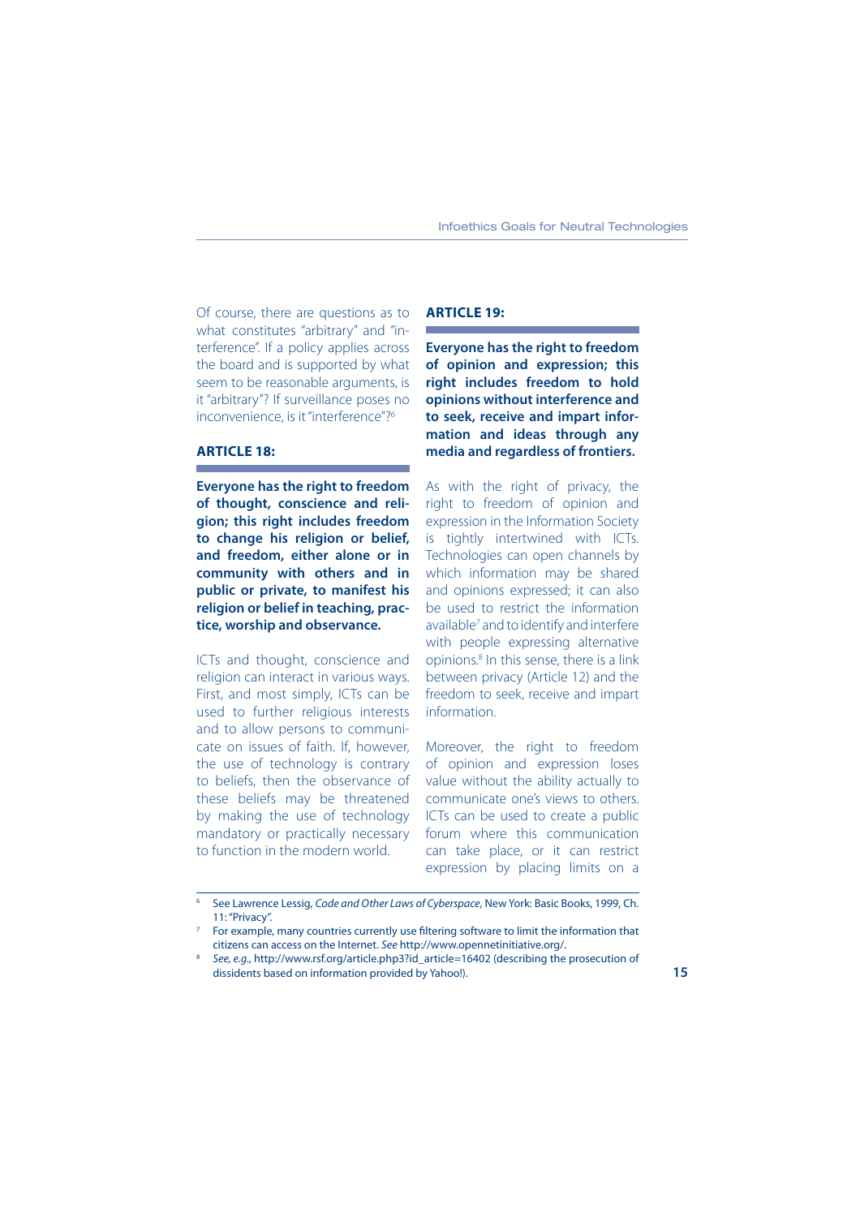Of course, there are questions as to what constitutes "arbitrary" and "interference". If a policy applies across the board and is supported by what seem to be reasonable arguments, is it "arbitrary"? If surveillance poses no inconvenience, is it "interference"?[6]

### ARTICLE 18:

**Everyone has the right to freedom of thought, conscience and religion; this right includes freedom to change his religion or belief, and freedom, either alone or in community with others and in public or private, to manifest his religion or belief in teaching, practice, worship and observance.**

ICTs and thought, conscience and religion can interact in various ways. First, and most simply, ICTs can be used to further religious interests and to allow persons to communicate on issues of faith. If, however, the use of technology is contrary to beliefs, then the observance of these beliefs may be threatened by making the use of technology mandatory or practically necessary to function in the modern world.

### ARTICLE 19:

**Everyone has the right to freedom of opinion and expression; this right includes freedom to hold opinions without interference and to seek, receive and impart information and ideas through any media and regardless of frontiers.**

As with the right of privacy, the right to freedom of opinion and expression in the Information Society is tightly intertwined with ICTs. Technologies can open channels by which information may be shared and opinions expressed; it can also be used to restrict the information available[7] and to identify and interfere with people expressing alternative opinions.[8] In this sense, there is a link between privacy (Article 12) and the freedom to seek, receive and impart information.

Moreover, the right to freedom of opinion and expression loses value without the ability actually to communicate one's views to others. ICTs can be used to create a public forum where this communication can take place, or it can restrict expression by placing limits on a

---

[6] See Lawrence Lessig, *Code and Other Laws of Cyberspace*, New York: Basic Books, 1999, Ch. 11: "Privacy".

[7] For example, many countries currently use filtering software to limit the information that citizens can access on the Internet. *See* http://www.opennetinitiative.org/.

[8] *See, e.g.,* http://www.rsf.org/article.php3?id_article=16402 (describing the prosecution of dissidents based on information provided by Yahoo!).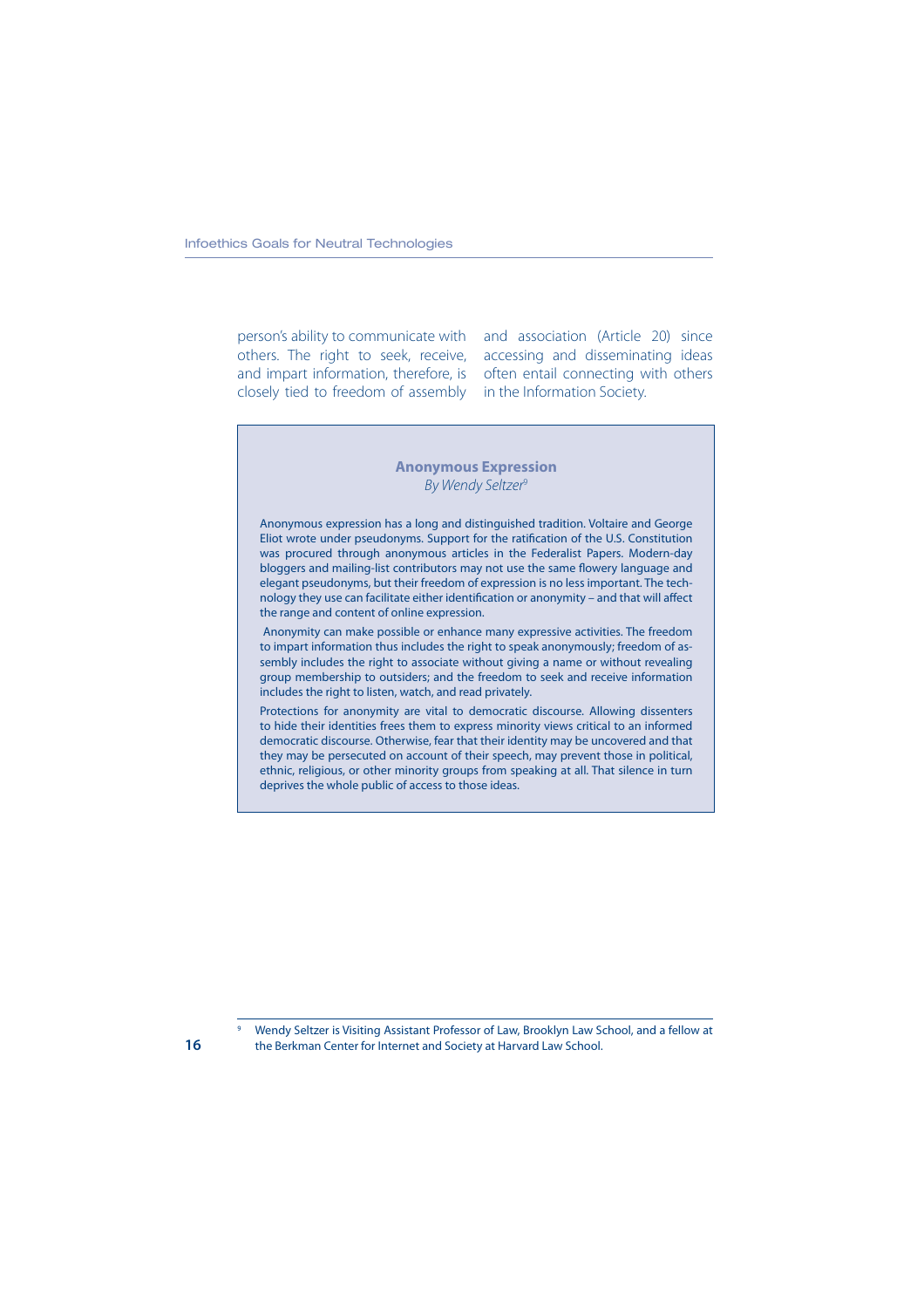person's ability to communicate with others. The right to seek, receive, and impart information, therefore, is closely tied to freedom of assembly and association (Article 20) since accessing and disseminating ideas often entail connecting with others in the Information Society.

### Anonymous Expression

*By Wendy Seltzer*[9]

Anonymous expression has a long and distinguished tradition. Voltaire and George Eliot wrote under pseudonyms. Support for the ratification of the U.S. Constitution was procured through anonymous articles in the Federalist Papers. Modern-day bloggers and mailing-list contributors may not use the same flowery language and elegant pseudonyms, but their freedom of expression is no less important. The technology they use can facilitate either identification or anonymity – and that will affect the range and content of online expression.

Anonymity can make possible or enhance many expressive activities. The freedom to impart information thus includes the right to speak anonymously; freedom of assembly includes the right to associate without giving a name or without revealing group membership to outsiders; and the freedom to seek and receive information includes the right to listen, watch, and read privately.

Protections for anonymity are vital to democratic discourse. Allowing dissenters to hide their identities frees them to express minority views critical to an informed democratic discourse. Otherwise, fear that their identity may be uncovered and that they may be persecuted on account of their speech, may prevent those in political, ethnic, religious, or other minority groups from speaking at all. That silence in turn deprives the whole public of access to those ideas.

[9] Wendy Seltzer is Visiting Assistant Professor of Law, Brooklyn Law School, and a fellow at the Berkman Center for Internet and Society at Harvard Law School.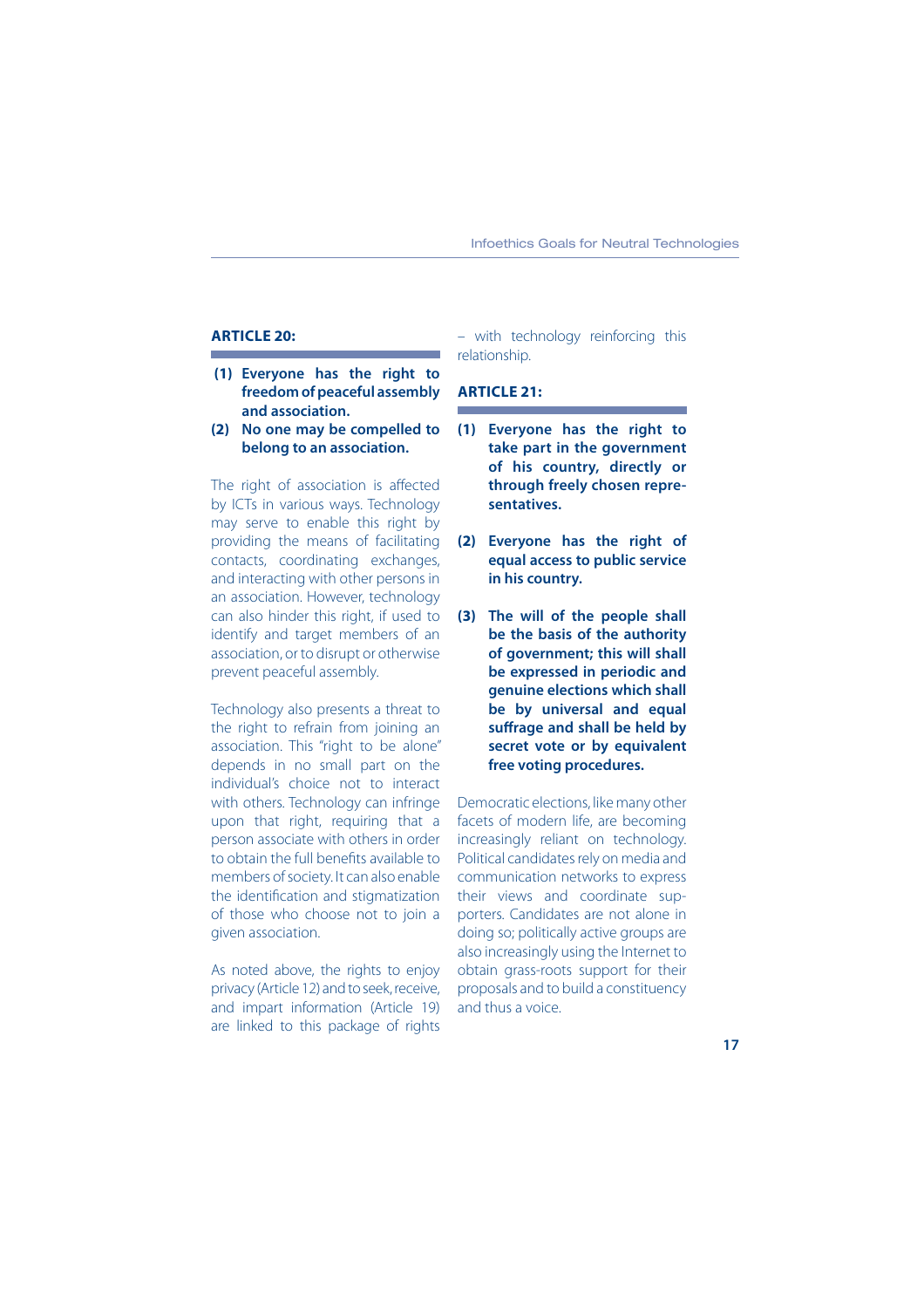### ARTICLE 20:

**(1) Everyone has the right to freedom of peaceful assembly and association.**

**(2) No one may be compelled to belong to an association.**

The right of association is affected by ICTs in various ways. Technology may serve to enable this right by providing the means of facilitating contacts, coordinating exchanges, and interacting with other persons in an association. However, technology can also hinder this right, if used to identify and target members of an association, or to disrupt or otherwise prevent peaceful assembly.

Technology also presents a threat to the right to refrain from joining an association. This "right to be alone" depends in no small part on the individual's choice not to interact with others. Technology can infringe upon that right, requiring that a person associate with others in order to obtain the full benefits available to members of society. It can also enable the identification and stigmatization of those who choose not to join a given association.

As noted above, the rights to enjoy privacy (Article 12) and to seek, receive, and impart information (Article 19) are linked to this package of rights – with technology reinforcing this relationship.

### ARTICLE 21:

**(1) Everyone has the right to take part in the government of his country, directly or through freely chosen representatives.**

**(2) Everyone has the right of equal access to public service in his country.**

**(3) The will of the people shall be the basis of the authority of government; this will shall be expressed in periodic and genuine elections which shall be by universal and equal suffrage and shall be held by secret vote or by equivalent free voting procedures.**

Democratic elections, like many other facets of modern life, are becoming increasingly reliant on technology. Political candidates rely on media and communication networks to express their views and coordinate supporters. Candidates are not alone in doing so; politically active groups are also increasingly using the Internet to obtain grass-roots support for their proposals and to build a constituency and thus a voice.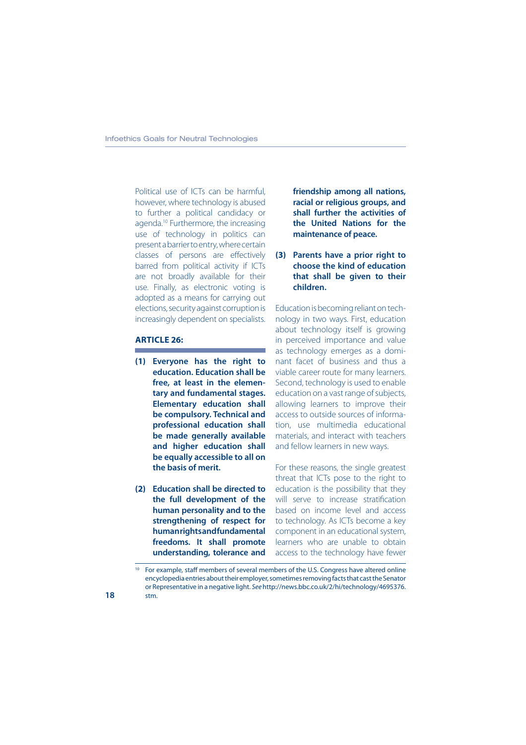Political use of ICTs can be harmful, however, where technology is abused to further a political candidacy or agenda.[10] Furthermore, the increasing use of technology in politics can present a barrier to entry, where certain classes of persons are effectively barred from political activity if ICTs are not broadly available for their use. Finally, as electronic voting is adopted as a means for carrying out elections, security against corruption is increasingly dependent on specialists.

**ARTICLE 26:**

**(1) Everyone has the right to education. Education shall be free, at least in the elementary and fundamental stages. Elementary education shall be compulsory. Technical and professional education shall be made generally available and higher education shall be equally accessible to all on the basis of merit.**

**(2) Education shall be directed to the full development of the human personality and to the strengthening of respect for human rights and fundamental freedoms. It shall promote understanding, tolerance and friendship among all nations, racial or religious groups, and shall further the activities of the United Nations for the maintenance of peace.**

**(3) Parents have a prior right to choose the kind of education that shall be given to their children.**

Education is becoming reliant on technology in two ways. First, education about technology itself is growing in perceived importance and value as technology emerges as a dominant facet of business and thus a viable career route for many learners. Second, technology is used to enable education on a vast range of subjects, allowing learners to improve their access to outside sources of information, use multimedia educational materials, and interact with teachers and fellow learners in new ways.

For these reasons, the single greatest threat that ICTs pose to the right to education is the possibility that they will serve to increase stratification based on income level and access to technology. As ICTs become a key component in an educational system, learners who are unable to obtain access to the technology have fewer

[10] For example, staff members of several members of the U.S. Congress have altered online encyclopedia entries about their employer, sometimes removing facts that cast the Senator or Representative in a negative light. *See* http://news.bbc.co.uk/2/hi/technology/4695376.stm.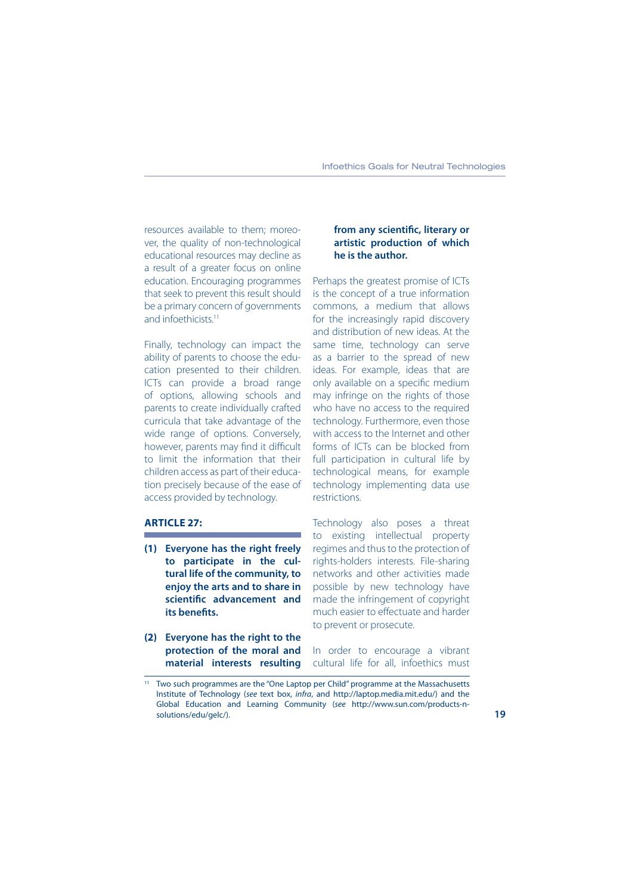resources available to them; moreover, the quality of non-technological educational resources may decline as a result of a greater focus on online education. Encouraging programmes that seek to prevent this result should be a primary concern of governments and infoethicists.[11]

Finally, technology can impact the ability of parents to choose the education presented to their children. ICTs can provide a broad range of options, allowing schools and parents to create individually crafted curricula that take advantage of the wide range of options. Conversely, however, parents may find it difficult to limit the information that their children access as part of their education precisely because of the ease of access provided by technology.

### ARTICLE 27:

**(1) Everyone has the right freely to participate in the cultural life of the community, to enjoy the arts and to share in scientific advancement and its benefits.**

**(2) Everyone has the right to the protection of the moral and material interests resulting from any scientific, literary or artistic production of which he is the author.**

Perhaps the greatest promise of ICTs is the concept of a true information commons, a medium that allows for the increasingly rapid discovery and distribution of new ideas. At the same time, technology can serve as a barrier to the spread of new ideas. For example, ideas that are only available on a specific medium may infringe on the rights of those who have no access to the required technology. Furthermore, even those with access to the Internet and other forms of ICTs can be blocked from full participation in cultural life by technological means, for example technology implementing data use restrictions.

Technology also poses a threat to existing intellectual property regimes and thus to the protection of rights-holders interests. File-sharing networks and other activities made possible by new technology have made the infringement of copyright much easier to effectuate and harder to prevent or prosecute.

In order to encourage a vibrant cultural life for all, infoethics must

[11] Two such programmes are the "One Laptop per Child" programme at the Massachusetts Institute of Technology (*see* text box, *infra*, and http://laptop.media.mit.edu/) and the Global Education and Learning Community (*see* http://www.sun.com/products-n-solutions/edu/gelc/).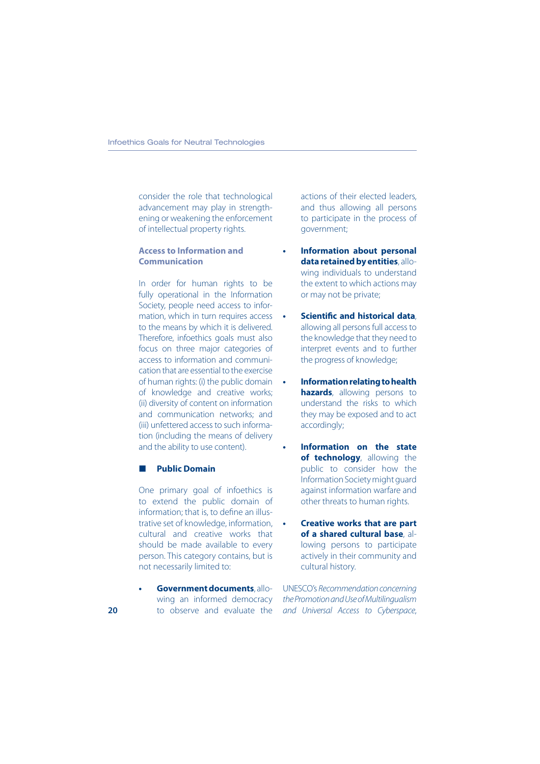consider the role that technological advancement may play in strengthening or weakening the enforcement of intellectual property rights.

### Access to Information and Communication

In order for human rights to be fully operational in the Information Society, people need access to information, which in turn requires access to the means by which it is delivered. Therefore, infoethics goals must also focus on three major categories of access to information and communication that are essential to the exercise of human rights: (i) the public domain of knowledge and creative works; (ii) diversity of content on information and communication networks; and (iii) unfettered access to such information (including the means of delivery and the ability to use content).

#### ■ Public Domain

One primary goal of infoethics is to extend the public domain of information; that is, to define an illustrative set of knowledge, information, cultural and creative works that should be made available to every person. This category contains, but is not necessarily limited to:

- **Government documents**, allowing an informed democracy to observe and evaluate the actions of their elected leaders, and thus allowing all persons to participate in the process of government;
- **Information about personal data retained by entities**, allowing individuals to understand the extent to which actions may or may not be private;
- **Scientific and historical data**, allowing all persons full access to the knowledge that they need to interpret events and to further the progress of knowledge;
- **Information relating to health hazards**, allowing persons to understand the risks to which they may be exposed and to act accordingly;
- **Information on the state of technology**, allowing the public to consider how the Information Society might guard against information warfare and other threats to human rights.
- **Creative works that are part of a shared cultural base**, allowing persons to participate actively in their community and cultural history.

UNESCO's *Recommendation concerning the Promotion and Use of Multilingualism and Universal Access to Cyberspace*,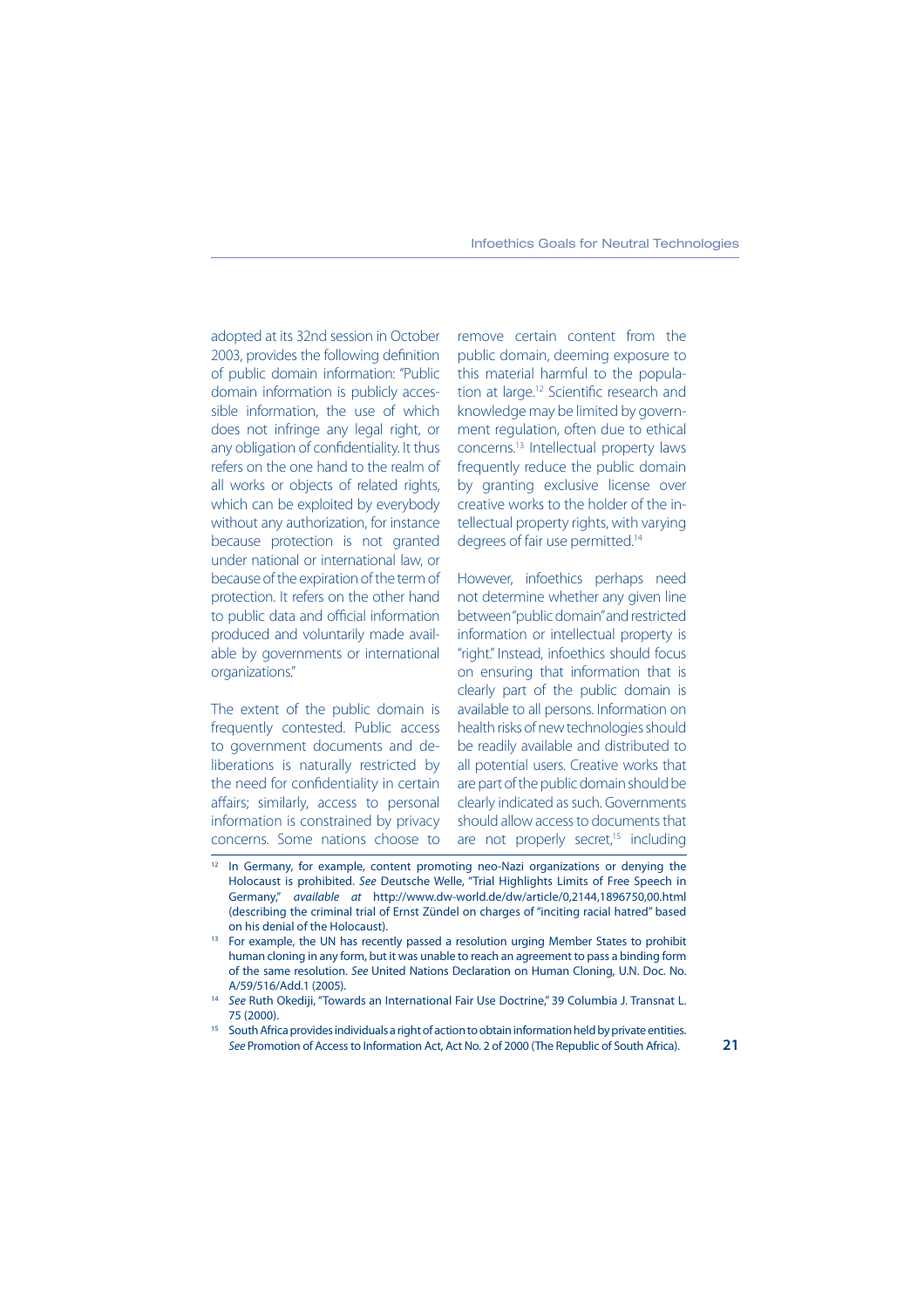adopted at its 32nd session in October 2003, provides the following definition of public domain information: "Public domain information is publicly accessible information, the use of which does not infringe any legal right, or any obligation of confidentiality. It thus refers on the one hand to the realm of all works or objects of related rights, which can be exploited by everybody without any authorization, for instance because protection is not granted under national or international law, or because of the expiration of the term of protection. It refers on the other hand to public data and official information produced and voluntarily made available by governments or international organizations."

The extent of the public domain is frequently contested. Public access to government documents and deliberations is naturally restricted by the need for confidentiality in certain affairs; similarly, access to personal information is constrained by privacy concerns. Some nations choose to remove certain content from the public domain, deeming exposure to this material harmful to the population at large.[12] Scientific research and knowledge may be limited by government regulation, often due to ethical concerns.[13] Intellectual property laws frequently reduce the public domain by granting exclusive license over creative works to the holder of the intellectual property rights, with varying degrees of fair use permitted.[14]

However, infoethics perhaps need not determine whether any given line between "public domain" and restricted information or intellectual property is "right." Instead, infoethics should focus on ensuring that information that is clearly part of the public domain is available to all persons. Information on health risks of new technologies should be readily available and distributed to all potential users. Creative works that are part of the public domain should be clearly indicated as such. Governments should allow access to documents that are not properly secret,[15] including

---

[12] In Germany, for example, content promoting neo-Nazi organizations or denying the Holocaust is prohibited. *See* Deutsche Welle, "Trial Highlights Limits of Free Speech in Germany," *available at* http://www.dw-world.de/dw/article/0,2144,1896750,00.html (describing the criminal trial of Ernst Zündel on charges of "inciting racial hatred" based on his denial of the Holocaust).

[13] For example, the UN has recently passed a resolution urging Member States to prohibit human cloning in any form, but it was unable to reach an agreement to pass a binding form of the same resolution. *See* United Nations Declaration on Human Cloning, U.N. Doc. No. A/59/516/Add.1 (2005).

[14] *See* Ruth Okediji, "Towards an International Fair Use Doctrine," 39 Columbia J. Transnat L. 75 (2000).

[15] South Africa provides individuals a right of action to obtain information held by private entities. *See* Promotion of Access to Information Act, Act No. 2 of 2000 (The Republic of South Africa).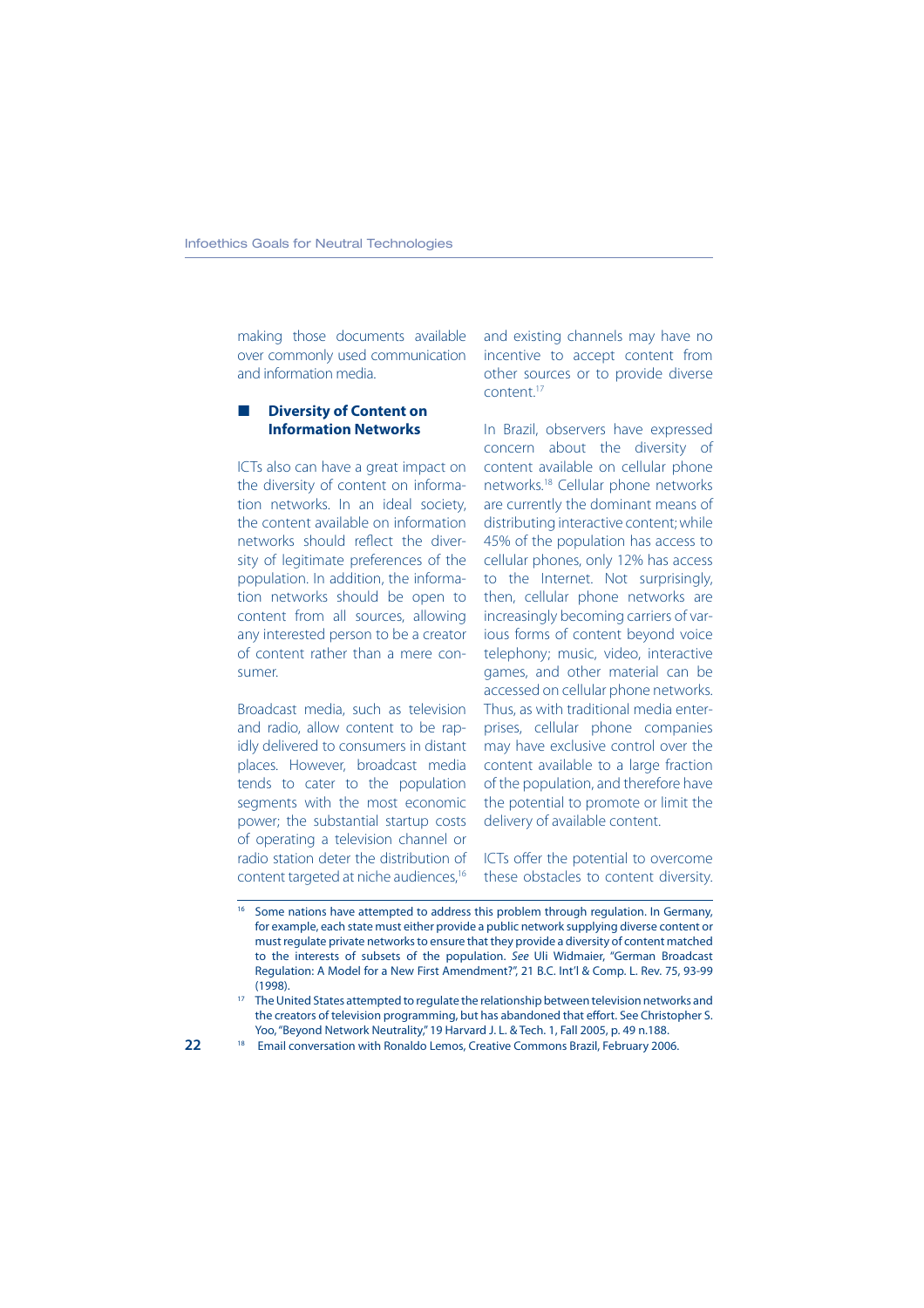making those documents available over commonly used communication and information media.

## Diversity of Content on Information Networks

ICTs also can have a great impact on the diversity of content on information networks. In an ideal society, the content available on information networks should reflect the diversity of legitimate preferences of the population. In addition, the information networks should be open to content from all sources, allowing any interested person to be a creator of content rather than a mere consumer.

Broadcast media, such as television and radio, allow content to be rapidly delivered to consumers in distant places. However, broadcast media tends to cater to the population segments with the most economic power; the substantial startup costs of operating a television channel or radio station deter the distribution of content targeted at niche audiences,[16] and existing channels may have no incentive to accept content from other sources or to provide diverse content.[17]

In Brazil, observers have expressed concern about the diversity of content available on cellular phone networks.[18] Cellular phone networks are currently the dominant means of distributing interactive content; while 45% of the population has access to cellular phones, only 12% has access to the Internet. Not surprisingly, then, cellular phone networks are increasingly becoming carriers of various forms of content beyond voice telephony; music, video, interactive games, and other material can be accessed on cellular phone networks. Thus, as with traditional media enterprises, cellular phone companies may have exclusive control over the content available to a large fraction of the population, and therefore have the potential to promote or limit the delivery of available content.

ICTs offer the potential to overcome these obstacles to content diversity.

---

[16] Some nations have attempted to address this problem through regulation. In Germany, for example, each state must either provide a public network supplying diverse content or must regulate private networks to ensure that they provide a diversity of content matched to the interests of subsets of the population. *See* Uli Widmaier, "German Broadcast Regulation: A Model for a New First Amendment?", 21 B.C. Int'l & Comp. L. Rev. 75, 93-99 (1998).

[17] The United States attempted to regulate the relationship between television networks and the creators of television programming, but has abandoned that effort. See Christopher S. Yoo, "Beyond Network Neutrality," 19 Harvard J. L. & Tech. 1, Fall 2005, p. 49 n.188.

[18] Email conversation with Ronaldo Lemos, Creative Commons Brazil, February 2006.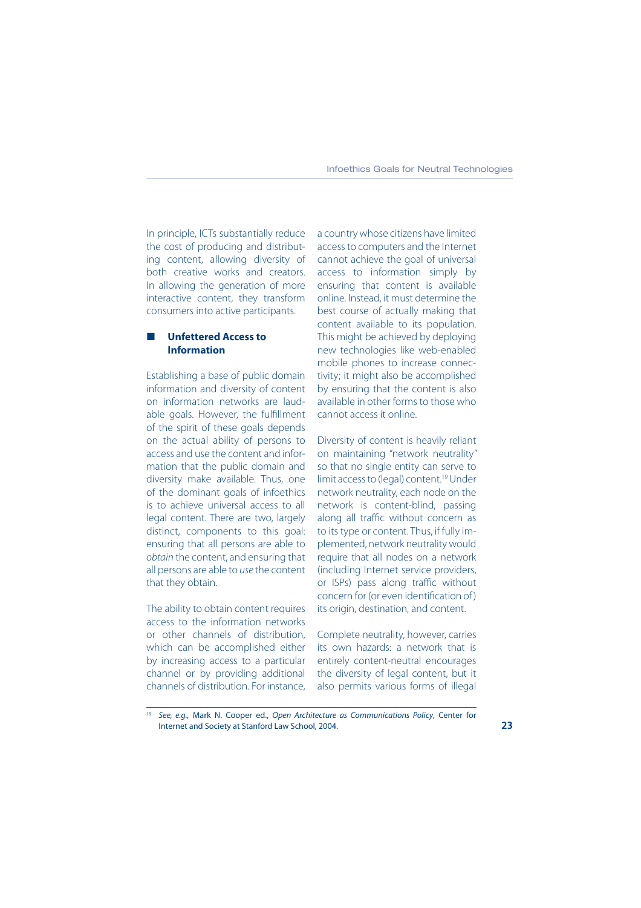In principle, ICTs substantially reduce the cost of producing and distributing content, allowing diversity of both creative works and creators. In allowing the generation of more interactive content, they transform consumers into active participants.

## Unfettered Access to Information

Establishing a base of public domain information and diversity of content on information networks are laudable goals. However, the fulfillment of the spirit of these goals depends on the actual ability of persons to access and use the content and information that the public domain and diversity make available. Thus, one of the dominant goals of infoethics is to achieve universal access to all legal content. There are two, largely distinct, components to this goal: ensuring that all persons are able to *obtain* the content, and ensuring that all persons are able to *use* the content that they obtain.

The ability to obtain content requires access to the information networks or other channels of distribution, which can be accomplished either by increasing access to a particular channel or by providing additional channels of distribution. For instance, a country whose citizens have limited access to computers and the Internet cannot achieve the goal of universal access to information simply by ensuring that content is available online. Instead, it must determine the best course of actually making that content available to its population. This might be achieved by deploying new technologies like web-enabled mobile phones to increase connectivity; it might also be accomplished by ensuring that the content is also available in other forms to those who cannot access it online.

Diversity of content is heavily reliant on maintaining "network neutrality" so that no single entity can serve to limit access to (legal) content.[19] Under network neutrality, each node on the network is content-blind, passing along all traffic without concern as to its type or content. Thus, if fully implemented, network neutrality would require that all nodes on a network (including Internet service providers, or ISPs) pass along traffic without concern for (or even identification of) its origin, destination, and content.

Complete neutrality, however, carries its own hazards: a network that is entirely content-neutral encourages the diversity of legal content, but it also permits various forms of illegal

---

[19] *See, e.g.,* Mark N. Cooper ed., *Open Architecture as Communications Policy*, Center for Internet and Society at Stanford Law School, 2004.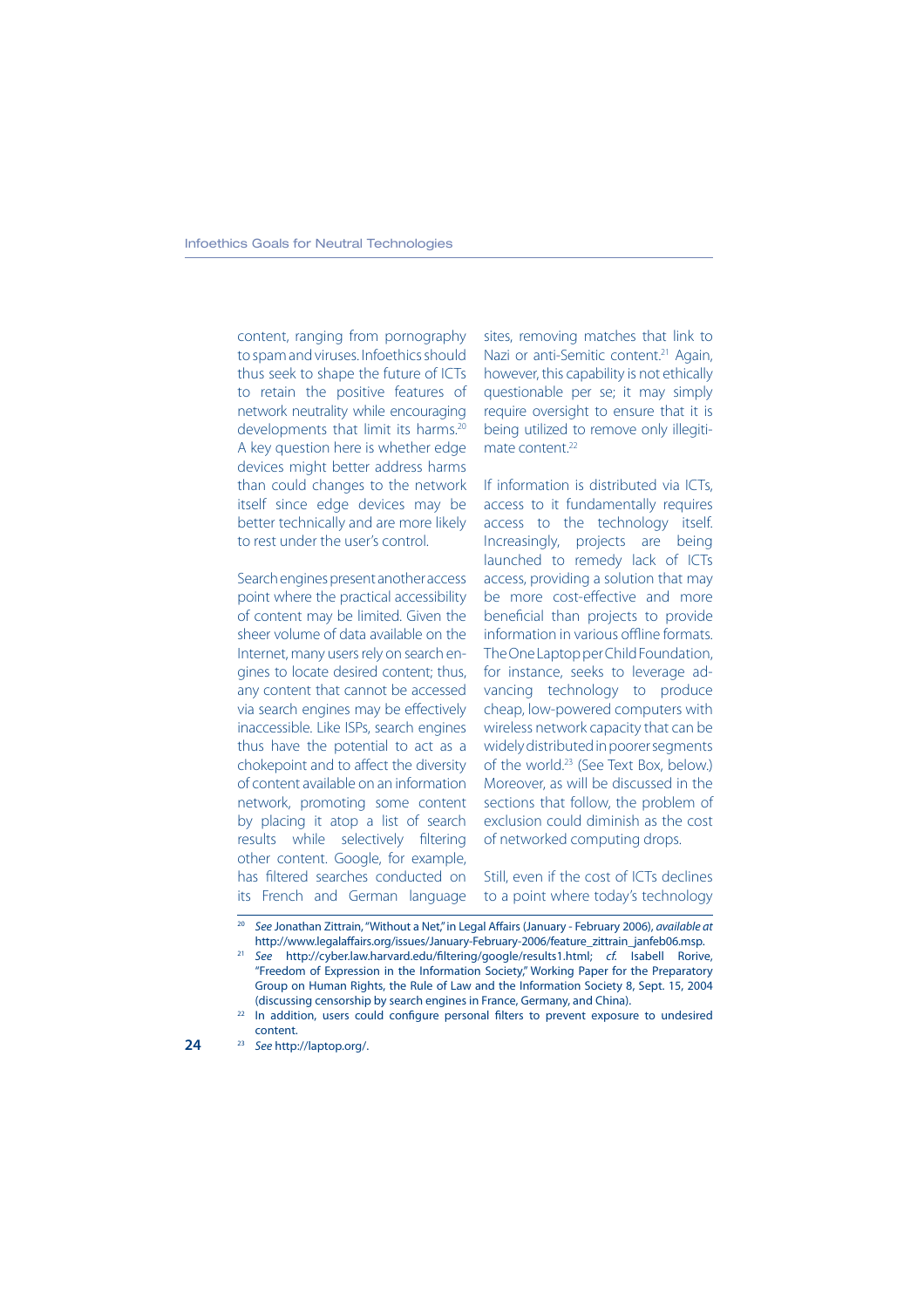content, ranging from pornography to spam and viruses. Infoethics should thus seek to shape the future of ICTs to retain the positive features of network neutrality while encouraging developments that limit its harms.[20] A key question here is whether edge devices might better address harms than could changes to the network itself since edge devices may be better technically and are more likely to rest under the user's control.

Search engines present another access point where the practical accessibility of content may be limited. Given the sheer volume of data available on the Internet, many users rely on search engines to locate desired content; thus, any content that cannot be accessed via search engines may be effectively inaccessible. Like ISPs, search engines thus have the potential to act as a chokepoint and to affect the diversity of content available on an information network, promoting some content by placing it atop a list of search results while selectively filtering other content. Google, for example, has filtered searches conducted on its French and German language sites, removing matches that link to Nazi or anti-Semitic content.[21] Again, however, this capability is not ethically questionable per se; it may simply require oversight to ensure that it is being utilized to remove only illegitimate content.[22]

If information is distributed via ICTs, access to it fundamentally requires access to the technology itself. Increasingly, projects are being launched to remedy lack of ICTs access, providing a solution that may be more cost-effective and more beneficial than projects to provide information in various offline formats. The One Laptop per Child Foundation, for instance, seeks to leverage advancing technology to produce cheap, low-powered computers with wireless network capacity that can be widely distributed in poorer segments of the world.[23] (See Text Box, below.) Moreover, as will be discussed in the sections that follow, the problem of exclusion could diminish as the cost of networked computing drops.

Still, even if the cost of ICTs declines to a point where today's technology

---

[20] *See* Jonathan Zittrain, "Without a Net," in Legal Affairs (January - February 2006), *available at* http://www.legalaffairs.org/issues/January-February-2006/feature_zittrain_janfeb06.msp.

[21] *See* http://cyber.law.harvard.edu/filtering/google/results1.html; *cf.* Isabell Rorive, "Freedom of Expression in the Information Society," Working Paper for the Preparatory Group on Human Rights, the Rule of Law and the Information Society 8, Sept. 15, 2004 (discussing censorship by search engines in France, Germany, and China).

[22] In addition, users could configure personal filters to prevent exposure to undesired content.

[23] *See* http://laptop.org/.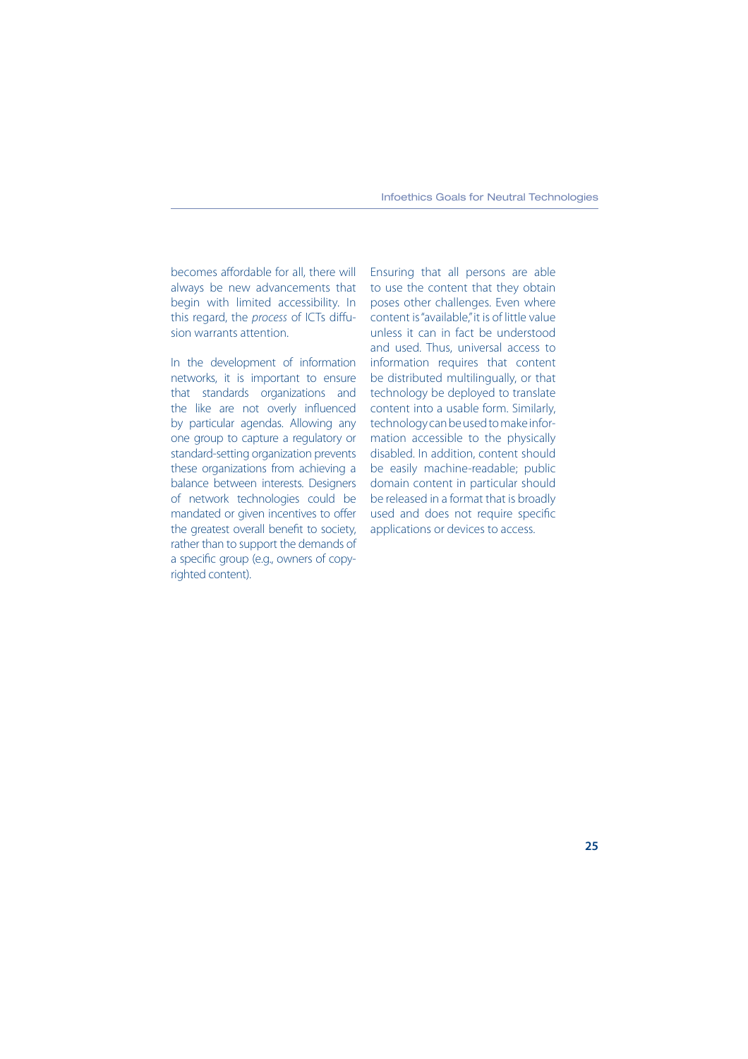becomes affordable for all, there will always be new advancements that begin with limited accessibility. In this regard, the *process* of ICTs diffusion warrants attention.

In the development of information networks, it is important to ensure that standards organizations and the like are not overly influenced by particular agendas. Allowing any one group to capture a regulatory or standard-setting organization prevents these organizations from achieving a balance between interests. Designers of network technologies could be mandated or given incentives to offer the greatest overall benefit to society, rather than to support the demands of a specific group (e.g., owners of copyrighted content).

Ensuring that all persons are able to use the content that they obtain poses other challenges. Even where content is "available," it is of little value unless it can in fact be understood and used. Thus, universal access to information requires that content be distributed multilingually, or that technology be deployed to translate content into a usable form. Similarly, technology can be used to make information accessible to the physically disabled. In addition, content should be easily machine-readable; public domain content in particular should be released in a format that is broadly used and does not require specific applications or devices to access.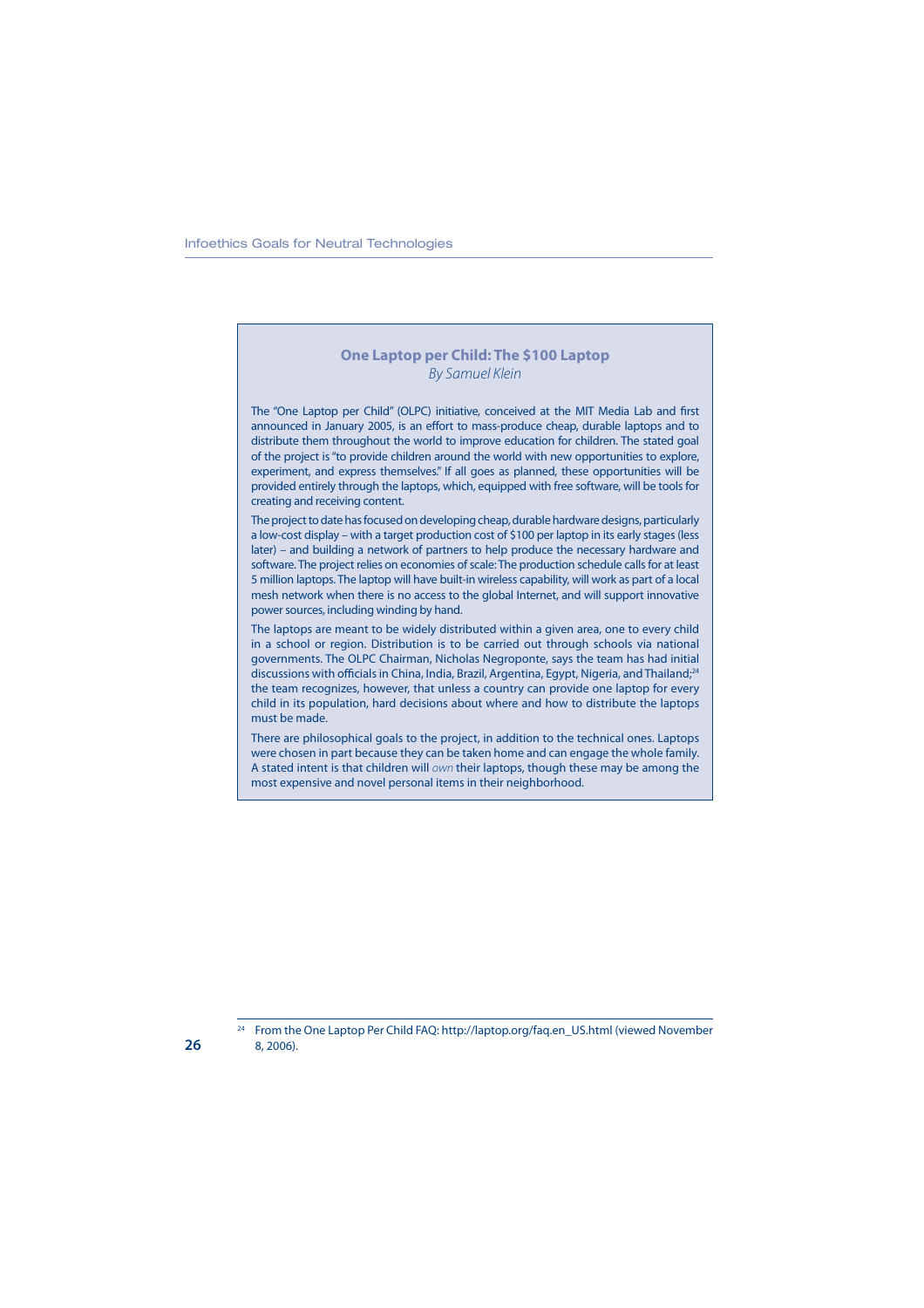## One Laptop per Child: The $100 Laptop

*By Samuel Klein*

The "One Laptop per Child" (OLPC) initiative, conceived at the MIT Media Lab and first announced in January 2005, is an effort to mass-produce cheap, durable laptops and to distribute them throughout the world to improve education for children. The stated goal of the project is "to provide children around the world with new opportunities to explore, experiment, and express themselves." If all goes as planned, these opportunities will be provided entirely through the laptops, which, equipped with free software, will be tools for creating and receiving content.

The project to date has focused on developing cheap, durable hardware designs, particularly a low-cost display – with a target production cost of $100 per laptop in its early stages (less later) – and building a network of partners to help produce the necessary hardware and software. The project relies on economies of scale: The production schedule calls for at least 5 million laptops. The laptop will have built-in wireless capability, will work as part of a local mesh network when there is no access to the global Internet, and will support innovative power sources, including winding by hand.

The laptops are meant to be widely distributed within a given area, one to every child in a school or region. Distribution is to be carried out through schools via national governments. The OLPC Chairman, Nicholas Negroponte, says the team has had initial discussions with officials in China, India, Brazil, Argentina, Egypt, Nigeria, and Thailand;[24] the team recognizes, however, that unless a country can provide one laptop for every child in its population, hard decisions about where and how to distribute the laptops must be made.

There are philosophical goals to the project, in addition to the technical ones. Laptops were chosen in part because they can be taken home and can engage the whole family. A stated intent is that children will *own* their laptops, though these may be among the most expensive and novel personal items in their neighborhood.

---

[24] From the One Laptop Per Child FAQ: http://laptop.org/faq.en_US.html (viewed November 8, 2006).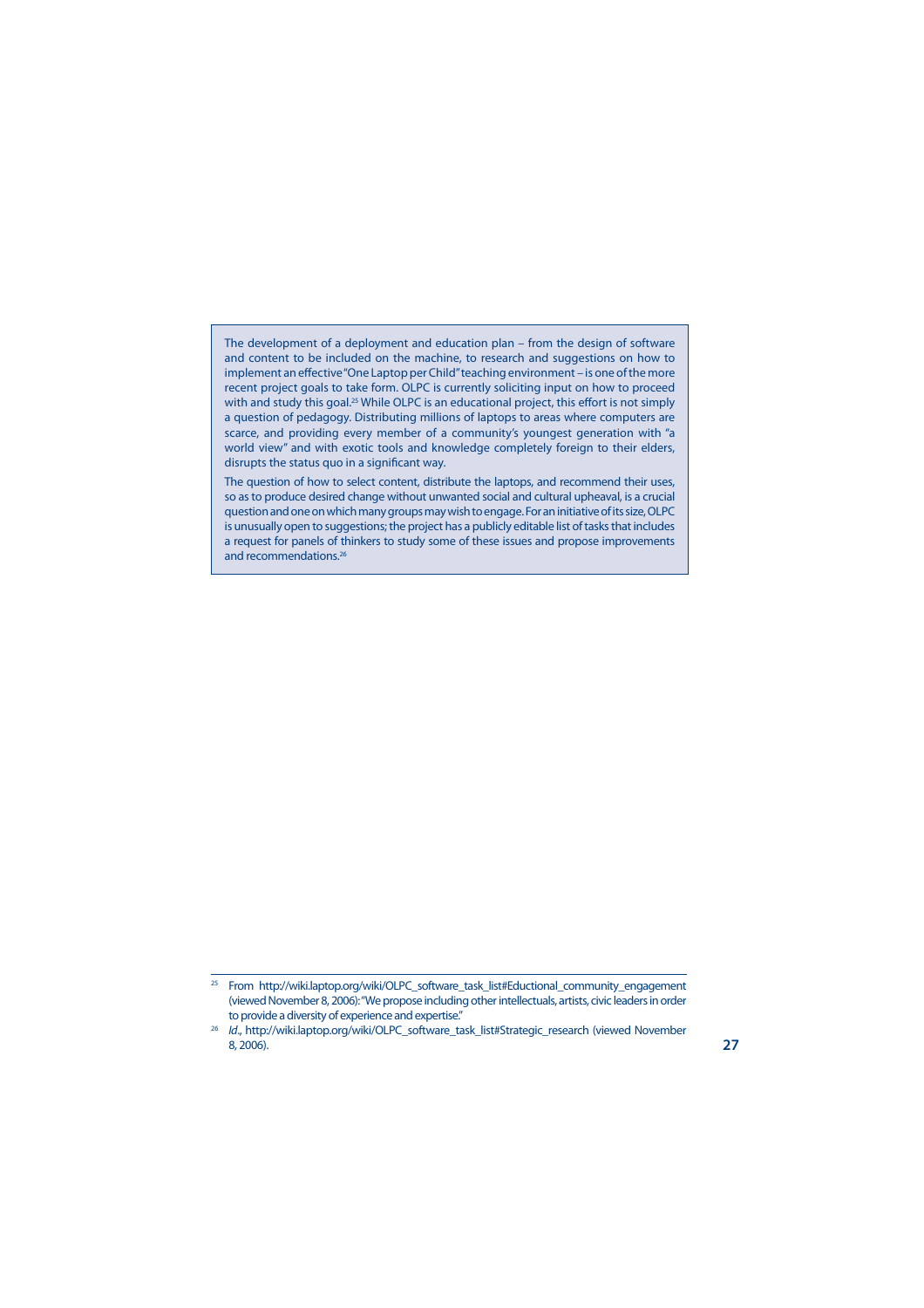The development of a deployment and education plan – from the design of software and content to be included on the machine, to research and suggestions on how to implement an effective "One Laptop per Child" teaching environment – is one of the more recent project goals to take form. OLPC is currently soliciting input on how to proceed with and study this goal.[25] While OLPC is an educational project, this effort is not simply a question of pedagogy. Distributing millions of laptops to areas where computers are scarce, and providing every member of a community's youngest generation with "a world view" and with exotic tools and knowledge completely foreign to their elders, disrupts the status quo in a significant way.

The question of how to select content, distribute the laptops, and recommend their uses, so as to produce desired change without unwanted social and cultural upheaval, is a crucial question and one on which many groups may wish to engage. For an initiative of its size, OLPC is unusually open to suggestions; the project has a publicly editable list of tasks that includes a request for panels of thinkers to study some of these issues and propose improvements and recommendations.[26]

---

[25] From http://wiki.laptop.org/wiki/OLPC_software_task_list#Eductional_community_engagement (viewed November 8, 2006): "We propose including other intellectuals, artists, civic leaders in order to provide a diversity of experience and expertise."

[26] *Id.*, http://wiki.laptop.org/wiki/OLPC_software_task_list#Strategic_research (viewed November 8, 2006).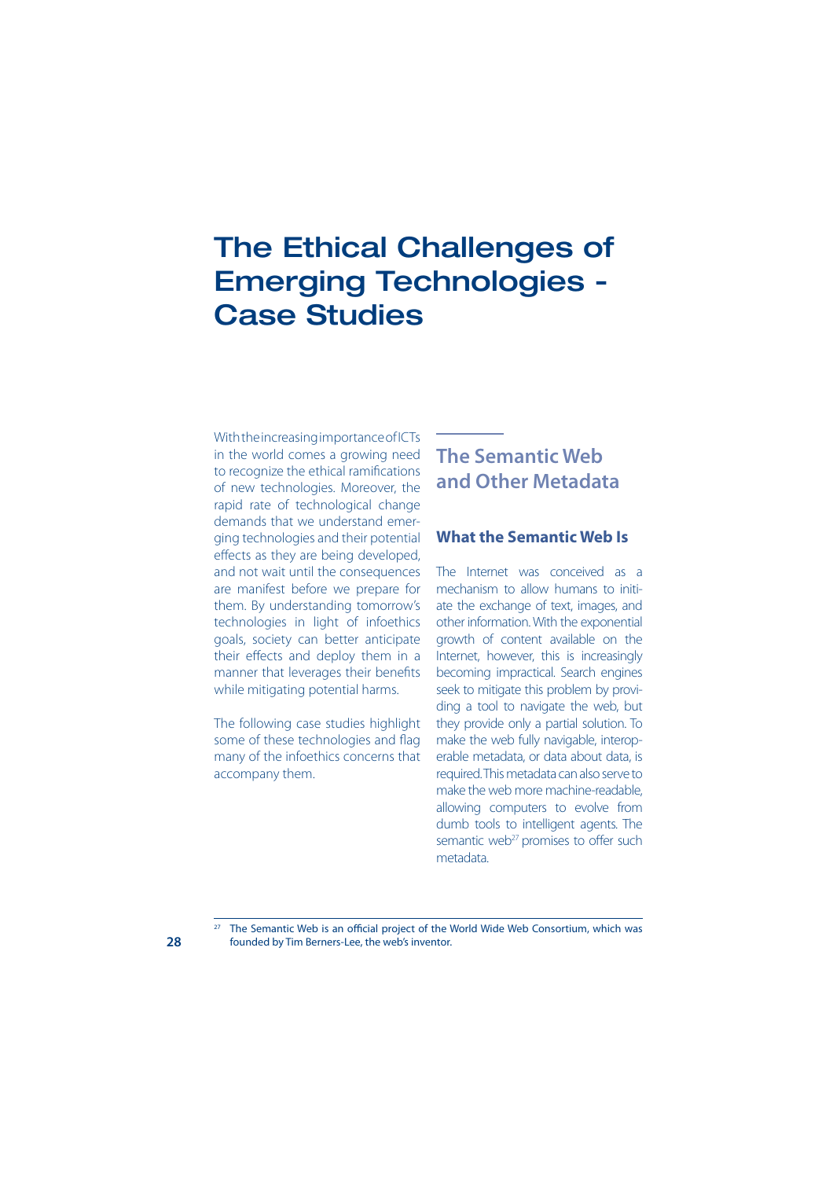# The Ethical Challenges of Emerging Technologies - Case Studies

With the increasing importance of ICTs in the world comes a growing need to recognize the ethical ramifications of new technologies. Moreover, the rapid rate of technological change demands that we understand emerging technologies and their potential effects as they are being developed, and not wait until the consequences are manifest before we prepare for them. By understanding tomorrow's technologies in light of infoethics goals, society can better anticipate their effects and deploy them in a manner that leverages their benefits while mitigating potential harms.

The following case studies highlight some of these technologies and flag many of the infoethics concerns that accompany them.

## The Semantic Web and Other Metadata

### What the Semantic Web Is

The Internet was conceived as a mechanism to allow humans to initiate the exchange of text, images, and other information. With the exponential growth of content available on the Internet, however, this is increasingly becoming impractical. Search engines seek to mitigate this problem by providing a tool to navigate the web, but they provide only a partial solution. To make the web fully navigable, interoperable metadata, or data about data, is required. This metadata can also serve to make the web more machine-readable, allowing computers to evolve from dumb tools to intelligent agents. The semantic web[27] promises to offer such metadata.

---

[27] The Semantic Web is an official project of the World Wide Web Consortium, which was founded by Tim Berners-Lee, the web's inventor.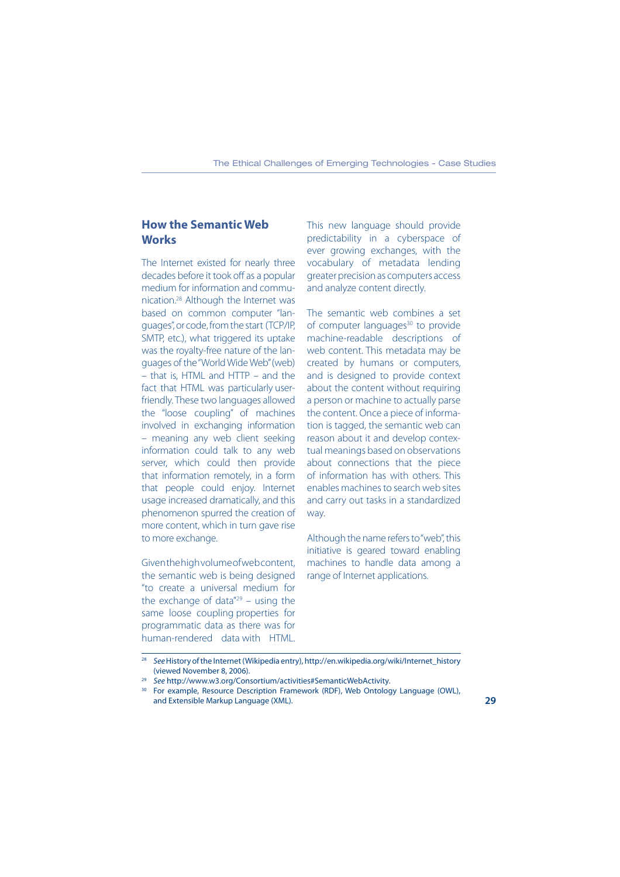## How the Semantic Web Works

The Internet existed for nearly three decades before it took off as a popular medium for information and communication.[28] Although the Internet was based on common computer "languages", or code, from the start (TCP/IP, SMTP, etc.), what triggered its uptake was the royalty-free nature of the languages of the "World Wide Web" (web) – that is, HTML and HTTP – and the fact that HTML was particularly user-friendly. These two languages allowed the "loose coupling" of machines involved in exchanging information – meaning any web client seeking information could talk to any web server, which could then provide that information remotely, in a form that people could enjoy. Internet usage increased dramatically, and this phenomenon spurred the creation of more content, which in turn gave rise to more exchange.

Given the high volume of web content, the semantic web is being designed "to create a universal medium for the exchange of data"[29] – using the same loose coupling properties for programmatic data as there was for human-rendered data with HTML. This new language should provide predictability in a cyberspace of ever growing exchanges, with the vocabulary of metadata lending greater precision as computers access and analyze content directly.

The semantic web combines a set of computer languages[30] to provide machine-readable descriptions of web content. This metadata may be created by humans or computers, and is designed to provide context about the content without requiring a person or machine to actually parse the content. Once a piece of information is tagged, the semantic web can reason about it and develop contextual meanings based on observations about connections that the piece of information has with others. This enables machines to search web sites and carry out tasks in a standardized way.

Although the name refers to "web", this initiative is geared toward enabling machines to handle data among a range of Internet applications.

---

[28] *See* History of the Internet (Wikipedia entry), http://en.wikipedia.org/wiki/Internet_history (viewed November 8, 2006).

[29] *See* http://www.w3.org/Consortium/activities#SemanticWebActivity.

[30] For example, Resource Description Framework (RDF), Web Ontology Language (OWL), and Extensible Markup Language (XML).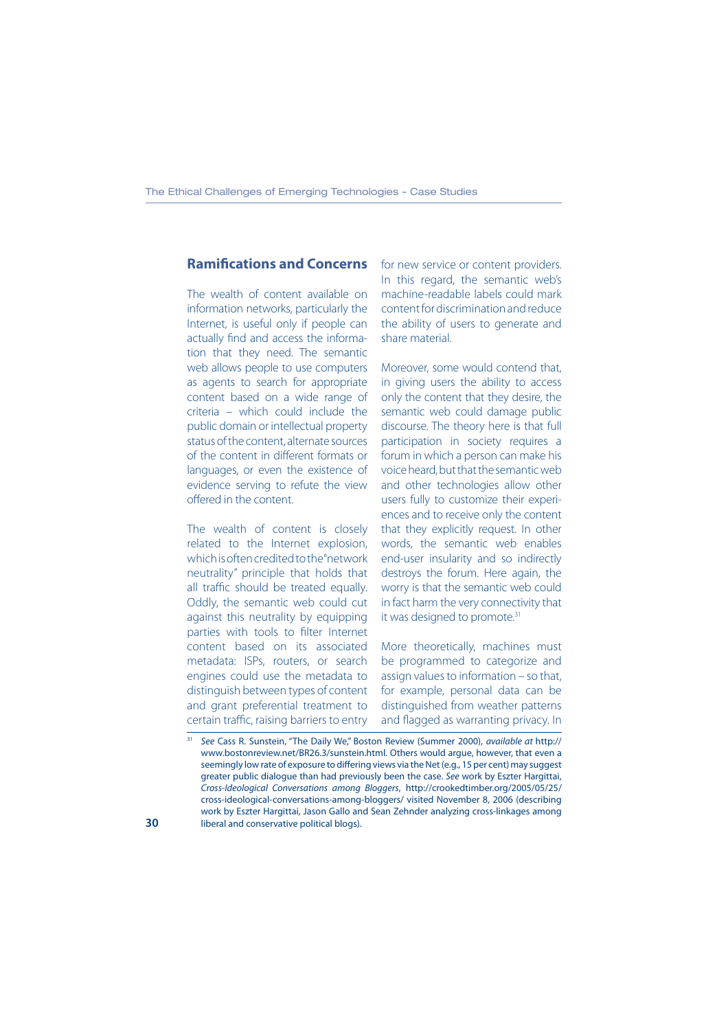## Ramifications and Concerns

The wealth of content available on information networks, particularly the Internet, is useful only if people can actually find and access the information that they need. The semantic web allows people to use computers as agents to search for appropriate content based on a wide range of criteria – which could include the public domain or intellectual property status of the content, alternate sources of the content in different formats or languages, or even the existence of evidence serving to refute the view offered in the content.

The wealth of content is closely related to the Internet explosion, which is often credited to the "network neutrality" principle that holds that all traffic should be treated equally. Oddly, the semantic web could cut against this neutrality by equipping parties with tools to filter Internet content based on its associated metadata: ISPs, routers, or search engines could use the metadata to distinguish between types of content and grant preferential treatment to certain traffic, raising barriers to entry for new service or content providers. In this regard, the semantic web's machine-readable labels could mark content for discrimination and reduce the ability of users to generate and share material.

Moreover, some would contend that, in giving users the ability to access only the content that they desire, the semantic web could damage public discourse. The theory here is that full participation in society requires a forum in which a person can make his voice heard, but that the semantic web and other technologies allow other users fully to customize their experiences and to receive only the content that they explicitly request. In other words, the semantic web enables end-user insularity and so indirectly destroys the forum. Here again, the worry is that the semantic web could in fact harm the very connectivity that it was designed to promote.[31]

More theoretically, machines must be programmed to categorize and assign values to information – so that, for example, personal data can be distinguished from weather patterns and flagged as warranting privacy. In

---

[31] *See* Cass R. Sunstein, "The Daily We," Boston Review (Summer 2000), *available at* http://www.bostonreview.net/BR26.3/sunstein.html. Others would argue, however, that even a seemingly low rate of exposure to differing views via the Net (e.g., 15 per cent) may suggest greater public dialogue than had previously been the case. *See* work by Eszter Hargittai, *Cross-Ideological Conversations among Bloggers*, http://crookedtimber.org/2005/05/25/cross-ideological-conversations-among-bloggers/ visited November 8, 2006 (describing work by Eszter Hargittai, Jason Gallo and Sean Zehnder analyzing cross-linkages among liberal and conservative political blogs).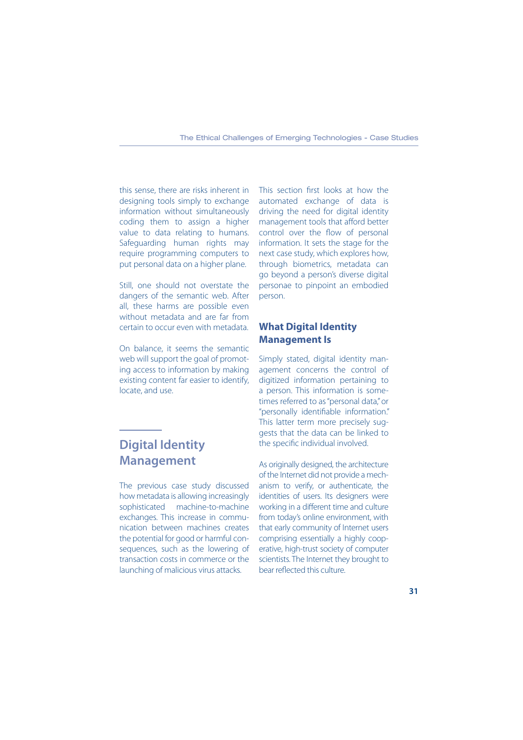this sense, there are risks inherent in designing tools simply to exchange information without simultaneously coding them to assign a higher value to data relating to humans. Safeguarding human rights may require programming computers to put personal data on a higher plane.

Still, one should not overstate the dangers of the semantic web. After all, these harms are possible even without metadata and are far from certain to occur even with metadata.

On balance, it seems the semantic web will support the goal of promoting access to information by making existing content far easier to identify, locate, and use.

## Digital Identity Management

The previous case study discussed how metadata is allowing increasingly sophisticated machine-to-machine exchanges. This increase in communication between machines creates the potential for good or harmful consequences, such as the lowering of transaction costs in commerce or the launching of malicious virus attacks.

This section first looks at how the automated exchange of data is driving the need for digital identity management tools that afford better control over the flow of personal information. It sets the stage for the next case study, which explores how, through biometrics, metadata can go beyond a person's diverse digital personae to pinpoint an embodied person.

### What Digital Identity Management Is

Simply stated, digital identity management concerns the control of digitized information pertaining to a person. This information is sometimes referred to as "personal data," or "personally identifiable information." This latter term more precisely suggests that the data can be linked to the specific individual involved.

As originally designed, the architecture of the Internet did not provide a mechanism to verify, or authenticate, the identities of users. Its designers were working in a different time and culture from today's online environment, with that early community of Internet users comprising essentially a highly cooperative, high-trust society of computer scientists. The Internet they brought to bear reflected this culture.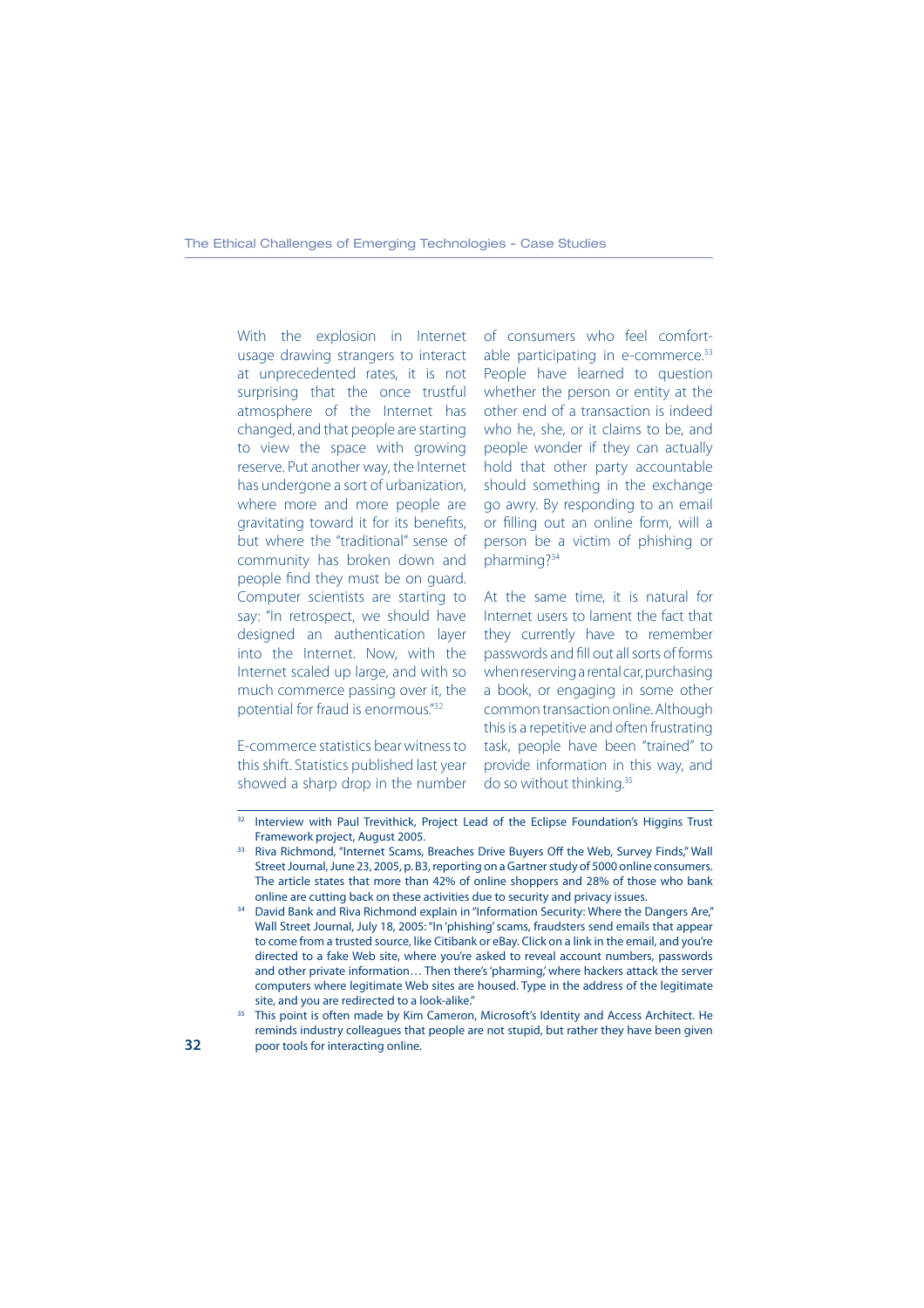With the explosion in Internet usage drawing strangers to interact at unprecedented rates, it is not surprising that the once trustful atmosphere of the Internet has changed, and that people are starting to view the space with growing reserve. Put another way, the Internet has undergone a sort of urbanization, where more and more people are gravitating toward it for its benefits, but where the "traditional" sense of community has broken down and people find they must be on guard. Computer scientists are starting to say: "In retrospect, we should have designed an authentication layer into the Internet. Now, with the Internet scaled up large, and with so much commerce passing over it, the potential for fraud is enormous."[32]

E-commerce statistics bear witness to this shift. Statistics published last year showed a sharp drop in the number of consumers who feel comfortable participating in e-commerce.[33] People have learned to question whether the person or entity at the other end of a transaction is indeed who he, she, or it claims to be, and people wonder if they can actually hold that other party accountable should something in the exchange go awry. By responding to an email or filling out an online form, will a person be a victim of phishing or pharming?[34]

At the same time, it is natural for Internet users to lament the fact that they currently have to remember passwords and fill out all sorts of forms when reserving a rental car, purchasing a book, or engaging in some other common transaction online. Although this is a repetitive and often frustrating task, people have been "trained" to provide information in this way, and do so without thinking.[35]

---

[32] Interview with Paul Trevithick, Project Lead of the Eclipse Foundation's Higgins Trust Framework project, August 2005.

[33] Riva Richmond, "Internet Scams, Breaches Drive Buyers Off the Web, Survey Finds," Wall Street Journal, June 23, 2005, p. B3, reporting on a Gartner study of 5000 online consumers. The article states that more than 42% of online shoppers and 28% of those who bank online are cutting back on these activities due to security and privacy issues.

[34] David Bank and Riva Richmond explain in "Information Security: Where the Dangers Are," Wall Street Journal, July 18, 2005: "In 'phishing' scams, fraudsters send emails that appear to come from a trusted source, like Citibank or eBay. Click on a link in the email, and you're directed to a fake Web site, where you're asked to reveal account numbers, passwords and other private information… Then there's 'pharming,' where hackers attack the server computers where legitimate Web sites are housed. Type in the address of the legitimate site, and you are redirected to a look-alike."

[35] This point is often made by Kim Cameron, Microsoft's Identity and Access Architect. He reminds industry colleagues that people are not stupid, but rather they have been given poor tools for interacting online.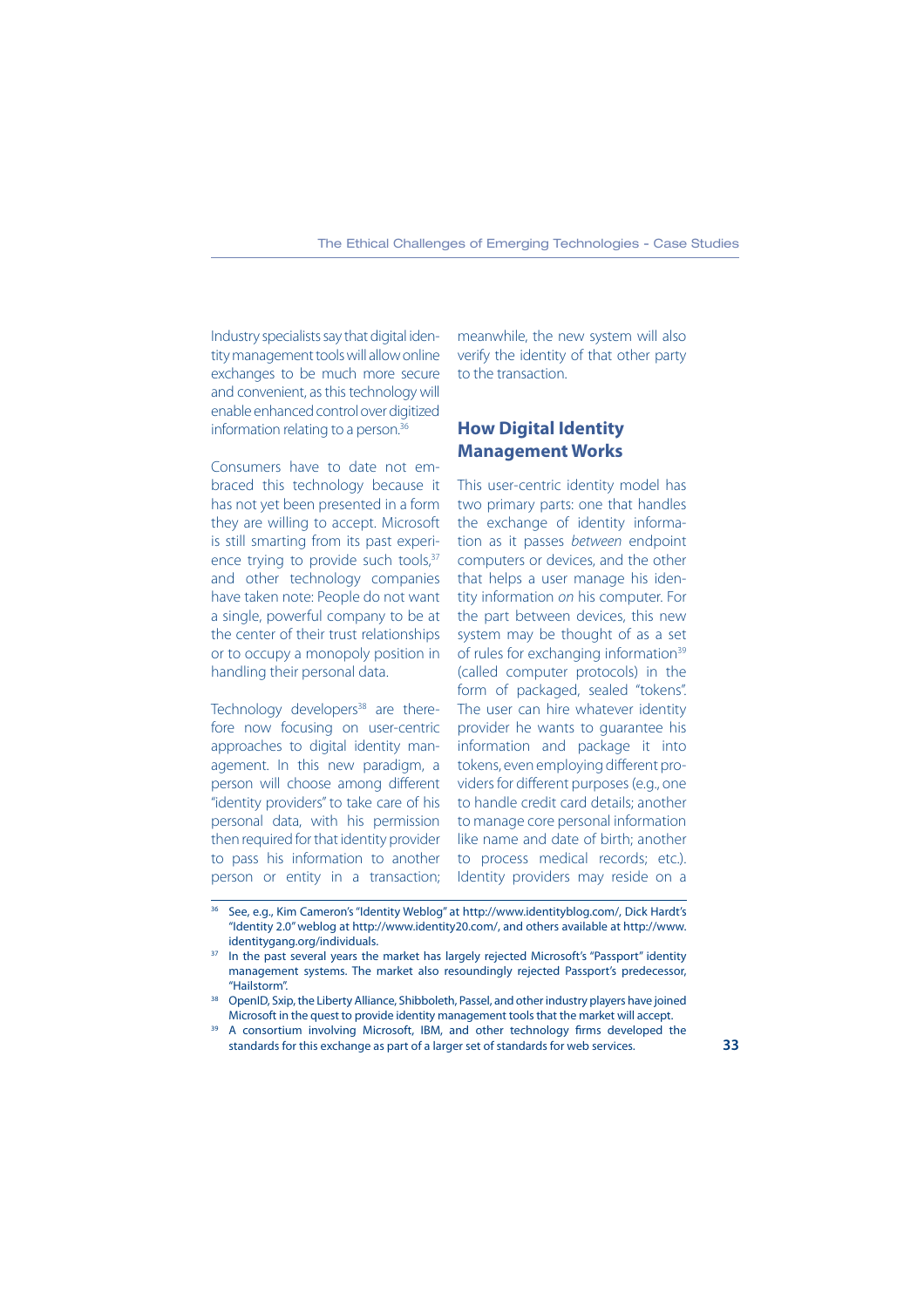Industry specialists say that digital identity management tools will allow online exchanges to be much more secure and convenient, as this technology will enable enhanced control over digitized information relating to a person.[36]

Consumers have to date not embraced this technology because it has not yet been presented in a form they are willing to accept. Microsoft is still smarting from its past experience trying to provide such tools,[37] and other technology companies have taken note: People do not want a single, powerful company to be at the center of their trust relationships or to occupy a monopoly position in handling their personal data.

Technology developers[38] are therefore now focusing on user-centric approaches to digital identity management. In this new paradigm, a person will choose different "identity providers" to take care of his personal data, with his permission then required for that identity provider to pass his information to another person or entity in a transaction; meanwhile, the new system will also verify the identity of that other party to the transaction.

## How Digital Identity Management Works

This user-centric identity model has two primary parts: one that handles the exchange of identity information as it passes *between* endpoint computers or devices, and the other that helps a user manage his identity information *on* his computer. For the part between devices, this new system may be thought of as a set of rules for exchanging information[39] (called computer protocols) in the form of packaged, sealed "tokens". The user can hire whatever identity provider he wants to guarantee his information and package it into tokens, even employing different providers for different purposes (e.g., one to handle credit card details; another to manage core personal information like name and date of birth; another to process medical records; etc.). Identity providers may reside on a

---

[36] See, e.g., Kim Cameron's "Identity Weblog" at http://www.identityblog.com/, Dick Hardt's "Identity 2.0" weblog at http://www.identity20.com/, and others available at http://www.identitygang.org/individuals.

[37] In the past several years the market has largely rejected Microsoft's "Passport" identity management systems. The market also resoundingly rejected Passport's predecessor, "Hailstorm".

[38] OpenID, Sxip, the Liberty Alliance, Shibboleth, Passel, and other industry players have joined Microsoft in the quest to provide identity management tools that the market will accept.

[39] A consortium involving Microsoft, IBM, and other technology firms developed the standards for this exchange as part of a larger set of standards for web services.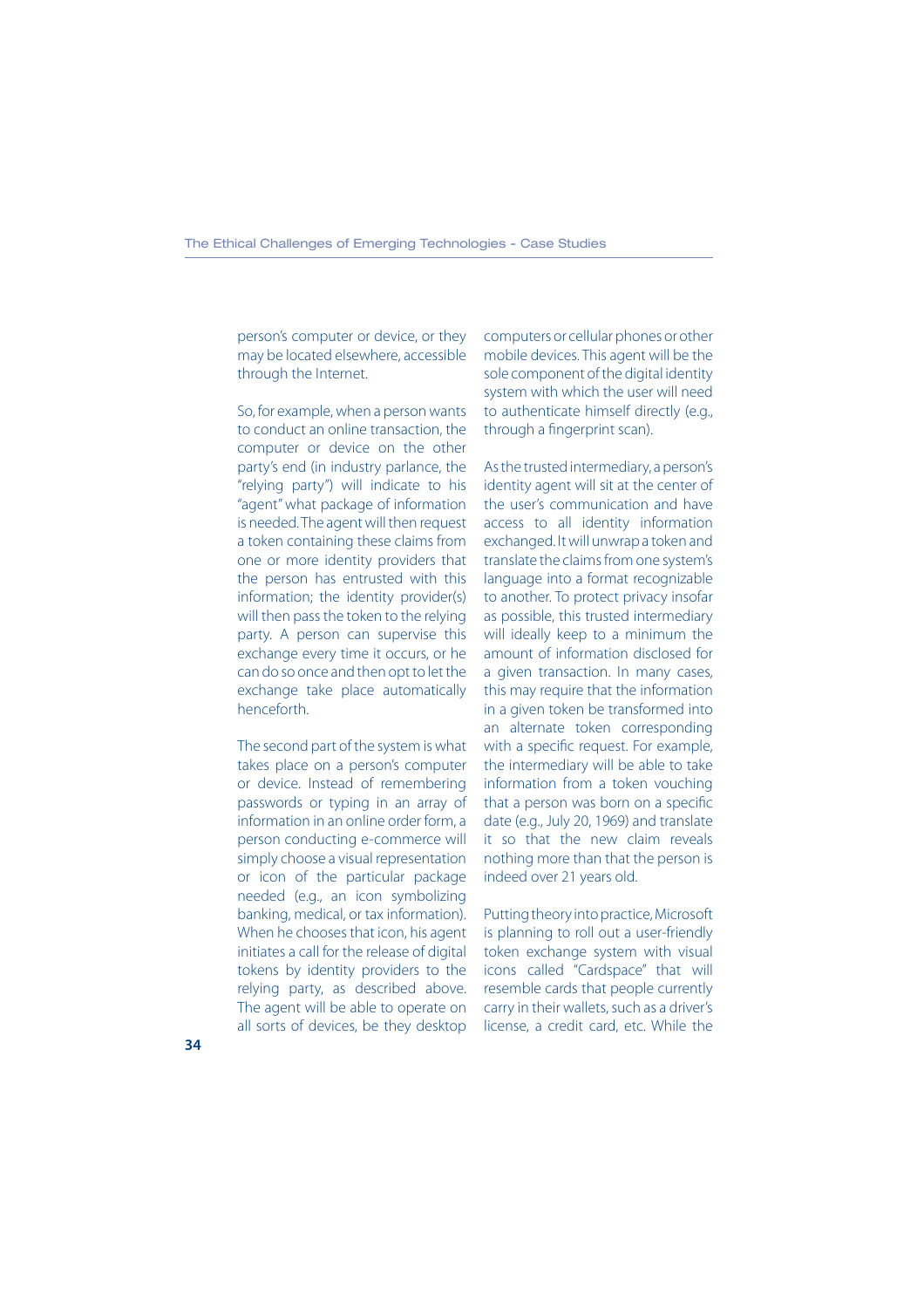person's computer or device, or they may be located elsewhere, accessible through the Internet.

So, for example, when a person wants to conduct an online transaction, the computer or device on the other party's end (in industry parlance, the "relying party") will indicate to his "agent" what package of information is needed. The agent will then request a token containing these claims from one or more identity providers that the person has entrusted with this information; the identity provider(s) will then pass the token to the relying party. A person can supervise this exchange every time it occurs, or he can do so once and then opt to let the exchange take place automatically henceforth.

The second part of the system is what takes place on a person's computer or device. Instead of remembering passwords or typing in an array of information in an online order form, a person conducting e-commerce will simply choose a visual representation or icon of the particular package needed (e.g., an icon symbolizing banking, medical, or tax information). When he chooses that icon, his agent initiates a call for the release of digital tokens by identity providers to the relying party, as described above. The agent will be able to operate on all sorts of devices, be they desktop computers or cellular phones or other mobile devices. This agent will be the sole component of the digital identity system with which the user will need to authenticate himself directly (e.g., through a fingerprint scan).

As the trusted intermediary, a person's identity agent will sit at the center of the user's communication and have access to all identity information exchanged. It will unwrap a token and translate the claims from one system's language into a format recognizable to another. To protect privacy insofar as possible, this trusted intermediary will ideally keep to a minimum the amount of information disclosed for a given transaction. In many cases, this may require that the information in a given token be transformed into an alternate token corresponding with a specific request. For example, the intermediary will be able to take information from a token vouching that a person was born on a specific date (e.g., July 20, 1969) and translate it so that the new claim reveals nothing more than that the person is indeed over 21 years old.

Putting theory into practice, Microsoft is planning to roll out a user-friendly token exchange system with visual icons called "Cardspace" that will resemble cards that people currently carry in their wallets, such as a driver's license, a credit card, etc. While the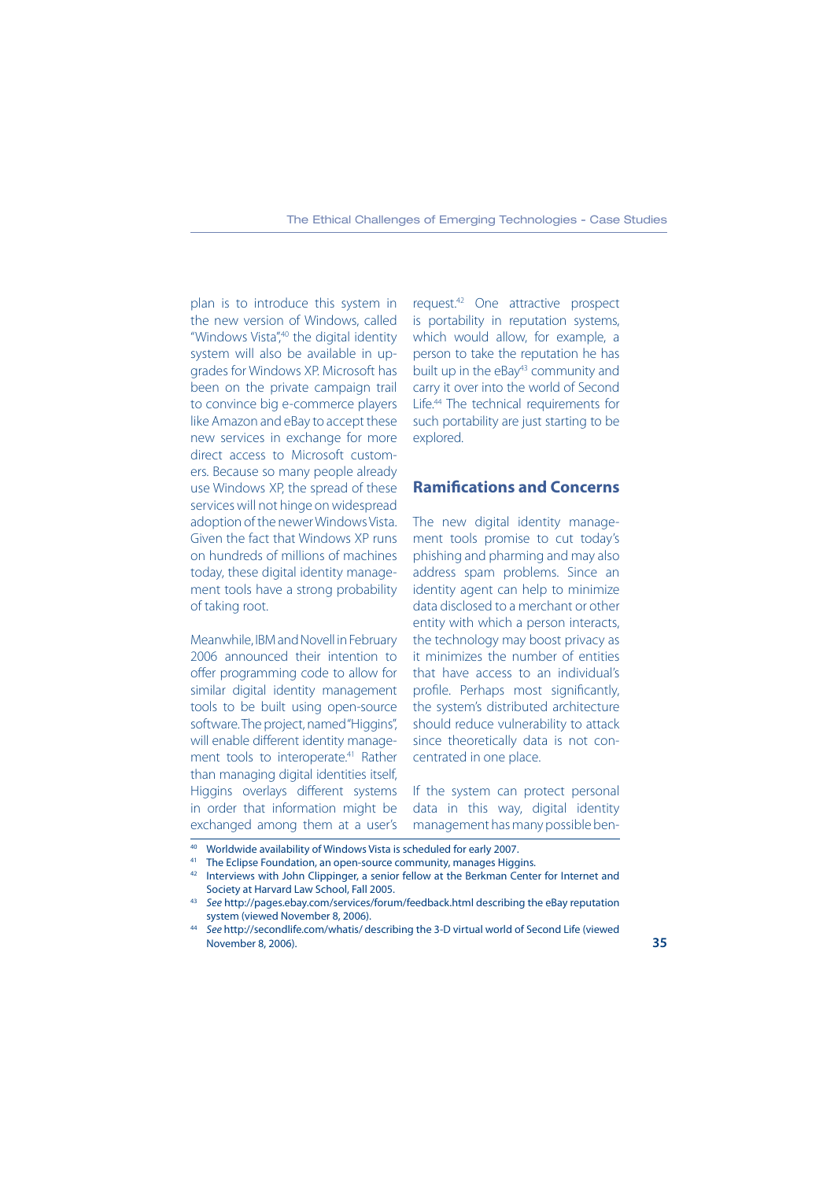plan is to introduce this system in the new version of Windows, called "Windows Vista",[40] the digital identity system will also be available in upgrades for Windows XP. Microsoft has been on the private campaign trail to convince big e-commerce players like Amazon and eBay to accept these new services in exchange for more direct access to Microsoft customers. Because so many people already use Windows XP, the spread of these services will not hinge on widespread adoption of the newer Windows Vista. Given the fact that Windows XP runs on hundreds of millions of machines today, these digital identity management tools have a strong probability of taking root.

Meanwhile, IBM and Novell in February 2006 announced their intention to offer programming code to allow for similar digital identity management tools to be built using open-source software. The project, named "Higgins", will enable different identity management tools to interoperate.[41] Rather than managing digital identities itself, Higgins overlays different systems in order that information might be exchanged among them at a user's request.[42] One attractive prospect is portability in reputation systems, which would allow, for example, a person to take the reputation he has built up in the eBay[43] community and carry it over into the world of Second Life.[44] The technical requirements for such portability are just starting to be explored.

## Ramifications and Concerns

The new digital identity management tools promise to cut today's phishing and pharming and may also address spam problems. Since an identity agent can help to minimize data disclosed to a merchant or other entity with which a person interacts, the technology may boost privacy as it minimizes the number of entities that have access to an individual's profile. Perhaps most significantly, the system's distributed architecture should reduce vulnerability to attack since theoretically data is not concentrated in one place.

If the system can protect personal data in this way, digital identity management has many possible ben-

---

[40] Worldwide availability of Windows Vista is scheduled for early 2007.

[41] The Eclipse Foundation, an open-source community, manages Higgins.

[42] Interviews with John Clippinger, a senior fellow at the Berkman Center for Internet and Society at Harvard Law School, Fall 2005.

[43] *See* http://pages.ebay.com/services/forum/feedback.html describing the eBay reputation system (viewed November 8, 2006).

[44] *See* http://secondlife.com/whatis/ describing the 3-D virtual world of Second Life (viewed November 8, 2006).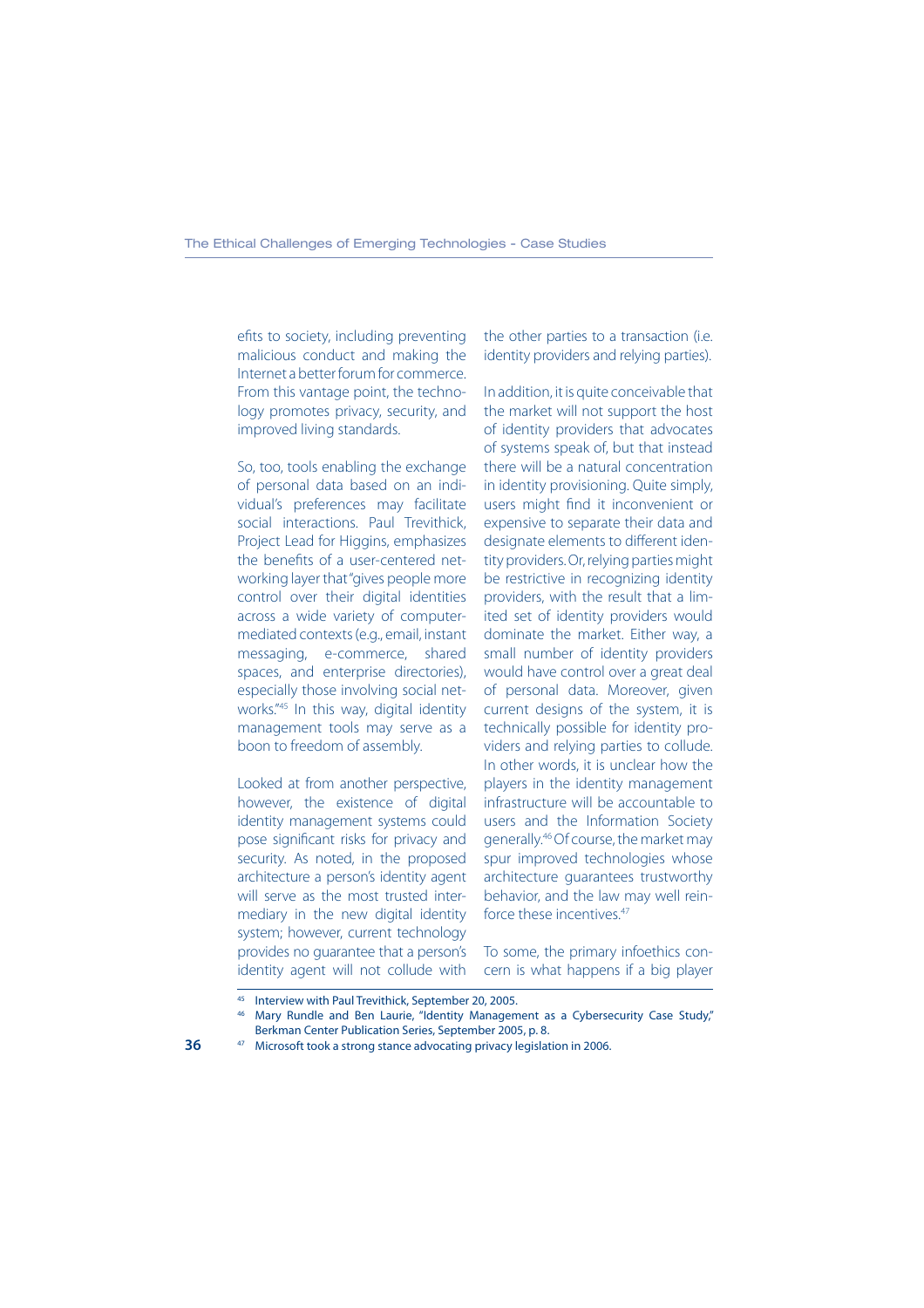efits to society, including preventing malicious conduct and making the Internet a better forum for commerce. From this vantage point, the technology promotes privacy, security, and improved living standards.

So, too, tools enabling the exchange of personal data based on an individual's preferences may facilitate social interactions. Paul Trevithick, Project Lead for Higgins, emphasizes the benefits of a user-centered networking layer that "gives people more control over their digital identities across a wide variety of computer-mediated contexts (e.g., email, instant messaging, e-commerce, shared spaces, and enterprise directories), especially those involving social networks."[45] In this way, digital identity management tools may serve as a boon to freedom of assembly.

Looked at from another perspective, however, the existence of digital identity management systems could pose significant risks for privacy and security. As noted, in the proposed architecture a person's identity agent will serve as the most trusted intermediary in the new digital identity system; however, current technology provides no guarantee that a person's identity agent will not collude with the other parties to a transaction (i.e. identity providers and relying parties).

In addition, it is quite conceivable that the market will not support the host of identity providers that advocates of systems speak of, but that instead there will be a natural concentration in identity provisioning. Quite simply, users might find it inconvenient or expensive to separate their data and designate elements to different identity providers. Or, relying parties might be restrictive in recognizing identity providers, with the result that a limited set of identity providers would dominate the market. Either way, a small number of identity providers would have control over a great deal of personal data. Moreover, given current designs of the system, it is technically possible for identity providers and relying parties to collude. In other words, it is unclear how the players in the identity management infrastructure will be accountable to users and the Information Society generally.[46] Of course, the market may spur improved technologies whose architecture guarantees trustworthy behavior, and the law may well reinforce these incentives.[47]

To some, the primary infoethics concern is what happens if a big player

---

[45] Interview with Paul Trevithick, September 20, 2005.

[46] Mary Rundle and Ben Laurie, "Identity Management as a Cybersecurity Case Study," Berkman Center Publication Series, September 2005, p. 8.

[47] Microsoft took a strong stance advocating privacy legislation in 2006.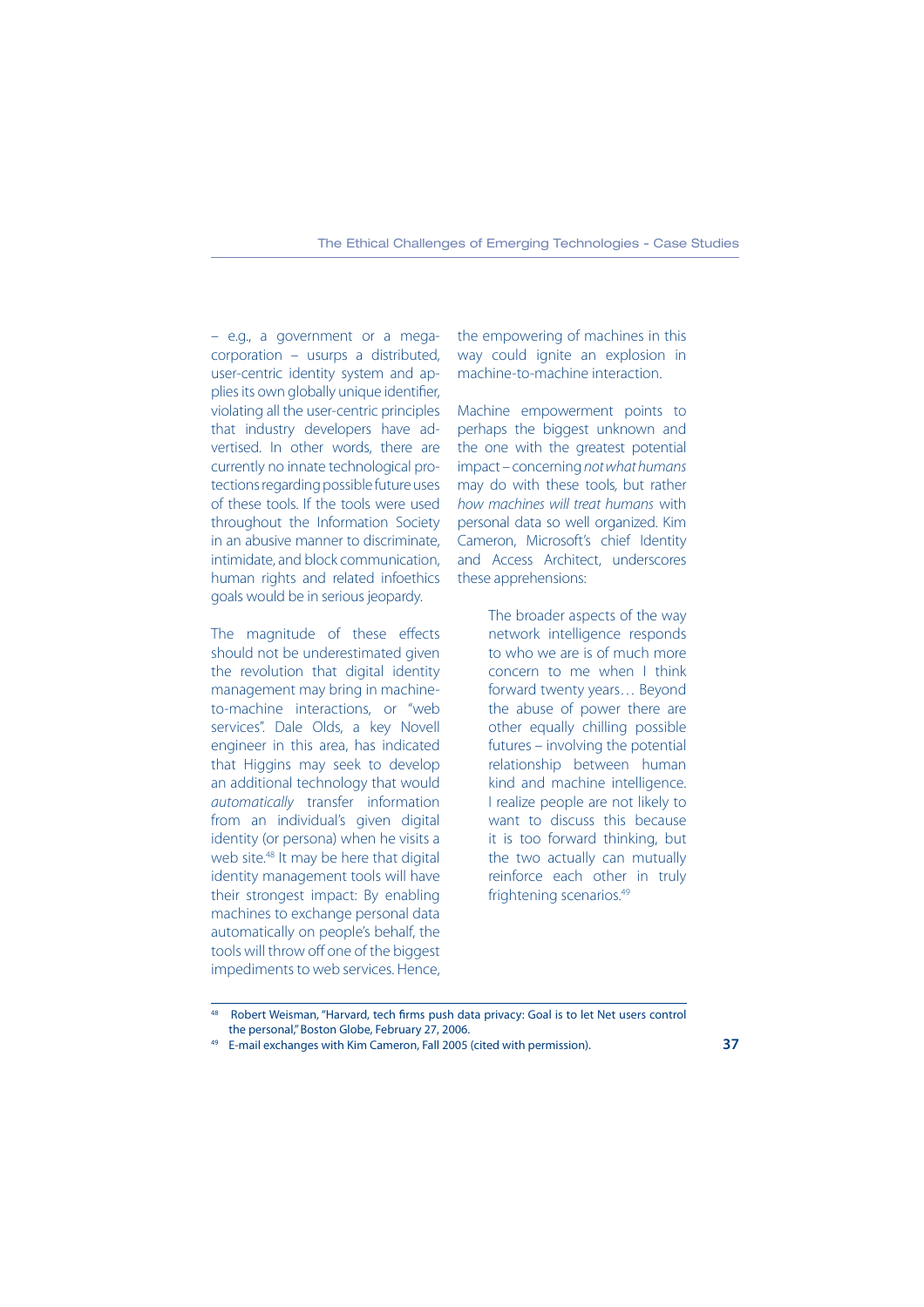– e.g., a government or a mega-corporation – usurps a distributed, user-centric identity system and applies its own globally unique identifier, violating all the user-centric principles that industry developers have advertised. In other words, there are currently no innate technological protections regarding possible future uses of these tools. If the tools were used throughout the Information Society in an abusive manner to discriminate, intimidate, and block communication, human rights and related infoethics goals would be in serious jeopardy.

The magnitude of these effects should not be underestimated given the revolution that digital identity management may bring in machine-to-machine interactions, or "web services". Dale Olds, a key Novell engineer in this area, has indicated that Higgins may seek to develop an additional technology that would *automatically* transfer information from an individual's given digital identity (or persona) when he visits a web site.[48] It may be here that digital identity management tools will have their strongest impact: By enabling machines to exchange personal data automatically on people's behalf, the tools will throw off one of the biggest impediments to web services. Hence, the empowering of machines in this way could ignite an explosion in machine-to-machine interaction.

Machine empowerment points to perhaps the biggest unknown and the one with the greatest potential impact – concerning *not what humans* may do with these tools, but rather *how machines will treat humans* with personal data so well organized. Kim Cameron, Microsoft's chief Identity and Access Architect, underscores these apprehensions:

> The broader aspects of the way network intelligence responds to who we are is of much more concern to me when I think forward twenty years… Beyond the abuse of power there are other equally chilling possible futures – involving the potential relationship between human kind and machine intelligence. I realize people are not likely to want to discuss this because it is too forward thinking, but the two actually can mutually reinforce each other in truly frightening scenarios.[49]

---

[48] Robert Weisman, "Harvard, tech firms push data privacy: Goal is to let Net users control the personal," Boston Globe, February 27, 2006.

[49] E-mail exchanges with Kim Cameron, Fall 2005 (cited with permission).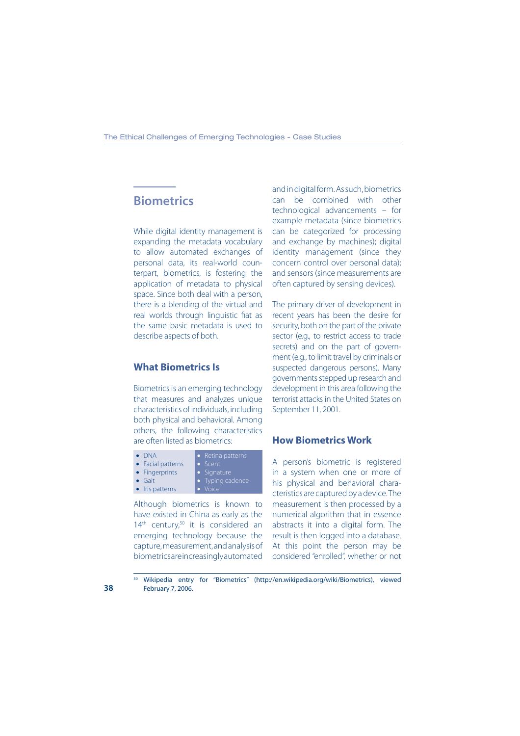## Biometrics

While digital identity management is expanding the metadata vocabulary to allow automated exchanges of personal data, its real-world counterpart, biometrics, is fostering the application of metadata to physical space. Since both deal with a person, there is a blending of the virtual and real worlds through linguistic fiat as the same basic metadata is used to describe aspects of both.

### What Biometrics Is

Biometrics is an emerging technology that measures and analyzes unique characteristics of individuals, including both physical and behavioral. Among others, the following characteristics are often listed as biometrics:

- DNA
- Facial patterns
- Fingerprints
- Gait
- Iris patterns
- Retina patterns
- Scent
- Signature
- Typing cadence
- Voice

Although biometrics is known to have existed in China as early as the 14th century,[50] it is considered an emerging technology because the capture, measurement, and analysis of biometrics are increasingly automated and in digital form. As such, biometrics can be combined with other technological advancements – for example metadata (since biometrics can be categorized for processing and exchange by machines); digital identity management (since they concern control over personal data); and sensors (since measurements are often captured by sensing devices).

The primary driver of development in recent years has been the desire for security, both on the part of the private sector (e.g., to restrict access to trade secrets) and on the part of government (e.g., to limit travel by criminals or suspected dangerous persons). Many governments stepped up research and development in this area following the terrorist attacks in the United States on September 11, 2001.

### How Biometrics Work

A person's biometric is registered in a system when one or more of his physical and behavioral characteristics are captured by a device. The measurement is then processed by a numerical algorithm that in essence abstracts it into a digital form. The result is then logged into a database. At this point the person may be considered "enrolled", whether or not

[50] Wikipedia entry for "Biometrics" (http://en.wikipedia.org/wiki/Biometrics), viewed February 7, 2006.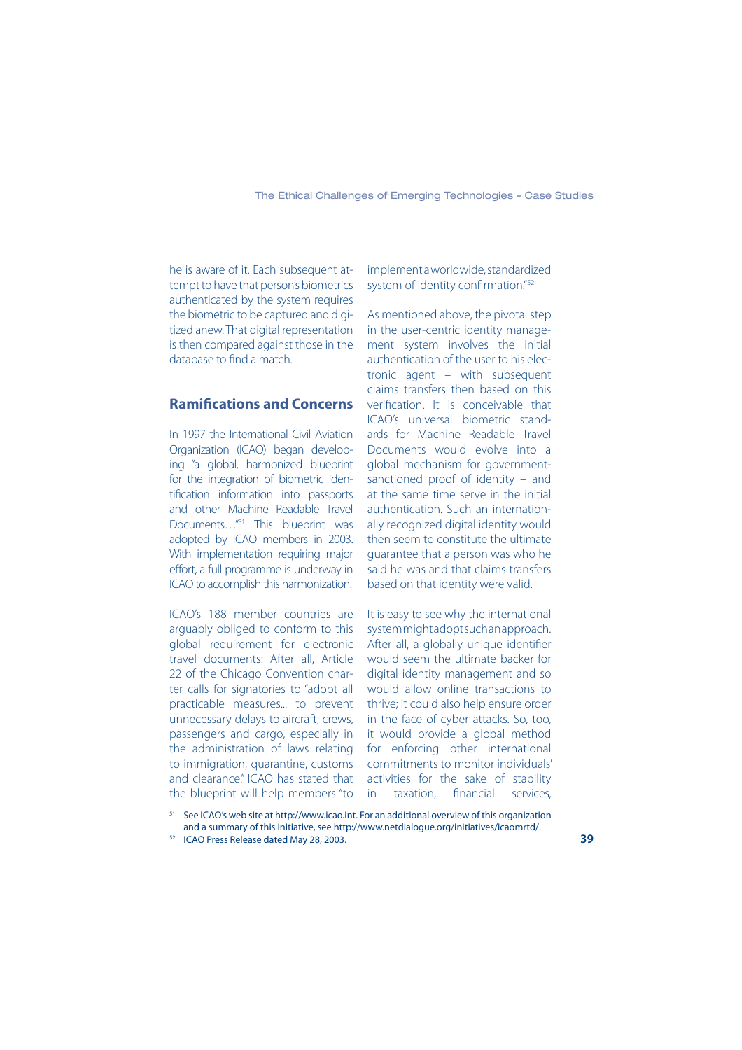he is aware of it. Each subsequent attempt to have that person's biometrics authenticated by the system requires the biometric to be captured and digitized anew. That digital representation is then compared against those in the database to find a match.

## Ramifications and Concerns

In 1997 the International Civil Aviation Organization (ICAO) began developing "a global, harmonized blueprint for the integration of biometric identification information into passports and other Machine Readable Travel Documents…"[51] This blueprint was adopted by ICAO members in 2003. With implementation requiring major effort, a full programme is underway in ICAO to accomplish this harmonization.

ICAO's 188 member countries are arguably obliged to conform to this global requirement for electronic travel documents: After all, Article 22 of the Chicago Convention charter calls for signatories to "adopt all practicable measures... to prevent unnecessary delays to aircraft, crews, passengers and cargo, especially in the administration of laws relating to immigration, quarantine, customs and clearance." ICAO has stated that the blueprint will help members "to implement a worldwide, standardized system of identity confirmation."[52]

As mentioned above, the pivotal step in the user-centric identity management system involves the initial authentication of the user to his electronic agent – with subsequent claims transfers then based on this verification. It is conceivable that ICAO's universal biometric standards for Machine Readable Travel Documents would evolve into a global mechanism for government-sanctioned proof of identity – and at the same time serve in the initial authentication. Such an internationally recognized digital identity would then seem to constitute the ultimate guarantee that a person was who he said he was and that claims transfers based on that identity were valid.

It is easy to see why the international system might adopt such an approach. After all, a globally unique identifier would seem the ultimate backer for digital identity management and so would allow online transactions to thrive; it could also help ensure order in the face of cyber attacks. So, too, it would provide a global method for enforcing other international commitments to monitor individuals' activities for the sake of stability in taxation, financial services,

[51] See ICAO's web site at http://www.icao.int. For an additional overview of this organization and a summary of this initiative, see http://www.netdialogue.org/initiatives/icaomrtd/.

[52] ICAO Press Release dated May 28, 2003.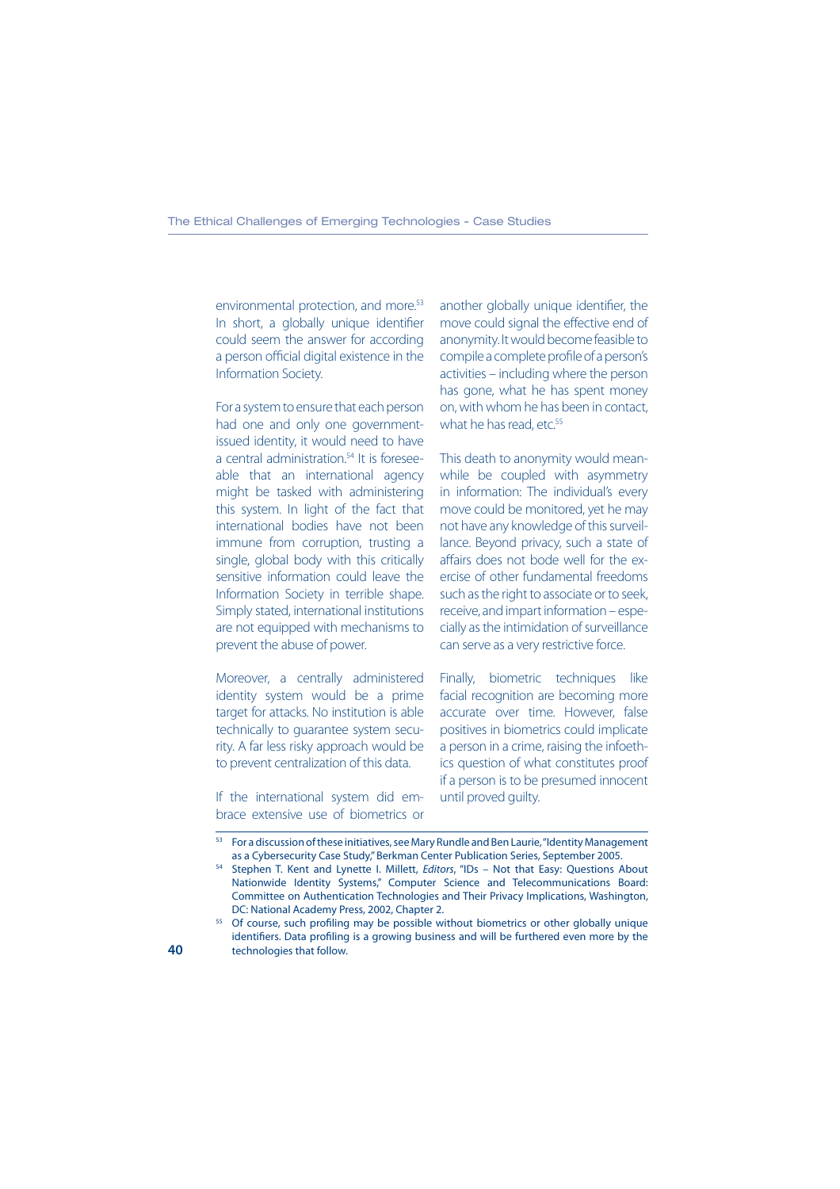environmental protection, and more.[53] In short, a globally unique identifier could seem the answer for according a person official digital existence in the Information Society.

For a system to ensure that each person had one and only one government-issued identity, it would need to have a central administration.[54] It is foreseeable that an international agency might be tasked with administering this system. In light of the fact that international bodies have not been immune from corruption, trusting a single, global body with this critically sensitive information could leave the Information Society in terrible shape. Simply stated, international institutions are not equipped with mechanisms to prevent the abuse of power.

Moreover, a centrally administered identity system would be a prime target for attacks. No institution is able technically to guarantee system security. A far less risky approach would be to prevent centralization of this data.

If the international system did embrace extensive use of biometrics or another globally unique identifier, the move could signal the effective end of anonymity. It would become feasible to compile a complete profile of a person's activities – including where the person has gone, what he has spent money on, with whom he has been in contact, what he has read, etc.[55]

This death to anonymity would meanwhile be coupled with asymmetry in information: The individual's every move could be monitored, yet he may not have any knowledge of this surveillance. Beyond privacy, such a state of affairs does not bode well for the exercise of other fundamental freedoms such as the right to associate or to seek, receive, and impart information – especially as the intimidation of surveillance can serve as a very restrictive force.

Finally, biometric techniques like facial recognition are becoming more accurate over time. However, false positives in biometrics could implicate a person in a crime, raising the infoethics question of what constitutes proof if a person is to be presumed innocent until proved guilty.

---

[53] For a discussion of these initiatives, see Mary Rundle and Ben Laurie, "Identity Management as a Cybersecurity Case Study," Berkman Center Publication Series, September 2005.

[54] Stephen T. Kent and Lynette I. Millett, *Editors*, "IDs – Not that Easy: Questions About Nationwide Identity Systems," Computer Science and Telecommunications Board: Committee on Authentication Technologies and Their Privacy Implications, Washington, DC: National Academy Press, 2002, Chapter 2.

[55] Of course, such profiling may be possible without biometrics or other globally unique identifiers. Data profiling is a growing business and will be furthered even more by the technologies that follow.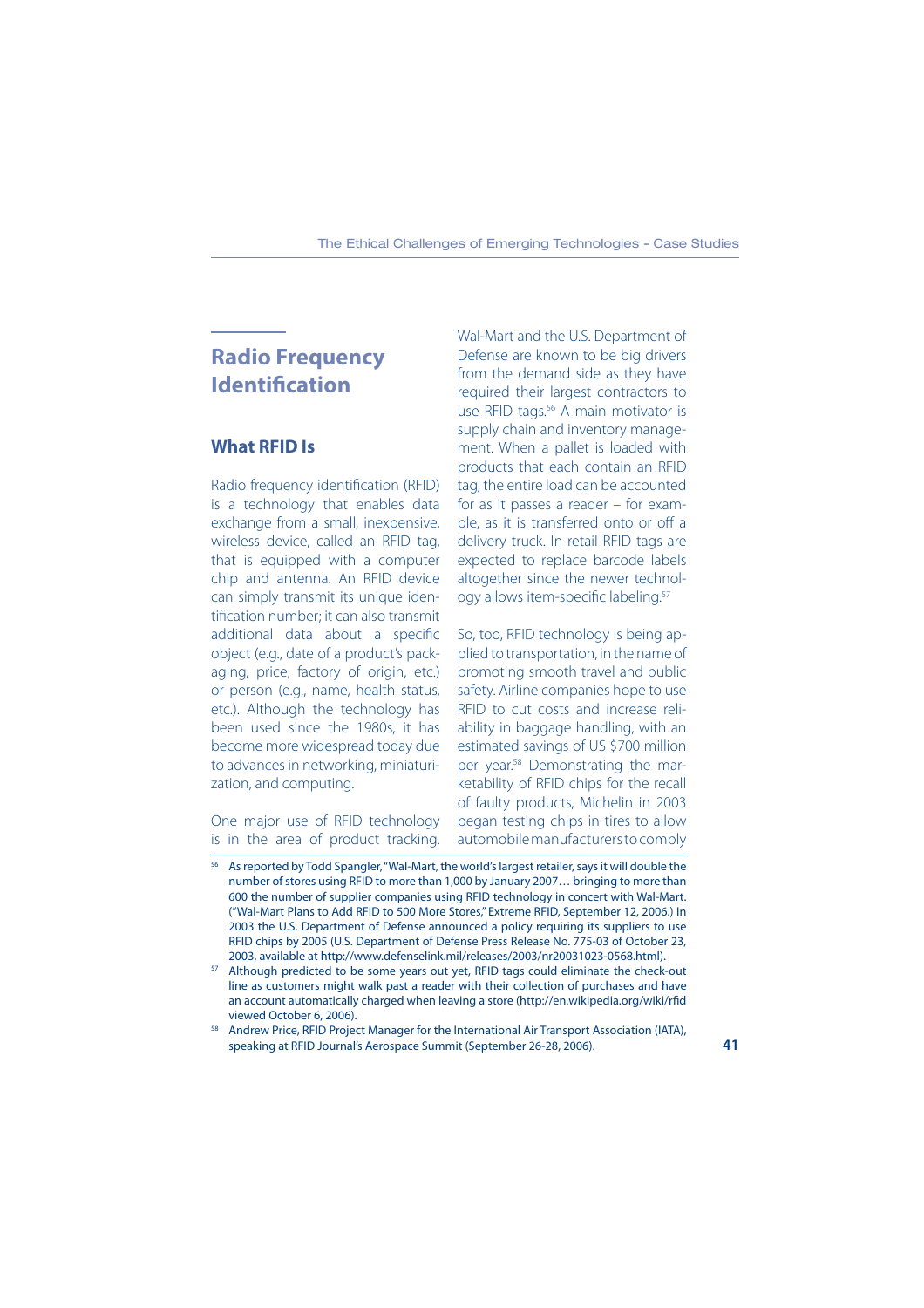## Radio Frequency Identification

### What RFID Is

Radio frequency identification (RFID) is a technology that enables data exchange from a small, inexpensive, wireless device, called an RFID tag, that is equipped with a computer chip and antenna. An RFID device can simply transmit its unique identification number; it can also transmit additional data about a specific object (e.g., date of a product's packaging, price, factory of origin, etc.) or person (e.g., name, health status, etc.). Although the technology has been used since the 1980s, it has become more widespread today due to advances in networking, miniaturization, and computing.

One major use of RFID technology is in the area of product tracking. Wal-Mart and the U.S. Department of Defense are known to be big drivers from the demand side as they have required their largest contractors to use RFID tags.[56] A main motivator is supply chain and inventory management. When a pallet is loaded with products that each contain an RFID tag, the entire load can be accounted for as it passes a reader – for example, as it is transferred onto or off a delivery truck. In retail RFID tags are expected to replace barcode labels altogether since the newer technology allows item-specific labeling.[57]

So, too, RFID technology is being applied to transportation, in the name of promoting smooth travel and public safety. Airline companies hope to use RFID to cut costs and increase reliability in baggage handling, with an estimated savings of US $700 million per year.[58] Demonstrating the marketability of RFID chips for the recall of faulty products, Michelin in 2003 began testing chips in tires to allow automobile manufacturers to comply

---

[56] As reported by Todd Spangler, "Wal-Mart, the world's largest retailer, says it will double the number of stores using RFID to more than 1,000 by January 2007… bringing to more than 600 the number of supplier companies using RFID technology in concert with Wal-Mart. ("Wal-Mart Plans to Add RFID to 500 More Stores," Extreme RFID, September 12, 2006.) In 2003 the U.S. Department of Defense announced a policy requiring its suppliers to use RFID chips by 2005 (U.S. Department of Defense Press Release No. 775-03 of October 23, 2003, available at http://www.defenselink.mil/releases/2003/nr20031023-0568.html).

[57] Although predicted to be some years out yet, RFID tags could eliminate the check-out line as customers might walk past a reader with their collection of purchases and have an account automatically charged when leaving a store (http://en.wikipedia.org/wiki/rfid viewed October 6, 2006).

[58] Andrew Price, RFID Project Manager for the International Air Transport Association (IATA), speaking at RFID Journal's Aerospace Summit (September 26-28, 2006).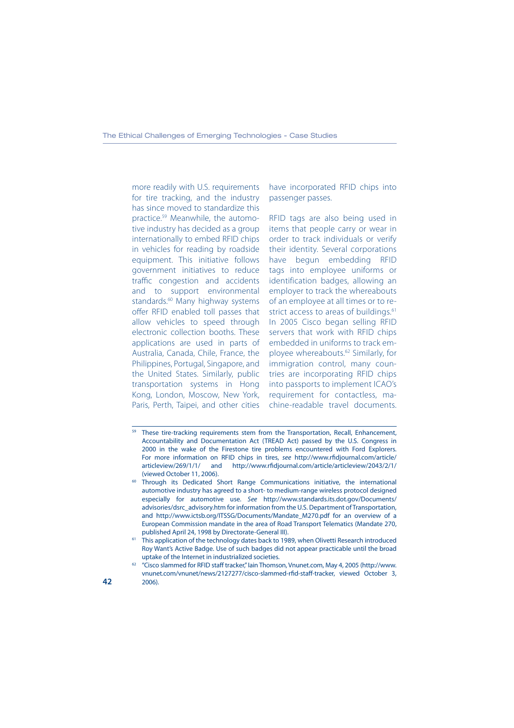more readily with U.S. requirements for tire tracking, and the industry has since moved to standardize this practice.[59] Meanwhile, the automotive industry has decided as a group internationally to embed RFID chips in vehicles for reading by roadside equipment. This initiative follows government initiatives to reduce traffic congestion and accidents and to support environmental standards.[60] Many highway systems offer RFID enabled toll passes that allow vehicles to speed through electronic collection booths. These applications are used in parts of Australia, Canada, Chile, France, the Philippines, Portugal, Singapore, and the United States. Similarly, public transportation systems in Hong Kong, London, Moscow, New York, Paris, Perth, Taipei, and other cities have incorporated RFID chips into passenger passes.

RFID tags are also being used in items that people carry or wear in order to track individuals or verify their identity. Several corporations have begun embedding RFID tags into employee uniforms or identification badges, allowing an employer to track the whereabouts of an employee at all times or to restrict access to areas of buildings.[61] In 2005 Cisco began selling RFID servers that work with RFID chips embedded in uniforms to track employee whereabouts.[62] Similarly, for immigration control, many countries are incorporating RFID chips into passports to implement ICAO's requirement for contactless, machine-readable travel documents.

---

[59] These tire-tracking requirements stem from the Transportation, Recall, Enhancement, Accountability and Documentation Act (TREAD Act) passed by the U.S. Congress in 2000 in the wake of the Firestone tire problems encountered with Ford Explorers. For more information on RFID chips in tires, *see* http://www.rfidjournal.com/article/articleview/269/1/1/ and http://www.rfidjournal.com/article/articleview/2043/2/1/ (viewed October 11, 2006).

[60] Through its Dedicated Short Range Communications initiative, the international automotive industry has agreed to a short- to medium-range wireless protocol designed especially for automotive use. *See* http://www.standards.its.dot.gov/Documents/advisories/dsrc_advisory.htm for information from the U.S. Department of Transportation, and http://www.ictsb.org/ITSSG/Documents/Mandate_M270.pdf for an overview of a European Commission mandate in the area of Road Transport Telematics (Mandate 270, published April 24, 1998 by Directorate-General III).

[61] This application of the technology dates back to 1989, when Olivetti Research introduced Roy Want's Active Badge. Use of such badges did not appear practicable until the broad uptake of the Internet in industrialized societies.

[62] "Cisco slammed for RFID staff tracker," Iain Thomson, Vnunet.com, May 4, 2005 (http://www.vnunet.com/vnunet/news/2127277/cisco-slammed-rfid-staff-tracker, viewed October 3, 2006).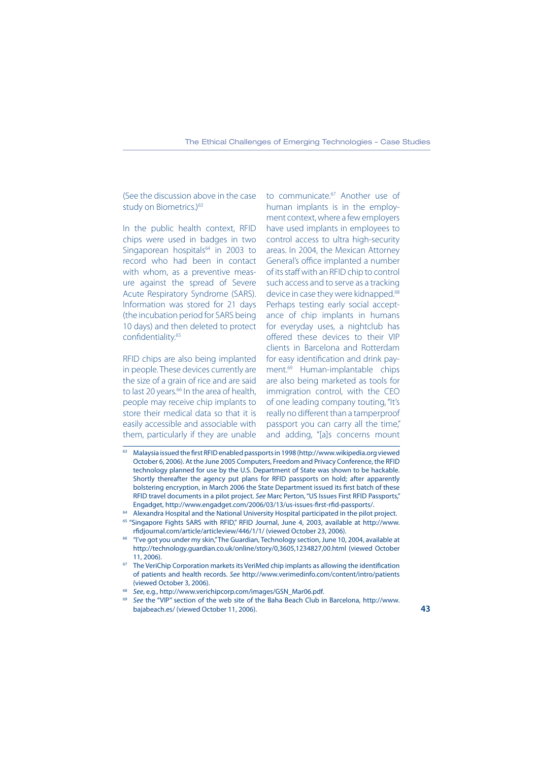(See the discussion above in the case study on Biometrics.)[63]

In the public health context, RFID chips were used in badges in two Singaporean hospitals[64] in 2003 to record who had been in contact with whom, as a preventive measure against the spread of Severe Acute Respiratory Syndrome (SARS). Information was stored for 21 days (the incubation period for SARS being 10 days) and then deleted to protect confidentiality.[65]

RFID chips are also being implanted in people. These devices currently are the size of a grain of rice and are said to last 20 years.[66] In the area of health, people may receive chip implants to store their medical data so that it is easily accessible and associable with them, particularly if they are unable to communicate.[67] Another use of human implants is in the employment context, where a few employers have used implants in employees to control access to ultra high-security areas. In 2004, the Mexican Attorney General's office implanted a number of its staff with an RFID chip to control such access and to serve as a tracking device in case they were kidnapped.[68] Perhaps testing early social acceptance of chip implants in humans for everyday uses, a nightclub has offered these devices to their VIP clients in Barcelona and Rotterdam for easy identification and drink payment.[69] Human-implantable chips are also being marketed as tools for immigration control, with the CEO of one leading company touting, "It's really no different than a tamperproof passport you can carry all the time," and adding, "[a]s concerns mount

---

[63] Malaysia issued the first RFID enabled passports in 1998 (http://www.wikipedia.org viewed October 6, 2006). At the June 2005 Computers, Freedom and Privacy Conference, the RFID technology planned for use by the U.S. Department of State was shown to be hackable. Shortly thereafter the agency put plans for RFID passports on hold; after apparently bolstering encryption, in March 2006 the State Department issued its first batch of these RFID travel documents in a pilot project. *See* Marc Perton, "US Issues First RFID Passports," Engadget, http://www.engadget.com/2006/03/13/us-issues-first-rfid-passports/.

[64] Alexandra Hospital and the National University Hospital participated in the pilot project.

[65] "Singapore Fights SARS with RFID," RFID Journal, June 4, 2003, available at http://www.rfidjournal.com/article/articleview/446/1/1/ (viewed October 23, 2006).

[66] "I've got you under my skin," The Guardian, Technology section, June 10, 2004, available at http://technology.guardian.co.uk/online/story/0,3605,1234827,00.html (viewed October 11, 2006).

[67] The VeriChip Corporation markets its VeriMed chip implants as allowing the identification of patients and health records. *See* http://www.verimedinfo.com/content/intro/patients (viewed October 3, 2006).

[68] *See*, e.g., http://www.verichipcorp.com/images/GSN_Mar06.pdf.

[69] *See* the "VIP" section of the web site of the Baha Beach Club in Barcelona, http://www.bajabeach.es/ (viewed October 11, 2006).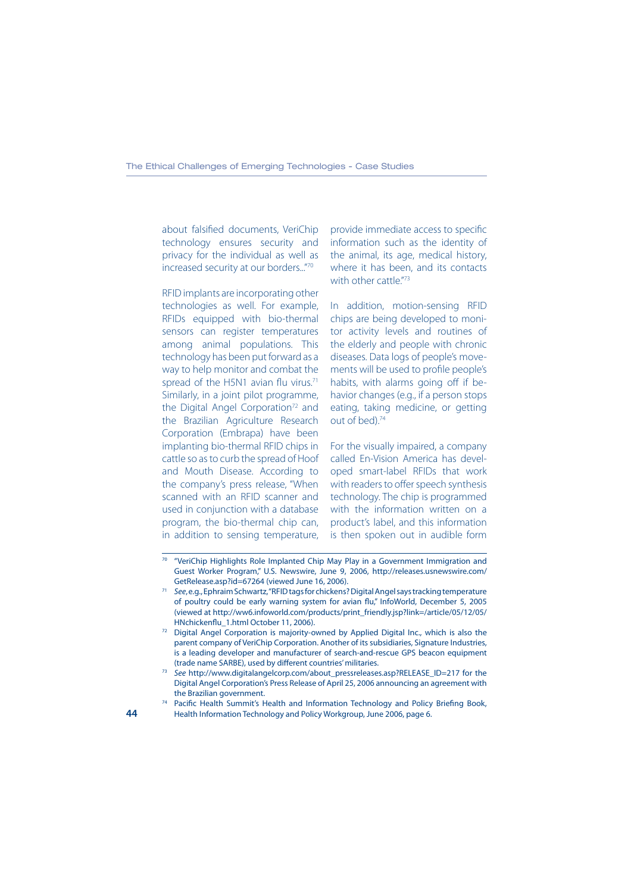about falsified documents, VeriChip technology ensures security and privacy for the individual as well as increased security at our borders..."[70]

RFID implants are incorporating other technologies as well. For example, RFIDs equipped with bio-thermal sensors can register temperatures among animal populations. This technology has been put forward as a way to help monitor and combat the spread of the H5N1 avian flu virus.[71] Similarly, in a joint pilot programme, the Digital Angel Corporation[72] and the Brazilian Agriculture Research Corporation (Embrapa) have been implanting bio-thermal RFID chips in cattle so as to curb the spread of Hoof and Mouth Disease. According to the company's press release, "When scanned with an RFID scanner and used in conjunction with a database program, the bio-thermal chip can, in addition to sensing temperature, provide immediate access to specific information such as the identity of the animal, its age, medical history, where it has been, and its contacts with other cattle."[73]

In addition, motion-sensing RFID chips are being developed to monitor activity levels and routines of the elderly and people with chronic diseases. Data logs of people's movements will be used to profile people's habits, with alarms going off if behavior changes (e.g., if a person stops eating, taking medicine, or getting out of bed).[74]

For the visually impaired, a company called En-Vision America has developed smart-label RFIDs that work with readers to offer speech synthesis technology. The chip is programmed with the information written on a product's label, and this information is then spoken out in audible form

---

[70] "VeriChip Highlights Role Implanted Chip May Play in a Government Immigration and Guest Worker Program," U.S. Newswire, June 9, 2006, http://releases.usnewswire.com/GetRelease.asp?id=67264 (viewed June 16, 2006).

[71] *See*, e.g., Ephraim Schwartz, "RFID tags for chickens? Digital Angel says tracking temperature of poultry could be early warning system for avian flu," InfoWorld, December 5, 2005 (viewed at http://ww6.infoworld.com/products/print_friendly.jsp?link=/article/05/12/05/HNchickenflu_1.html October 11, 2006).

[72] Digital Angel Corporation is majority-owned by Applied Digital Inc., which is also the parent company of VeriChip Corporation. Another of its subsidiaries, Signature Industries, is a leading developer and manufacturer of search-and-rescue GPS beacon equipment (trade name SARBE), used by different countries' militaries.

[73] *See* http://www.digitalangelcorp.com/about_pressreleases.asp?RELEASE_ID=217 for the Digital Angel Corporation's Press Release of April 25, 2006 announcing an agreement with the Brazilian government.

[74] Pacific Health Summit's Health and Information Technology and Policy Briefing Book, Health Information Technology and Policy Workgroup, June 2006, page 6.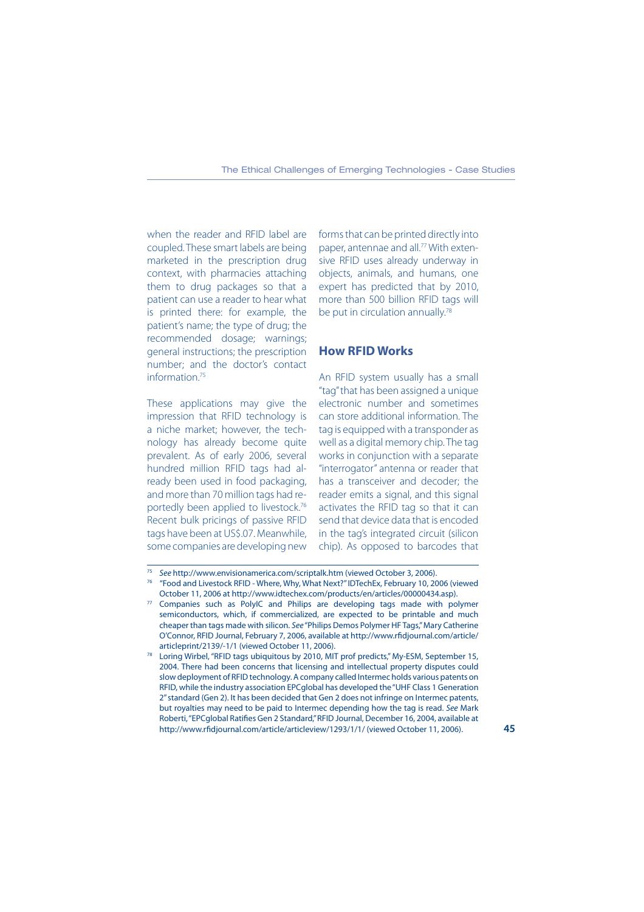when the reader and RFID label are coupled. These smart labels are being marketed in the prescription drug context, with pharmacies attaching them to drug packages so that a patient can use a reader to hear what is printed there: for example, the patient's name; the type of drug; the recommended dosage; warnings; general instructions; the prescription number; and the doctor's contact information.[75]

These applications may give the impression that RFID technology is a niche market; however, the technology has already become quite prevalent. As of early 2006, several hundred million RFID tags had already been used in food packaging, and more than 70 million tags had reportedly been applied to livestock.[76] Recent bulk pricings of passive RFID tags have been at US$.07. Meanwhile, some companies are developing new forms that can be printed directly into paper, antennae and all.[77] With extensive RFID uses already underway in objects, animals, and humans, one expert has predicted that by 2010, more than 500 billion RFID tags will be put in circulation annually.[78]

## How RFID Works

An RFID system usually has a small "tag" that has been assigned a unique electronic number and sometimes can store additional information. The tag is equipped with a transponder as well as a digital memory chip. The tag works in conjunction with a separate "interrogator" antenna or reader that has a transceiver and decoder; the reader emits a signal, and this signal activates the RFID tag so that it can send that device data that is encoded in the tag's integrated circuit (silicon chip). As opposed to barcodes that

---

[75] *See* http://www.envisionamerica.com/scriptalk.htm (viewed October 3, 2006).

[76] "Food and Livestock RFID - Where, Why, What Next?" IDTechEx, February 10, 2006 (viewed October 11, 2006 at http://www.idtechex.com/products/en/articles/00000434.asp).

[77] Companies such as PolyIC and Philips are developing tags made with polymer semiconductors, which, if commercialized, are expected to be printable and much cheaper than tags made with silicon. *See* "Philips Demos Polymer HF Tags," Mary Catherine O'Connor, RFID Journal, February 7, 2006, available at http://www.rfidjournal.com/article/articleprint/2139/-1/1 (viewed October 11, 2006).

[78] Loring Wirbel, "RFID tags ubiquitous by 2010, MIT prof predicts," My-ESM, September 15, 2004. There had been concerns that licensing and intellectual property disputes could slow deployment of RFID technology. A company called Intermec holds various patents on RFID, while the industry association EPCglobal has developed the "UHF Class 1 Generation 2" standard (Gen 2). It has been decided that Gen 2 does not infringe on Intermec patents, but royalties may need to be paid to Intermec depending how the tag is read. *See* Mark Roberti, "EPCglobal Ratifies Gen 2 Standard," RFID Journal, December 16, 2004, available at http://www.rfidjournal.com/article/articleview/1293/1/1/ (viewed October 11, 2006).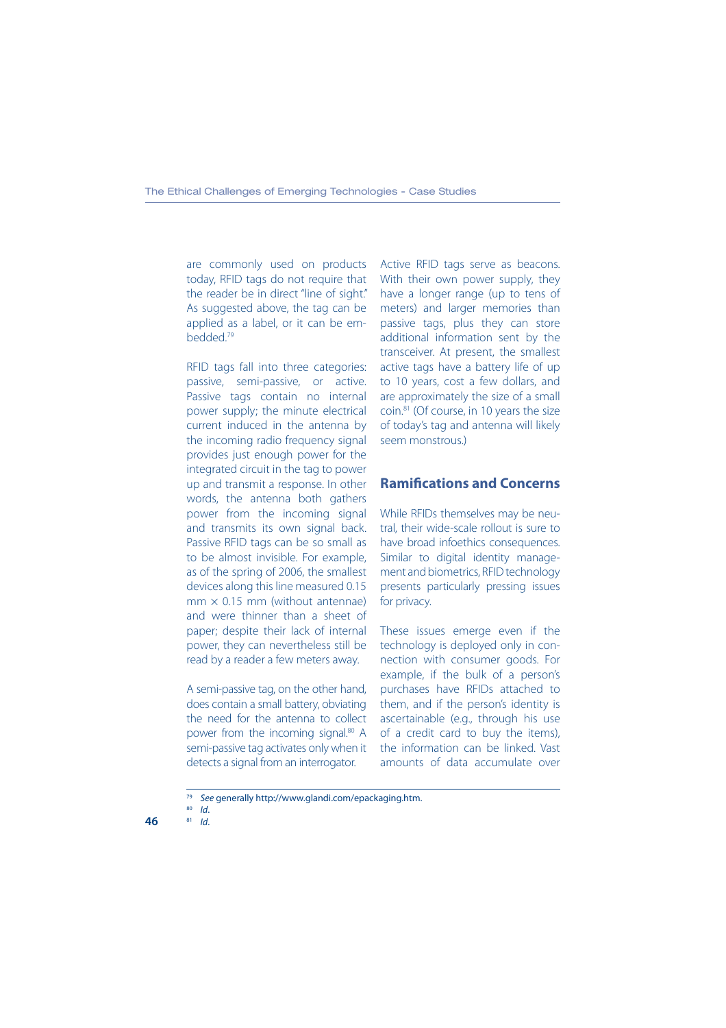are commonly used on products today, RFID tags do not require that the reader be in direct "line of sight." As suggested above, the tag can be applied as a label, or it can be embedded.[79]

RFID tags fall into three categories: passive, semi-passive, or active. Passive tags contain no internal power supply; the minute electrical current induced in the antenna by the incoming radio frequency signal provides just enough power for the integrated circuit in the tag to power up and transmit a response. In other words, the antenna both gathers power from the incoming signal and transmits its own signal back. Passive RFID tags can be so small as to be almost invisible. For example, as of the spring of 2006, the smallest devices along this line measured 0.15 mm × 0.15 mm (without antennae) and were thinner than a sheet of paper; despite their lack of internal power, they can nevertheless still be read by a reader a few meters away.

A semi-passive tag, on the other hand, does contain a small battery, obviating the need for the antenna to collect power from the incoming signal.[80] A semi-passive tag activates only when it detects a signal from an interrogator.

Active RFID tags serve as beacons. With their own power supply, they have a longer range (up to tens of meters) and larger memories than passive tags, plus they can store additional information sent by the transceiver. At present, the smallest active tags have a battery life of up to 10 years, cost a few dollars, and are approximately the size of a small coin.[81] (Of course, in 10 years the size of today's tag and antenna will likely seem monstrous.)

## Ramifications and Concerns

While RFIDs themselves may be neutral, their wide-scale rollout is sure to have broad infoethics consequences. Similar to digital identity management and biometrics, RFID technology presents particularly pressing issues for privacy.

These issues emerge even if the technology is deployed only in connection with consumer goods. For example, if the bulk of a person's purchases have RFIDs attached to them, and if the person's identity is ascertainable (e.g., through his use of a credit card to buy the items), the information can be linked. Vast amounts of data accumulate over

---

[79] *See* generally http://www.glandi.com/epackaging.htm.

[80] *Id.*

[81] *Id.*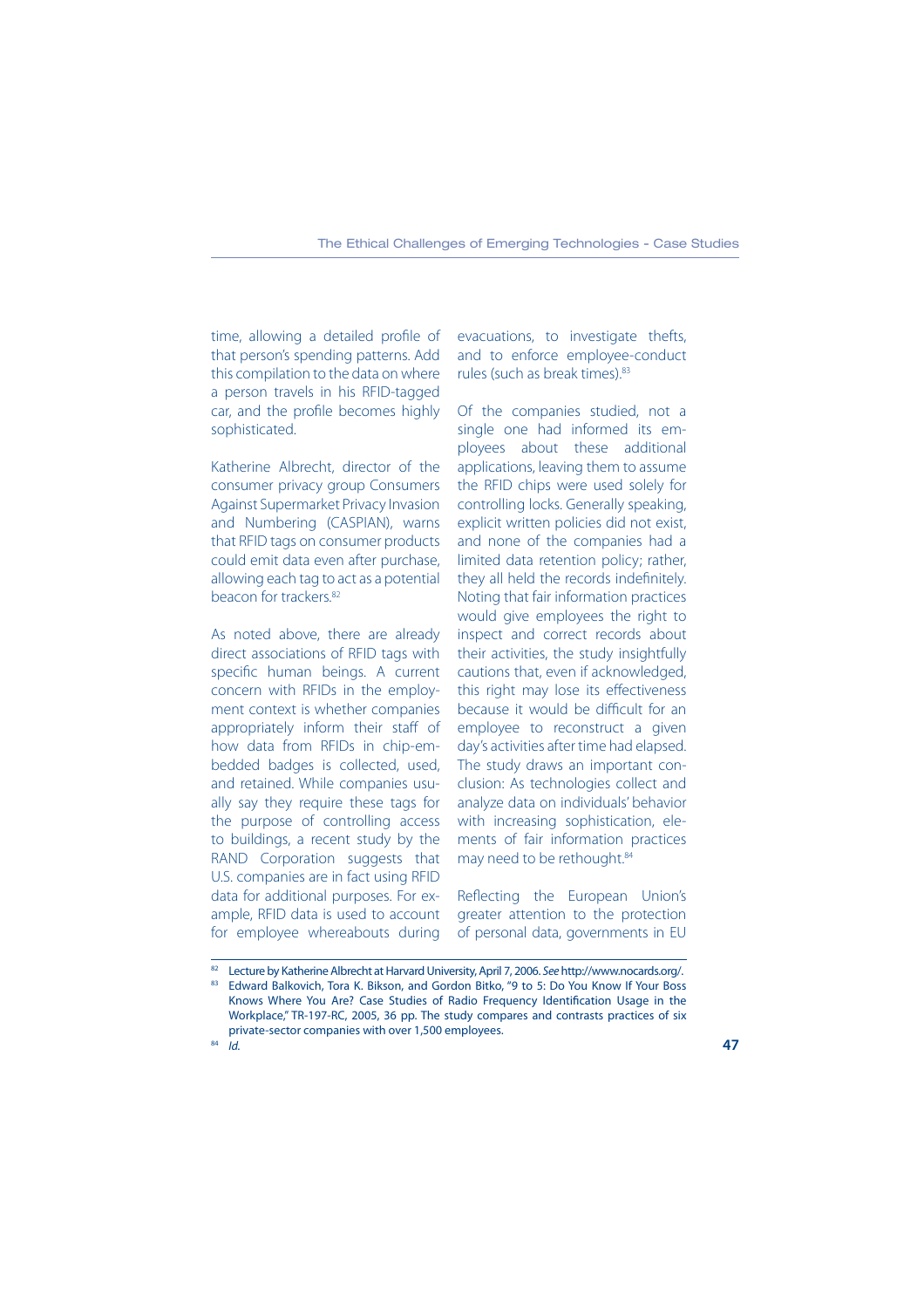time, allowing a detailed profile of that person's spending patterns. Add this compilation to the data on where a person travels in his RFID-tagged car, and the profile becomes highly sophisticated.

Katherine Albrecht, director of the consumer privacy group Consumers Against Supermarket Privacy Invasion and Numbering (CASPIAN), warns that RFID tags on consumer products could emit data even after purchase, allowing each tag to act as a potential beacon for trackers.[82]

As noted above, there are already direct associations of RFID tags with specific human beings. A current concern with RFIDs in the employment context is whether companies appropriately inform their staff of how data from RFIDs in chip-embedded badges is collected, used, and retained. While companies usually say they require these tags for the purpose of controlling access to buildings, a recent study by the RAND Corporation suggests that U.S. companies are in fact using RFID data for additional purposes. For example, RFID data is used to account for employee whereabouts during evacuations, to investigate thefts, and to enforce employee-conduct rules (such as break times).[83]

Of the companies studied, not a single one had informed its employees about these additional applications, leaving them to assume the RFID chips were used solely for controlling locks. Generally speaking, explicit written policies did not exist, and none of the companies had a limited data retention policy; rather, they all held the records indefinitely. Noting that fair information practices would give employees the right to inspect and correct records about their activities, the study insightfully cautions that, even if acknowledged, this right may lose its effectiveness because it would be difficult for an employee to reconstruct a given day's activities after time had elapsed. The study draws an important conclusion: As technologies collect and analyze data on individuals' behavior with increasing sophistication, elements of fair information practices may need to be rethought.[84]

Reflecting the European Union's greater attention to the protection of personal data, governments in EU

---

[82] Lecture by Katherine Albrecht at Harvard University, April 7, 2006. *See* http://www.nocards.org/.

[83] Edward Balkovich, Tora K. Bikson, and Gordon Bitko, "9 to 5: Do You Know If Your Boss Knows Where You Are? Case Studies of Radio Frequency Identification Usage in the Workplace," TR-197-RC, 2005, 36 pp. The study compares and contrasts practices of six private-sector companies with over 1,500 employees.

[84] *Id.*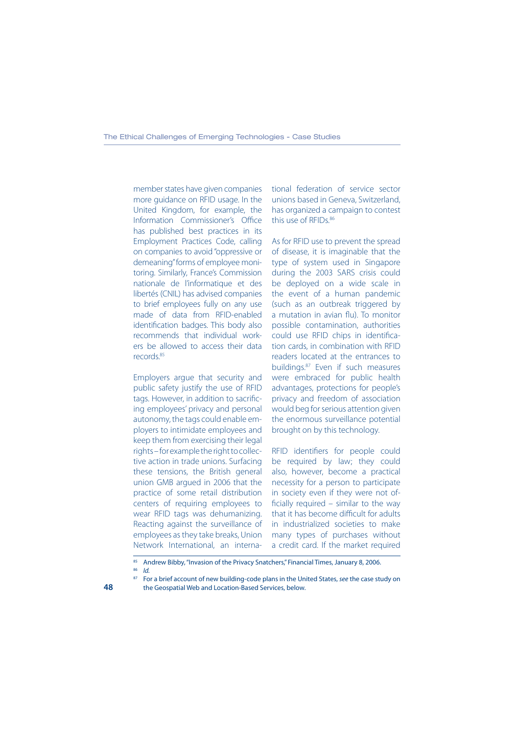member states have given companies more guidance on RFID usage. In the United Kingdom, for example, the Information Commissioner's Office has published best practices in its Employment Practices Code, calling on companies to avoid "oppressive or demeaning" forms of employee monitoring. Similarly, France's Commission nationale de l'informatique et des libertés (CNIL) has advised companies to brief employees fully on any use made of data from RFID-enabled identification badges. This body also recommends that individual workers be allowed to access their data records.[85]

Employers argue that security and public safety justify the use of RFID tags. However, in addition to sacrificing employees' privacy and personal autonomy, the tags could enable employers to intimidate employees and keep them from exercising their legal rights – for example the right to collective action in trade unions. Surfacing these tensions, the British general union GMB argued in 2006 that the practice of some retail distribution centers of requiring employees to wear RFID tags was dehumanizing. Reacting against the surveillance of employees as they take breaks, Union Network International, an international federation of service sector unions based in Geneva, Switzerland, has organized a campaign to contest this use of RFIDs.[86]

As for RFID use to prevent the spread of disease, it is imaginable that the type of system used in Singapore during the 2003 SARS crisis could be deployed on a wide scale in the event of a human pandemic (such as an outbreak triggered by a mutation in avian flu). To monitor possible contamination, authorities could use RFID chips in identification cards, in combination with RFID readers located at the entrances to buildings.[87] Even if such measures were embraced for public health advantages, protections for people's privacy and freedom of association would beg for serious attention given the enormous surveillance potential brought on by this technology.

RFID identifiers for people could be required by law; they could also, however, become a practical necessity for a person to participate in society even if they were not officially required – similar to the way that it has become difficult for adults in industrialized societies to make many types of purchases without a credit card. If the market required

---

[85] Andrew Bibby, "Invasion of the Privacy Snatchers," Financial Times, January 8, 2006.

[86] *Id.*

[87] For a brief account of new building-code plans in the United States, *see* the case study on the Geospatial Web and Location-Based Services, below.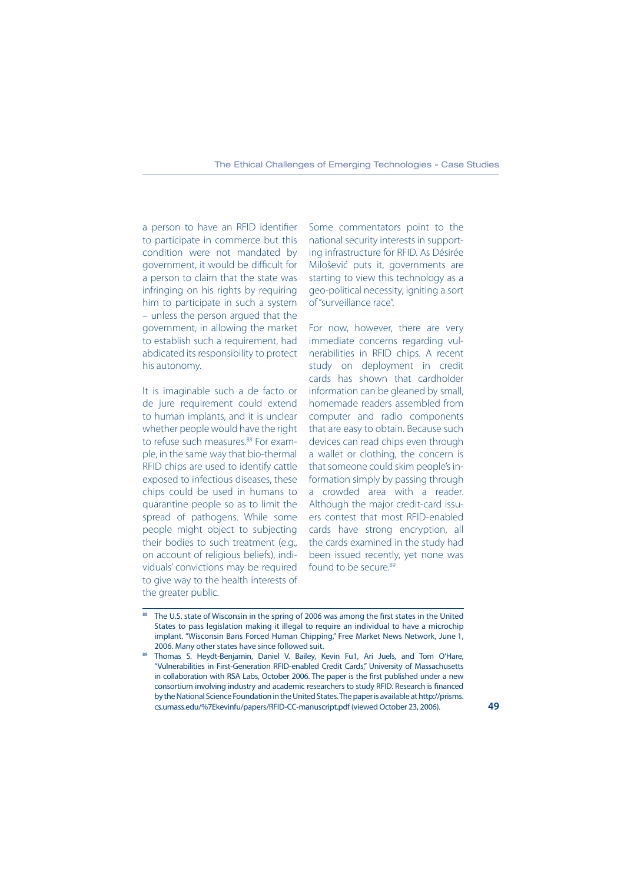a person to have an RFID identifier to participate in commerce but this condition were not mandated by government, it would be difficult for a person to claim that the state was infringing on his rights by requiring him to participate in such a system – unless the person argued that the government, in allowing the market to establish such a requirement, had abdicated its responsibility to protect his autonomy.

It is imaginable such a de facto or de jure requirement could extend to human implants, and it is unclear whether people would have the right to refuse such measures.[88] For example, in the same way that bio-thermal RFID chips are used to identify cattle exposed to infectious diseases, these chips could be used in humans to quarantine people so as to limit the spread of pathogens. While some people might object to subjecting their bodies to such treatment (e.g., on account of religious beliefs), individuals' convictions may be required to give way to the health interests of the greater public.

Some commentators point to the national security interests in supporting infrastructure for RFID. As Désirée Milošević puts it, governments are starting to view this technology as a geo-political necessity, igniting a sort of "surveillance race".

For now, however, there are very immediate concerns regarding vulnerabilities in RFID chips. A recent study on deployment in credit cards has shown that cardholder information can be gleaned by small, homemade readers assembled from computer and radio components that are easy to obtain. Because such devices can read chips even through a wallet or clothing, the concern is that someone could skim people's information simply by passing through a crowded area with a reader. Although the major credit-card issuers contest that most RFID-enabled cards have strong encryption, all the cards examined in the study had been issued recently, yet none was found to be secure.[89]

---

[88] The U.S. state of Wisconsin in the spring of 2006 was among the first states in the United States to pass legislation making it illegal to require an individual to have a microchip implant. "Wisconsin Bans Forced Human Chipping," Free Market News Network, June 1, 2006. Many other states have since followed suit.

[89] Thomas S. Heydt-Benjamin, Daniel V. Bailey, Kevin Fu1, Ari Juels, and Tom O'Hare, "Vulnerabilities in First-Generation RFID-enabled Credit Cards," University of Massachusetts in collaboration with RSA Labs, October 2006. The paper is the first published under a new consortium involving industry and academic researchers to study RFID. Research is financed by the National Science Foundation in the United States. The paper is available at http://prisms.cs.umass.edu/%7Ekevinfu/papers/RFID-CC-manuscript.pdf (viewed October 23, 2006).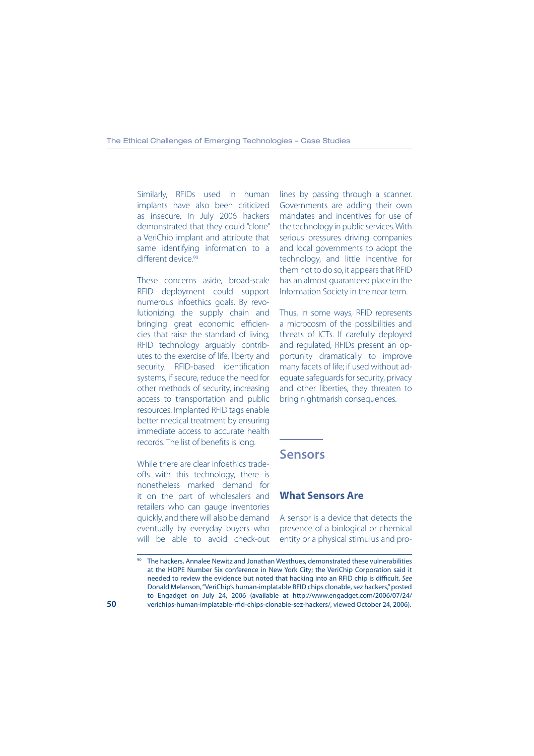Similarly, RFIDs used in human implants have also been criticized as insecure. In July 2006 hackers demonstrated that they could "clone" a VeriChip implant and attribute that same identifying information to a different device.[90]

These concerns aside, broad-scale RFID deployment could support numerous infoethics goals. By revolutionizing the supply chain and bringing great economic efficiencies that raise the standard of living, RFID technology arguably contributes to the exercise of life, liberty and security. RFID-based identification systems, if secure, reduce the need for other methods of security, increasing access to transportation and public resources. Implanted RFID tags enable better medical treatment by ensuring immediate access to accurate health records. The list of benefits is long.

While there are clear infoethics trade-offs with this technology, there is nonetheless marked demand for it on the part of wholesalers and retailers who can gauge inventories quickly, and there will also be demand eventually by everyday buyers who will be able to avoid check-out lines by passing through a scanner. Governments are adding their own mandates and incentives for use of the technology in public services. With serious pressures driving companies and local governments to adopt the technology, and little incentive for them not to do so, it appears that RFID has an almost guaranteed place in the Information Society in the near term.

Thus, in some ways, RFID represents a microcosm of the possibilities and threats of ICTs. If carefully deployed and regulated, RFIDs present an opportunity dramatically to improve many facets of life; if used without adequate safeguards for security, privacy and other liberties, they threaten to bring nightmarish consequences.

## Sensors

### What Sensors Are

A sensor is a device that detects the presence of a biological or chemical entity or a physical stimulus and pro-

---

[90] The hackers, Annalee Newitz and Jonathan Westhues, demonstrated these vulnerabilities at the HOPE Number Six conference in New York City; the VeriChip Corporation said it needed to review the evidence but noted that hacking into an RFID chip is difficult. *See* Donald Melanson, "VeriChip's human-implatable RFID chips clonable, sez hackers," posted to Engadget on July 24, 2006 (available at http://www.engadget.com/2006/07/24/verichips-human-implatable-rfid-chips-clonable-sez-hackers/, viewed October 24, 2006).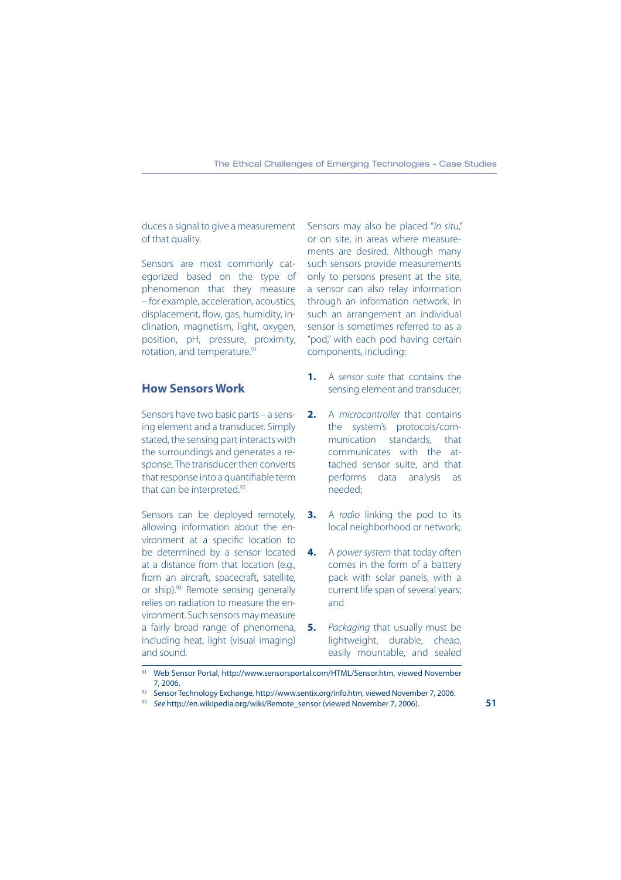duces a signal to give a measurement of that quality.

Sensors are most commonly categorized based on the type of phenomenon that they measure – for example, acceleration, acoustics, displacement, flow, gas, humidity, inclination, magnetism, light, oxygen, position, pH, pressure, proximity, rotation, and temperature.[91]

## How Sensors Work

Sensors have two basic parts – a sensing element and a transducer. Simply stated, the sensing part interacts with the surroundings and generates a response. The transducer then converts that response into a quantifiable term that can be interpreted.[92]

Sensors can be deployed remotely, allowing information about the environment at a specific location to be determined by a sensor located at a distance from that location (e.g., from an aircraft, spacecraft, satellite, or ship).[93] Remote sensing generally relies on radiation to measure the environment. Such sensors may measure a fairly broad range of phenomena, including heat, light (visual imaging) and sound.

Sensors may also be placed "*in situ*," or on site, in areas where measurements are desired. Although many such sensors provide measurements only to persons present at the site, a sensor can also relay information through an information network. In such an arrangement an individual sensor is sometimes referred to as a "pod," with each pod having certain components, including:

1. A *sensor suite* that contains the sensing element and transducer;
2. A *microcontroller* that contains the system's protocols/communication standards, that communicates with the attached sensor suite, and that performs data analysis as needed;
3. A *radio* linking the pod to its local neighborhood or network;
4. A *power system* that today often comes in the form of a battery pack with solar panels, with a current life span of several years; and
5. *Packaging* that usually must be lightweight, durable, cheap, easily mountable, and sealed

---

[91] Web Sensor Portal, http://www.sensorsportal.com/HTML/Sensor.htm, viewed November 7, 2006.

[92] Sensor Technology Exchange, http://www.sentix.org/info.htm, viewed November 7, 2006.

[93] *See* http://en.wikipedia.org/wiki/Remote_sensor (viewed November 7, 2006).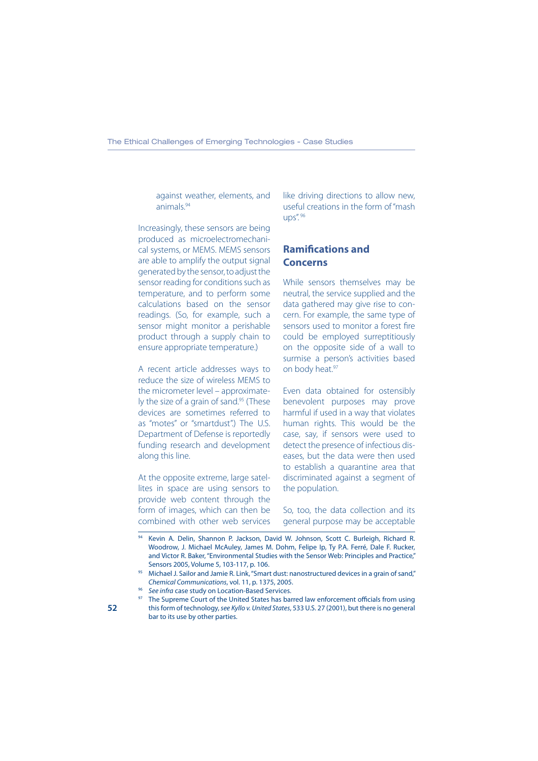against weather, elements, and animals.[94]

Increasingly, these sensors are being produced as microelectromechanical systems, or MEMS. MEMS sensors are able to amplify the output signal generated by the sensor, to adjust the sensor reading for conditions such as temperature, and to perform some calculations based on the sensor readings. (So, for example, such a sensor might monitor a perishable product through a supply chain to ensure appropriate temperature.)

A recent article addresses ways to reduce the size of wireless MEMS to the micrometer level – approximately the size of a grain of sand.[95] (These devices are sometimes referred to as "motes" or "smartdust".) The U.S. Department of Defense is reportedly funding research and development along this line.

At the opposite extreme, large satellites in space are using sensors to provide web content through the form of images, which can then be combined with other web services like driving directions to allow new, useful creations in the form of "mash ups".[96]

## Ramifications and Concerns

While sensors themselves may be neutral, the service supplied and the data gathered may give rise to concern. For example, the same type of sensors used to monitor a forest fire could be employed surreptitiously on the opposite side of a wall to surmise a person's activities based on body heat.[97]

Even data obtained for ostensibly benevolent purposes may prove harmful if used in a way that violates human rights. This would be the case, say, if sensors were used to detect the presence of infectious diseases, but the data were then used to establish a quarantine area that discriminated against a segment of the population.

So, too, the data collection and its general purpose may be acceptable

---

[94] Kevin A. Delin, Shannon P. Jackson, David W. Johnson, Scott C. Burleigh, Richard R. Woodrow, J. Michael McAuley, James M. Dohm, Felipe Ip, Ty P.A. Ferré, Dale F. Rucker, and Victor R. Baker, "Environmental Studies with the Sensor Web: Principles and Practice," Sensors 2005, Volume 5, 103-117, p. 106.

[95] Michael J. Sailor and Jamie R. Link, "Smart dust: nanostructured devices in a grain of sand," *Chemical Communications*, vol. 11, p. 1375, 2005.

[96] *See infra* case study on Location-Based Services.

[97] The Supreme Court of the United States has barred law enforcement officials from using this form of technology, *see Kyllo v. United States*, 533 U.S. 27 (2001), but there is no general bar to its use by other parties.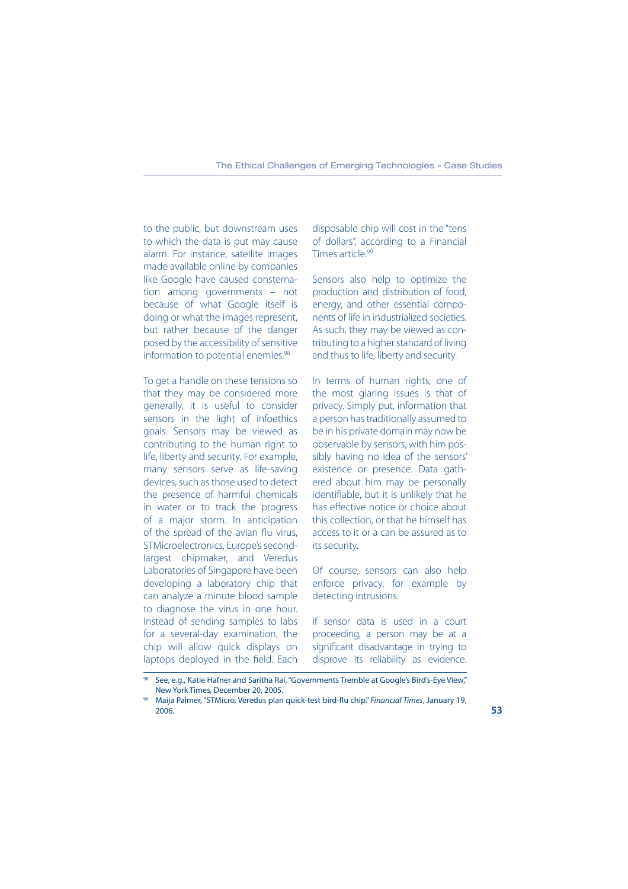to the public, but downstream uses to which the data is put may cause alarm. For instance, satellite images made available online by companies like Google have caused consternation among governments – not because of what Google itself is doing or what the images represent, but rather because of the danger posed by the accessibility of sensitive information to potential enemies.[98]

To get a handle on these tensions so that they may be considered more generally, it is useful to consider sensors in the light of infoethics goals. Sensors may be viewed as contributing to the human right to life, liberty and security. For example, many sensors serve as life-saving devices, such as those used to detect the presence of harmful chemicals in water or to track the progress of a major storm. In anticipation of the spread of the avian flu virus, STMicroelectronics, Europe's second-largest chipmaker, and Veredus Laboratories of Singapore have been developing a laboratory chip that can analyze a minute blood sample to diagnose the virus in one hour. Instead of sending samples to labs for a several-day examination, the chip will allow quick displays on laptops deployed in the field. Each disposable chip will cost in the "tens of dollars", according to a Financial Times article.[99]

Sensors also help to optimize the production and distribution of food, energy, and other essential components of life in industrialized societies. As such, they may be viewed as contributing to a higher standard of living and thus to life, liberty and security.

In terms of human rights, one of the most glaring issues is that of privacy. Simply put, information that a person has traditionally assumed to be in his private domain may now be observable by sensors, with him possibly having no idea of the sensors' existence or presence. Data gathered about him may be personally identifiable, but it is unlikely that he has effective notice or choice about this collection, or that he himself has access to it or a can be assured as to its security.

Of course, sensors can also help enforce privacy, for example by detecting intrusions.

If sensor data is used in a court proceeding, a person may be at a significant disadvantage in trying to disprove its reliability as evidence.

---

[98] See, e.g., Katie Hafner and Saritha Rai, "Governments Tremble at Google's Bird's-Eye View," New York Times, December 20, 2005.

[99] Maija Palmer, "STMicro, Veredus plan quick-test bird-flu chip," *Financial Times*, January 19, 2006.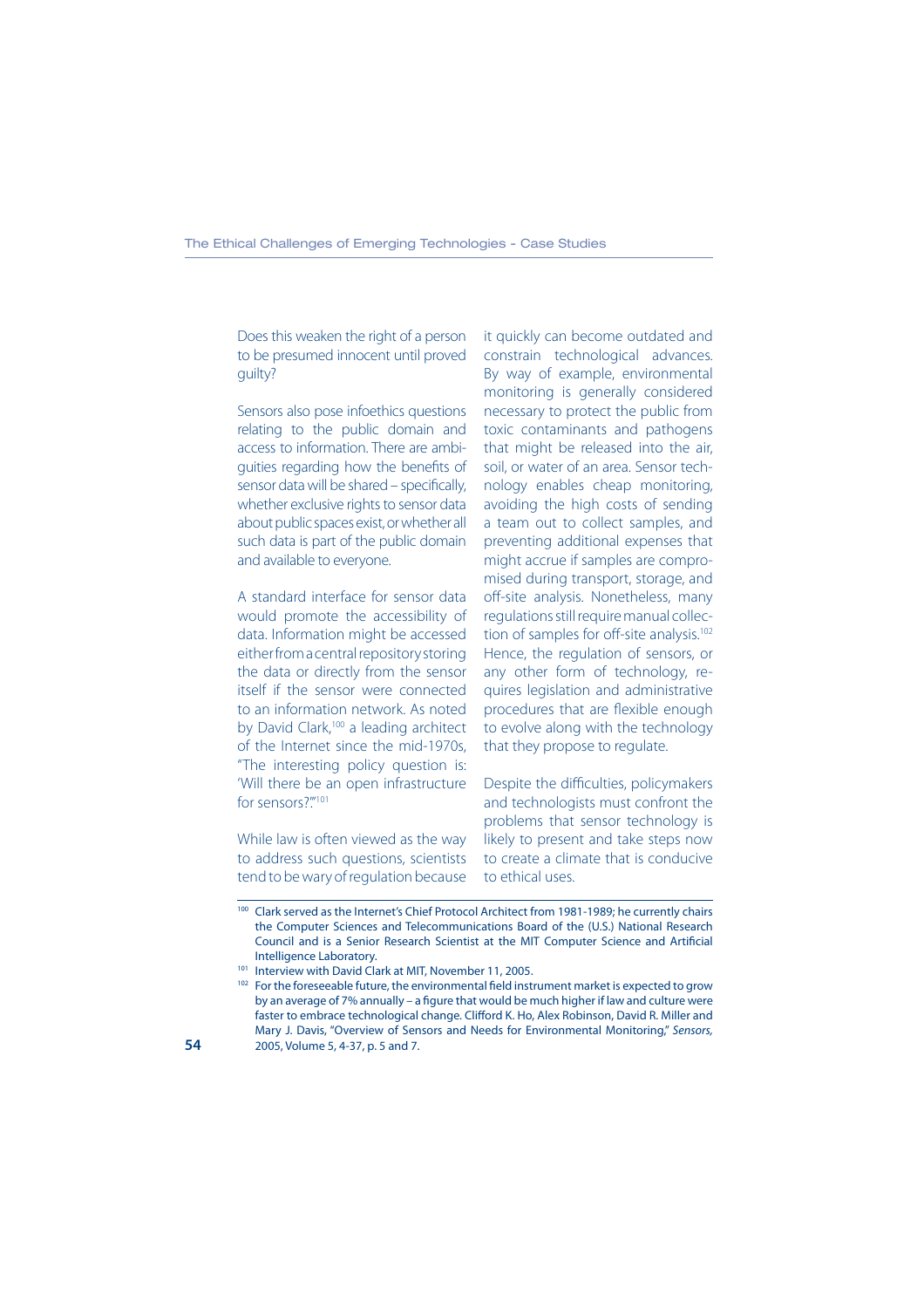Does this weaken the right of a person to be presumed innocent until proved guilty?

Sensors also pose infoethics questions relating to the public domain and access to information. There are ambiguities regarding how the benefits of sensor data will be shared – specifically, whether exclusive rights to sensor data about public spaces exist, or whether all such data is part of the public domain and available to everyone.

A standard interface for sensor data would promote the accessibility of data. Information might be accessed either from a central repository storing the data or directly from the sensor itself if the sensor were connected to an information network. As noted by David Clark,[100] a leading architect of the Internet since the mid-1970s, "The interesting policy question is: 'Will there be an open infrastructure for sensors?'"[101]

While law is often viewed as the way to address such questions, scientists tend to be wary of regulation because it quickly can become outdated and constrain technological advances. By way of example, environmental monitoring is generally considered necessary to protect the public from toxic contaminants and pathogens that might be released into the air, soil, or water of an area. Sensor technology enables cheap monitoring, avoiding the high costs of sending a team out to collect samples, and preventing additional expenses that might accrue if samples are compromised during transport, storage, and off-site analysis. Nonetheless, many regulations still require manual collection of samples for off-site analysis.[102] Hence, the regulation of sensors, or any other form of technology, requires legislation and administrative procedures that are flexible enough to evolve along with the technology that they propose to regulate.

Despite the difficulties, policymakers and technologists must confront the problems that sensor technology is likely to present and take steps now to create a climate that is conducive to ethical uses.

---

[100] Clark served as the Internet's Chief Protocol Architect from 1981-1989; he currently chairs the Computer Sciences and Telecommunications Board of the (U.S.) National Research Council and is a Senior Research Scientist at the MIT Computer Science and Artificial Intelligence Laboratory.

[101] Interview with David Clark at MIT, November 11, 2005.

[102] For the foreseeable future, the environmental field instrument market is expected to grow by an average of 7% annually – a figure that would be much higher if law and culture were faster to embrace technological change. Clifford K. Ho, Alex Robinson, David R. Miller and Mary J. Davis, "Overview of Sensors and Needs for Environmental Monitoring," *Sensors,* 2005, Volume 5, 4-37, p. 5 and 7.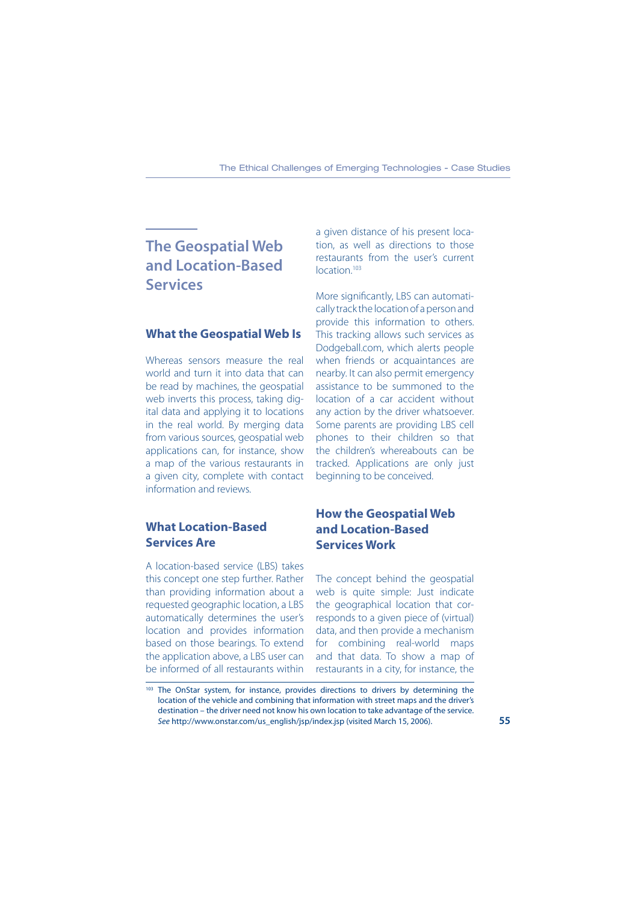## The Geospatial Web and Location-Based Services

### What the Geospatial Web Is

Whereas sensors measure the real world and turn it into data that can be read by machines, the geospatial web inverts this process, taking digital data and applying it to locations in the real world. By merging data from various sources, geospatial web applications can, for instance, show a map of the various restaurants in a given city, complete with contact information and reviews.

### What Location-Based Services Are

A location-based service (LBS) takes this concept one step further. Rather than providing information about a requested geographic location, a LBS automatically determines the user's location and provides information based on those bearings. To extend the application above, a LBS user can be informed of all restaurants within a given distance of his present location, as well as directions to those restaurants from the user's current location.[103]

More significantly, LBS can automatically track the location of a person and provide this information to others. This tracking allows such services as Dodgeball.com, which alerts people when friends or acquaintances are nearby. It can also permit emergency assistance to be summoned to the location of a car accident without any action by the driver whatsoever. Some parents are providing LBS cell phones to their children so that the children's whereabouts can be tracked. Applications are only just beginning to be conceived.

### How the Geospatial Web and Location-Based Services Work

The concept behind the geospatial web is quite simple: Just indicate the geographical location that corresponds to a given piece of (virtual) data, and then provide a mechanism for combining real-world maps and that data. To show a map of restaurants in a city, for instance, the

---

[103] The OnStar system, for instance, provides directions to drivers by determining the location of the vehicle and combining that information with street maps and the driver's destination – the driver need not know his own location to take advantage of the service. *See* http://www.onstar.com/us_english/jsp/index.jsp (visited March 15, 2006).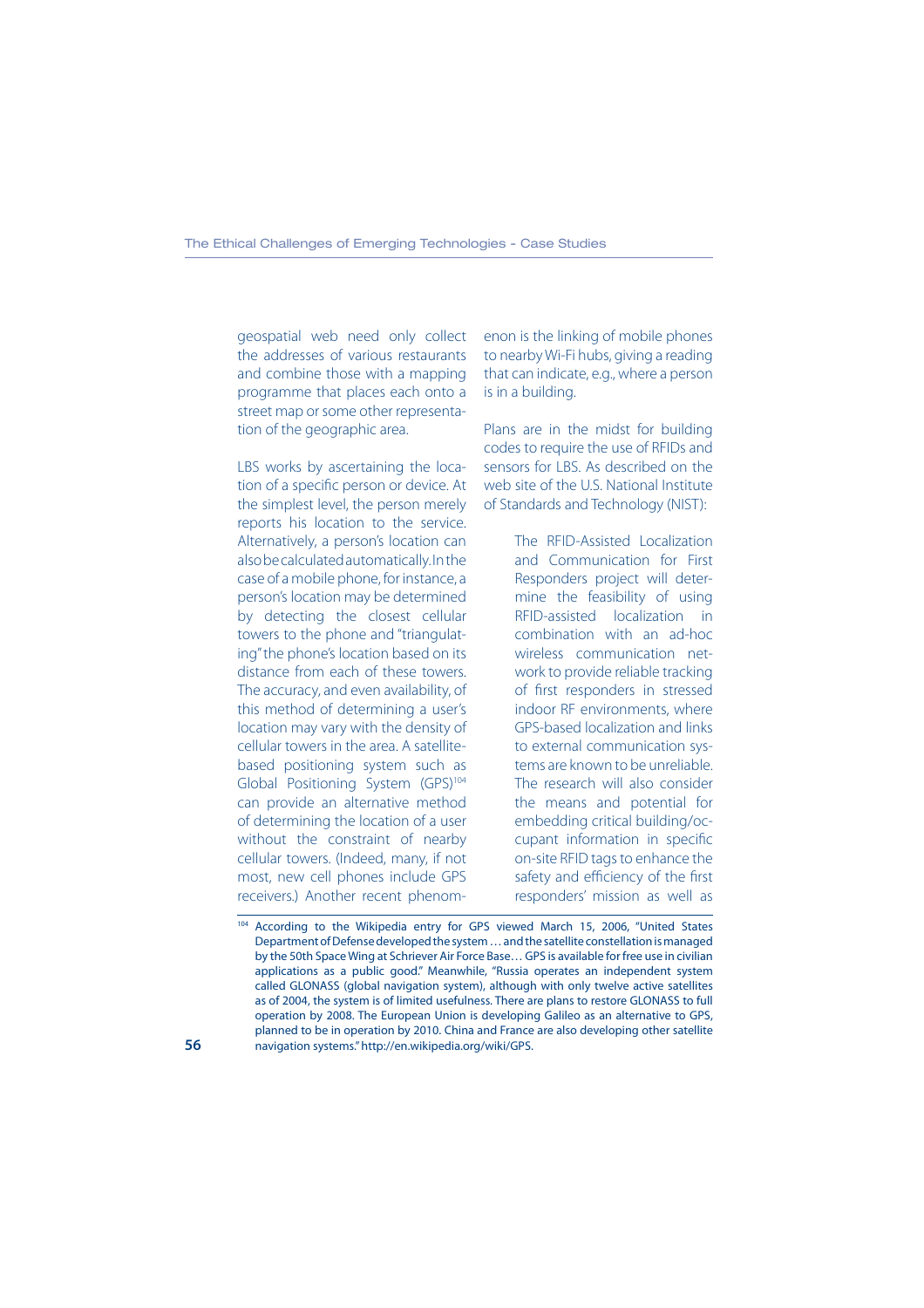geospatial web need only collect the addresses of various restaurants and combine those with a mapping programme that places each onto a street map or some other representation of the geographic area.

LBS works by ascertaining the location of a specific person or device. At the simplest level, the person merely reports his location to the service. Alternatively, a person's location can also be calculated automatically. In the case of a mobile phone, for instance, a person's location may be determined by detecting the closest cellular towers to the phone and "triangulating" the phone's location based on its distance from each of these towers. The accuracy, and even availability, of this method of determining a user's location may vary with the density of cellular towers in the area. A satellite-based positioning system such as Global Positioning System (GPS)[104] can provide an alternative method of determining the location of a user without the constraint of nearby cellular towers. (Indeed, many, if not most, new cell phones include GPS receivers.) Another recent phenomenon is the linking of mobile phones to nearby Wi-Fi hubs, giving a reading that can indicate, e.g., where a person is in a building.

Plans are in the midst for building codes to require the use of RFIDs and sensors for LBS. As described on the web site of the U.S. National Institute of Standards and Technology (NIST):

> The RFID-Assisted Localization and Communication for First Responders project will determine the feasibility of using RFID-assisted localization in combination with an ad-hoc wireless communication network to provide reliable tracking of first responders in stressed indoor RF environments, where GPS-based localization and links to external communication systems are known to be unreliable. The research will also consider the means and potential for embedding critical building/occupant information in specific on-site RFID tags to enhance the safety and efficiency of the first responders' mission as well as

[104] According to the Wikipedia entry for GPS viewed March 15, 2006, "United States Department of Defense developed the system … and the satellite constellation is managed by the 50th Space Wing at Schriever Air Force Base… GPS is available for free use in civilian applications as a public good." Meanwhile, "Russia operates an independent system called GLONASS (global navigation system), although with only twelve active satellites as of 2004, the system is of limited usefulness. There are plans to restore GLONASS to full operation by 2008. The European Union is developing Galileo as an alternative to GPS, planned to be in operation by 2010. China and France are also developing other satellite navigation systems." http://en.wikipedia.org/wiki/GPS.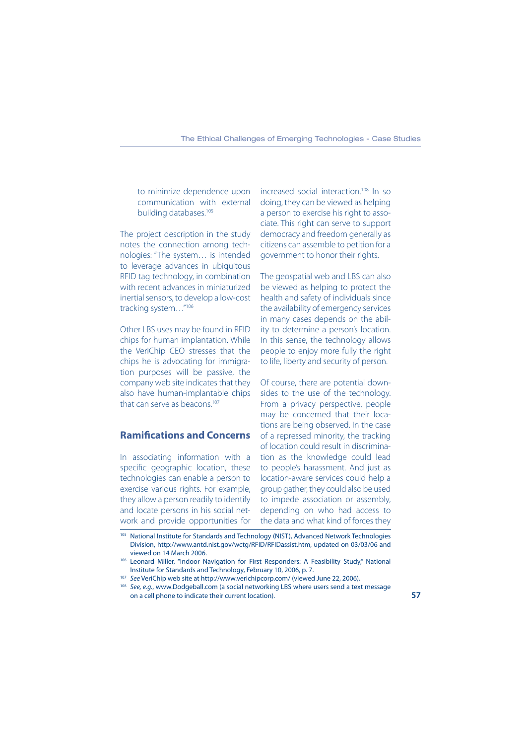to minimize dependence upon communication with external building databases.[105]

The project description in the study notes the connection among technologies: "The system… is intended to leverage advances in ubiquitous RFID tag technology, in combination with recent advances in miniaturized inertial sensors, to develop a low-cost tracking system…"[106]

Other LBS uses may be found in RFID chips for human implantation. While the VeriChip CEO stresses that the chips he is advocating for immigration purposes will be passive, the company web site indicates that they also have human-implantable chips that can serve as beacons.[107]

## Ramifications and Concerns

In associating information with a specific geographic location, these technologies can enable a person to exercise various rights. For example, they allow a person readily to identify and locate persons in his social network and provide opportunities for increased social interaction.[108] In so doing, they can be viewed as helping a person to exercise his right to associate. This right can serve to support democracy and freedom generally as citizens can assemble to petition for a government to honor their rights.

The geospatial web and LBS can also be viewed as helping to protect the health and safety of individuals since the availability of emergency services in many cases depends on the ability to determine a person's location. In this sense, the technology allows people to enjoy more fully the right to life, liberty and security of person.

Of course, there are potential downsides to the use of the technology. From a privacy perspective, people may be concerned that their locations are being observed. In the case of a repressed minority, the tracking of location could result in discrimination as the knowledge could lead to people's harassment. And just as location-aware services could help a group gather, they could also be used to impede association or assembly, depending on who had access to the data and what kind of forces they

---

[105] National Institute for Standards and Technology (NIST), Advanced Network Technologies Division, http://www.antd.nist.gov/wctg/RFID/RFIDassist.htm, updated on 03/03/06 and viewed on 14 March 2006.

[106] Leonard Miller, "Indoor Navigation for First Responders: A Feasibility Study," National Institute for Standards and Technology, February 10, 2006, p. 7.

[107] *See* VeriChip web site at http://www.verichipcorp.com/ (viewed June 22, 2006).

[108] *See, e.g.*, www.Dodgeball.com (a social networking LBS where users send a text message on a cell phone to indicate their current location).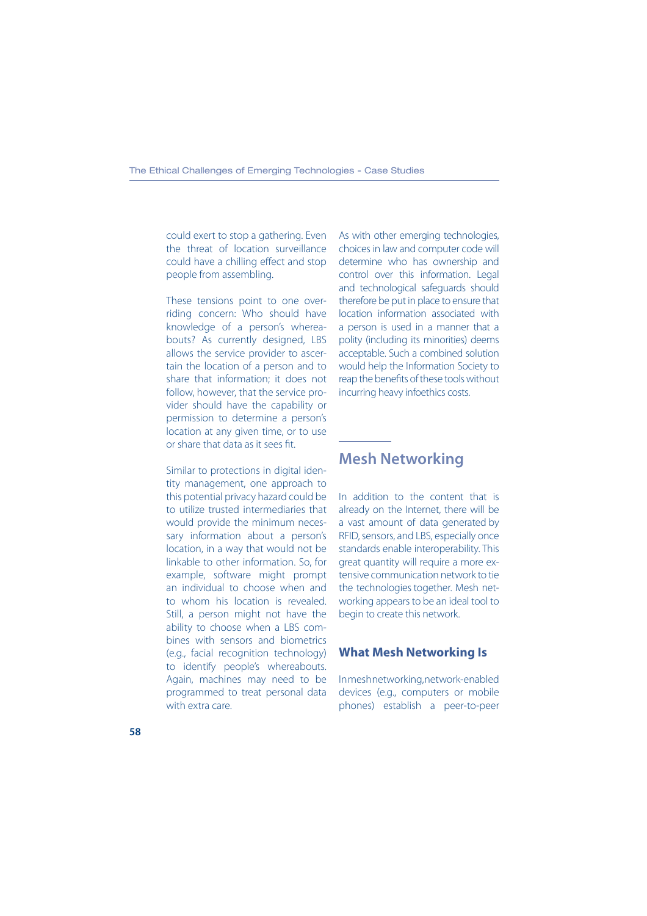could exert to stop a gathering. Even the threat of location surveillance could have a chilling effect and stop people from assembling.

These tensions point to one overriding concern: Who should have knowledge of a person's whereabouts? As currently designed, LBS allows the service provider to ascertain the location of a person and to share that information; it does not follow, however, that the service provider should have the capability or permission to determine a person's location at any given time, or to use or share that data as it sees fit.

Similar to protections in digital identity management, one approach to this potential privacy hazard could be to utilize trusted intermediaries that would provide the minimum necessary information about a person's location, in a way that would not be linkable to other information. So, for example, software might prompt an individual to choose when and to whom his location is revealed. Still, a person might not have the ability to choose when a LBS combines with sensors and biometrics (e.g., facial recognition technology) to identify people's whereabouts. Again, machines may need to be programmed to treat personal data with extra care.

As with other emerging technologies, choices in law and computer code will determine who has ownership and control over this information. Legal and technological safeguards should therefore be put in place to ensure that location information associated with a person is used in a manner that a polity (including its minorities) deems acceptable. Such a combined solution would help the Information Society to reap the benefits of these tools without incurring heavy infoethics costs.

## Mesh Networking

In addition to the content that is already on the Internet, there will be a vast amount of data generated by RFID, sensors, and LBS, especially once standards enable interoperability. This great quantity will require a more extensive communication network to tie the technologies together. Mesh networking appears to be an ideal tool to begin to create this network.

### What Mesh Networking Is

In mesh networking, network-enabled devices (e.g., computers or mobile phones) establish a peer-to-peer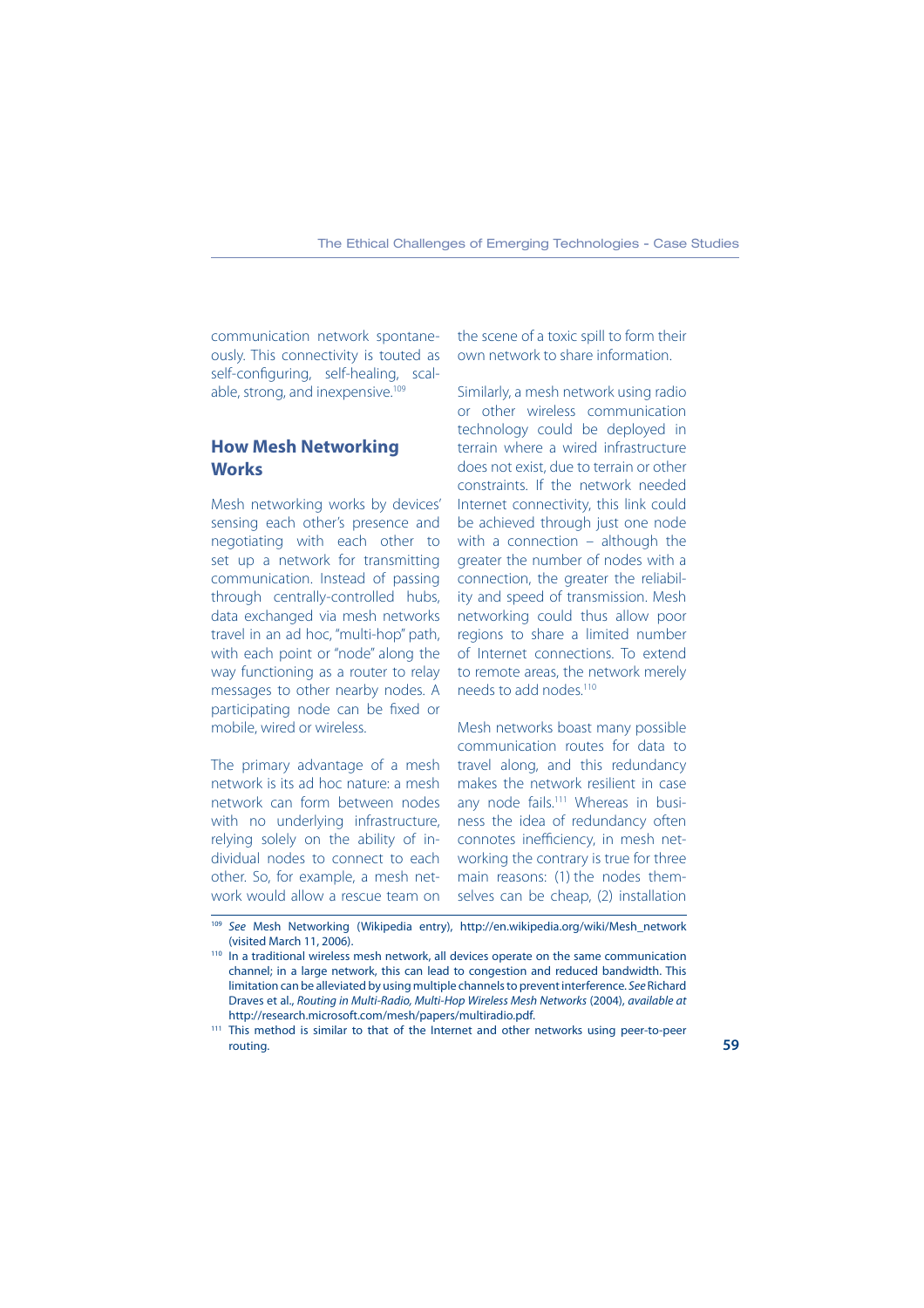communication network spontaneously. This connectivity is touted as self-configuring, self-healing, scalable, strong, and inexpensive.[109]

## How Mesh Networking Works

Mesh networking works by devices' sensing each other's presence and negotiating with each other to set up a network for transmitting communication. Instead of passing through centrally-controlled hubs, data exchanged via mesh networks travel in an ad hoc, "multi-hop" path, with each point or "node" along the way functioning as a router to relay messages to other nearby nodes. A participating node can be fixed or mobile, wired or wireless.

The primary advantage of a mesh network is its ad hoc nature: a mesh network can form between nodes with no underlying infrastructure, relying solely on the ability of individual nodes to connect to each other. So, for example, a mesh network would allow a rescue team on the scene of a toxic spill to form their own network to share information.

Similarly, a mesh network using radio or other wireless communication technology could be deployed in terrain where a wired infrastructure does not exist, due to terrain or other constraints. If the network needed Internet connectivity, this link could be achieved through just one node with a connection – although the greater the number of nodes with a connection, the greater the reliability and speed of transmission. Mesh networking could thus allow poor regions to share a limited number of Internet connections. To extend to remote areas, the network merely needs to add nodes.[110]

Mesh networks boast many possible communication routes for data to travel along, and this redundancy makes the network resilient in case any node fails.[111] Whereas in business the idea of redundancy often connotes inefficiency, in mesh networking the contrary is true for three main reasons: (1) the nodes themselves can be cheap, (2) installation

---

[109] *See* Mesh Networking (Wikipedia entry), http://en.wikipedia.org/wiki/Mesh_network (visited March 11, 2006).

[110] In a traditional wireless mesh network, all devices operate on the same communication channel; in a large network, this can lead to congestion and reduced bandwidth. This limitation can be alleviated by using multiple channels to prevent interference. *See* Richard Draves et al., *Routing in Multi-Radio, Multi-Hop Wireless Mesh Networks* (2004), *available at* http://research.microsoft.com/mesh/papers/multiradio.pdf.

[111] This method is similar to that of the Internet and other networks using peer-to-peer routing.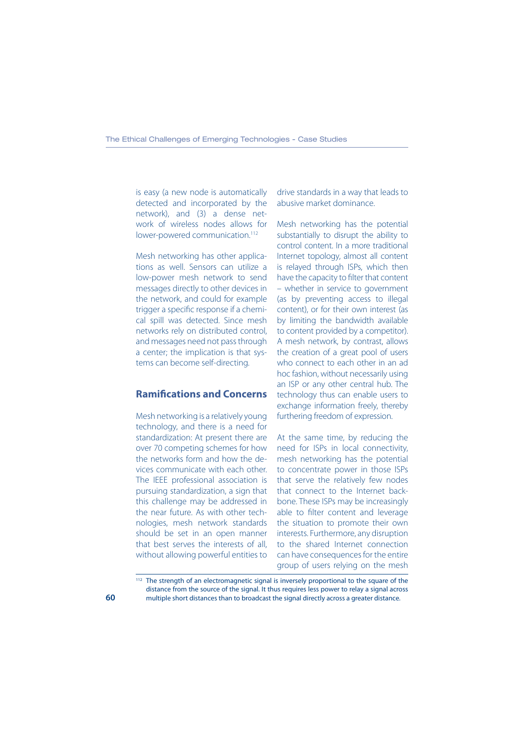is easy (a new node is automatically detected and incorporated by the network), and (3) a dense network of wireless nodes allows for lower-powered communication.[112]

Mesh networking has other applications as well. Sensors can utilize a low-power mesh network to send messages directly to other devices in the network, and could for example trigger a specific response if a chemical spill was detected. Since mesh networks rely on distributed control, and messages need not pass through a center; the implication is that systems can become self-directing.

## Ramifications and Concerns

Mesh networking is a relatively young technology, and there is a need for standardization: At present there are over 70 competing schemes for how the networks form and how the devices communicate with each other. The IEEE professional association is pursuing standardization, a sign that this challenge may be addressed in the near future. As with other technologies, mesh network standards should be set in an open manner that best serves the interests of all, without allowing powerful entities to drive standards in a way that leads to abusive market dominance.

Mesh networking has the potential substantially to disrupt the ability to control content. In a more traditional Internet topology, almost all content is relayed through ISPs, which then have the capacity to filter that content – whether in service to government (as by preventing access to illegal content), or for their own interest (as by limiting the bandwidth available to content provided by a competitor). A mesh network, by contrast, allows the creation of a great pool of users who connect to each other in an ad hoc fashion, without necessarily using an ISP or any other central hub. The technology thus can enable users to exchange information freely, thereby furthering freedom of expression.

At the same time, by reducing the need for ISPs in local connectivity, mesh networking has the potential to concentrate power in those ISPs that serve the relatively few nodes that connect to the Internet backbone. These ISPs may be increasingly able to filter content and leverage the situation to promote their own interests. Furthermore, any disruption to the shared Internet connection can have consequences for the entire group of users relying on the mesh

[112] The strength of an electromagnetic signal is inversely proportional to the square of the distance from the source of the signal. It thus requires less power to relay a signal across multiple short distances than to broadcast the signal directly across a greater distance.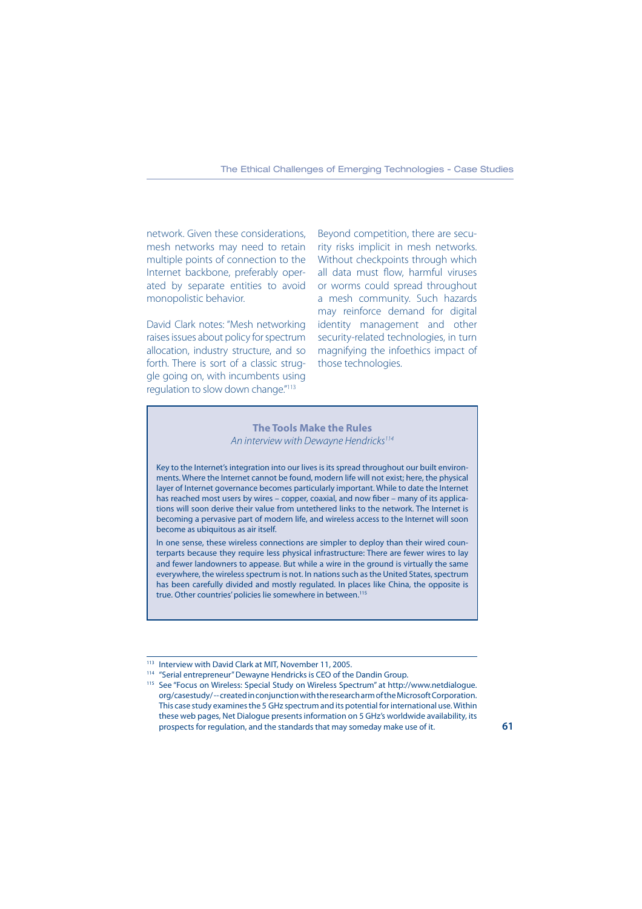network. Given these considerations, mesh networks may need to retain multiple points of connection to the Internet backbone, preferably operated by separate entities to avoid monopolistic behavior.

David Clark notes: "Mesh networking raises issues about policy for spectrum allocation, industry structure, and so forth. There is sort of a classic struggle going on, with incumbents using regulation to slow down change."[113]

Beyond competition, there are security risks implicit in mesh networks. Without checkpoints through which all data must flow, harmful viruses or worms could spread throughout a mesh community. Such hazards may reinforce demand for digital identity management and other security-related technologies, in turn magnifying the infoethics impact of those technologies.

### The Tools Make the Rules

*An interview with Dewayne Hendricks[114]*

Key to the Internet's integration into our lives is its spread throughout our built environments. Where the Internet cannot be found, modern life will not exist; here, the physical layer of Internet governance becomes particularly important. While to date the Internet has reached most users by wires – copper, coaxial, and now fiber – many of its applications will soon derive their value from untethered links to the network. The Internet is becoming a pervasive part of modern life, and wireless access to the Internet will soon become as ubiquitous as air itself.

In one sense, these wireless connections are simpler to deploy than their wired counterparts because they require less physical infrastructure: There are fewer wires to lay and fewer landowners to appease. But while a wire in the ground is virtually the same everywhere, the wireless spectrum is not. In nations such as the United States, spectrum has been carefully divided and mostly regulated. In places like China, the opposite is true. Other countries' policies lie somewhere in between.[115]

---

[113] Interview with David Clark at MIT, November 11, 2005.

[114] "Serial entrepreneur" Dewayne Hendricks is CEO of the Dandin Group.

[115] See "Focus on Wireless: Special Study on Wireless Spectrum" at http://www.netdialogue.org/casestudy/ -- created in conjunction with the research arm of the Microsoft Corporation. This case study examines the 5 GHz spectrum and its potential for international use. Within these web pages, Net Dialogue presents information on 5 GHz's worldwide availability, its prospects for regulation, and the standards that may someday make use of it.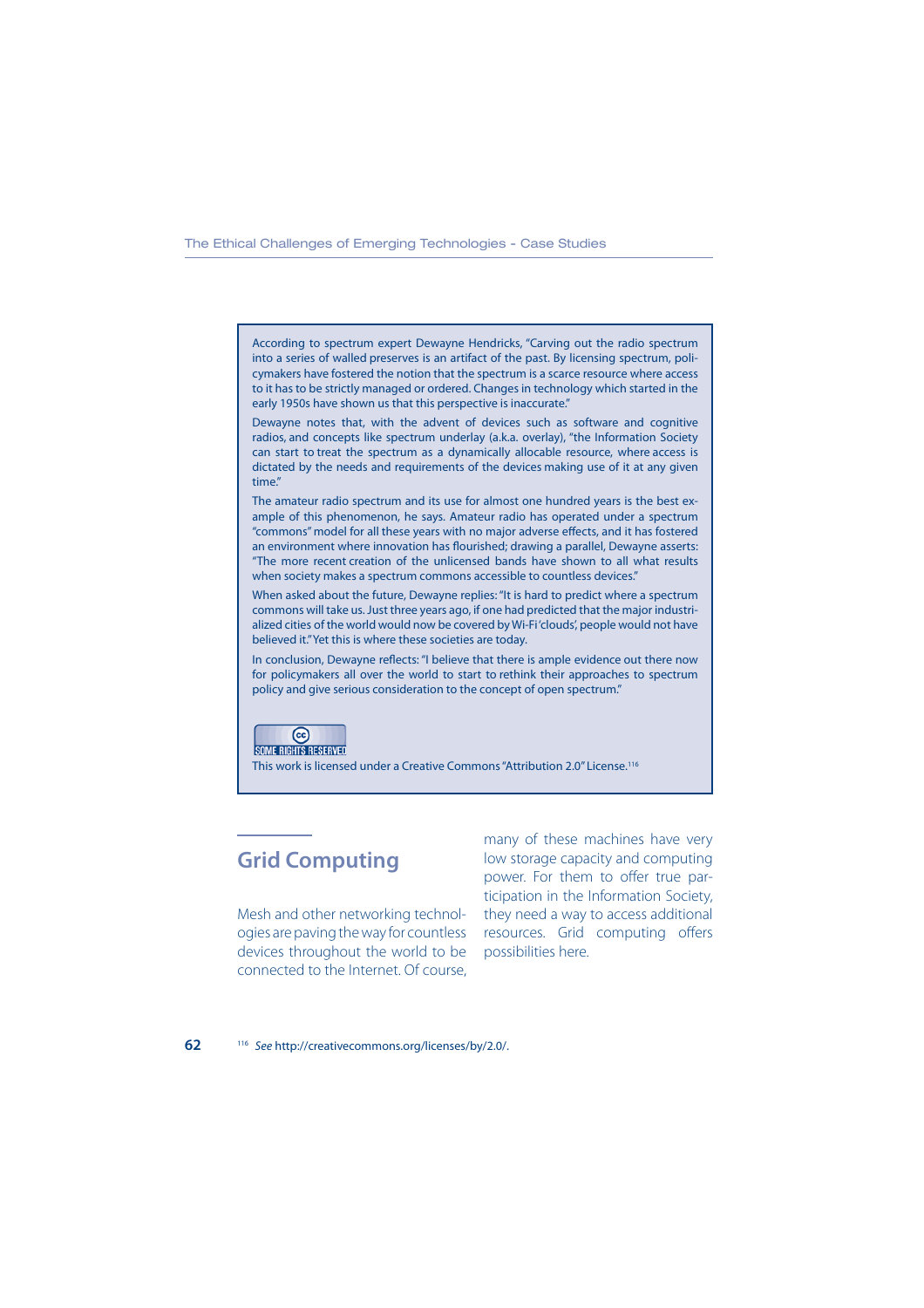According to spectrum expert Dewayne Hendricks, "Carving out the radio spectrum into a series of walled preserves is an artifact of the past. By licensing spectrum, policymakers have fostered the notion that the spectrum is a scarce resource where access to it has to be strictly managed or ordered. Changes in technology which started in the early 1950s have shown us that this perspective is inaccurate."

Dewayne notes that, with the advent of devices such as software and cognitive radios, and concepts like spectrum underlay (a.k.a. overlay), "the Information Society can start to treat the spectrum as a dynamically allocable resource, where access is dictated by the needs and requirements of the devices making use of it at any given time."

The amateur radio spectrum and its use for almost one hundred years is the best example of this phenomenon, he says. Amateur radio has operated under a spectrum "commons" model for all these years with no major adverse effects, and it has fostered an environment where innovation has flourished; drawing a parallel, Dewayne asserts: "The more recent creation of the unlicensed bands have shown to all what results when society makes a spectrum commons accessible to countless devices."

When asked about the future, Dewayne replies: "It is hard to predict where a spectrum commons will take us. Just three years ago, if one had predicted that the major industrialized cities of the world would now be covered by Wi-Fi 'clouds', people would not have believed it." Yet this is where these societies are today.

In conclusion, Dewayne reflects: "I believe that there is ample evidence out there now for policymakers all over the world to start to rethink their approaches to spectrum policy and give serious consideration to the concept of open spectrum."

SOME RIGHTS RESERVED

This work is licensed under a Creative Commons "Attribution 2.0" License.[116]

## Grid Computing

Mesh and other networking technologies are paving the way for countless devices throughout the world to be connected to the Internet. Of course, many of these machines have very low storage capacity and computing power. For them to offer true participation in the Information Society, they need a way to access additional resources. Grid computing offers possibilities here.

[116] *See* http://creativecommons.org/licenses/by/2.0/.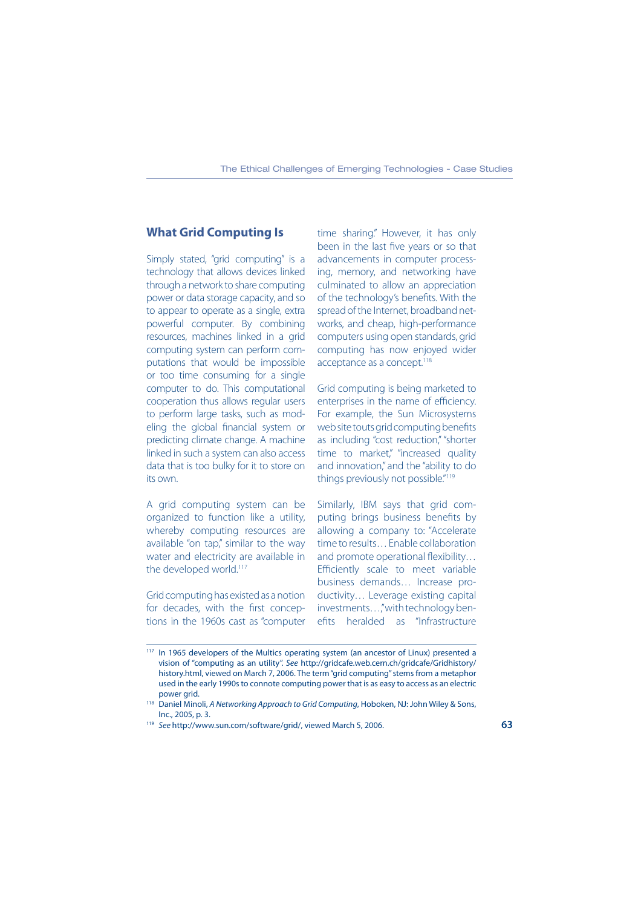## What Grid Computing Is

Simply stated, "grid computing" is a technology that allows devices linked through a network to share computing power or data storage capacity, and so to appear to operate as a single, extra powerful computer. By combining resources, machines linked in a grid computing system can perform computations that would be impossible or too time consuming for a single computer to do. This computational cooperation thus allows regular users to perform large tasks, such as modeling the global financial system or predicting climate change. A machine linked in such a system can also access data that is too bulky for it to store on its own.

A grid computing system can be organized to function like a utility, whereby computing resources are available "on tap," similar to the way water and electricity are available in the developed world.[117]

Grid computing has existed as a notion for decades, with the first conceptions in the 1960s cast as "computer time sharing." However, it has only been in the last five years or so that advancements in computer processing, memory, and networking have culminated to allow an appreciation of the technology's benefits. With the spread of the Internet, broadband networks, and cheap, high-performance computers using open standards, grid computing has now enjoyed wider acceptance as a concept.[118]

Grid computing is being marketed to enterprises in the name of efficiency. For example, the Sun Microsystems web site touts grid computing benefits as including "cost reduction," "shorter time to market," "increased quality and innovation," and the "ability to do things previously not possible."[119]

Similarly, IBM says that grid computing brings business benefits by allowing a company to: "Accelerate time to results… Enable collaboration and promote operational flexibility… Efficiently scale to meet variable business demands… Increase productivity… Leverage existing capital investments…," with technology benefits heralded as "Infrastructure

---

[117] In 1965 developers of the Multics operating system (an ancestor of Linux) presented a vision of "computing as an utility". *See* http://gridcafe.web.cern.ch/gridcafe/Gridhistory/history.html, viewed on March 7, 2006. The term "grid computing" stems from a metaphor used in the early 1990s to connote computing power that is as easy to access as an electric power grid.

[118] Daniel Minoli, *A Networking Approach to Grid Computing*, Hoboken, NJ: John Wiley & Sons, Inc., 2005, p. 3.

[119] *See* http://www.sun.com/software/grid/, viewed March 5, 2006.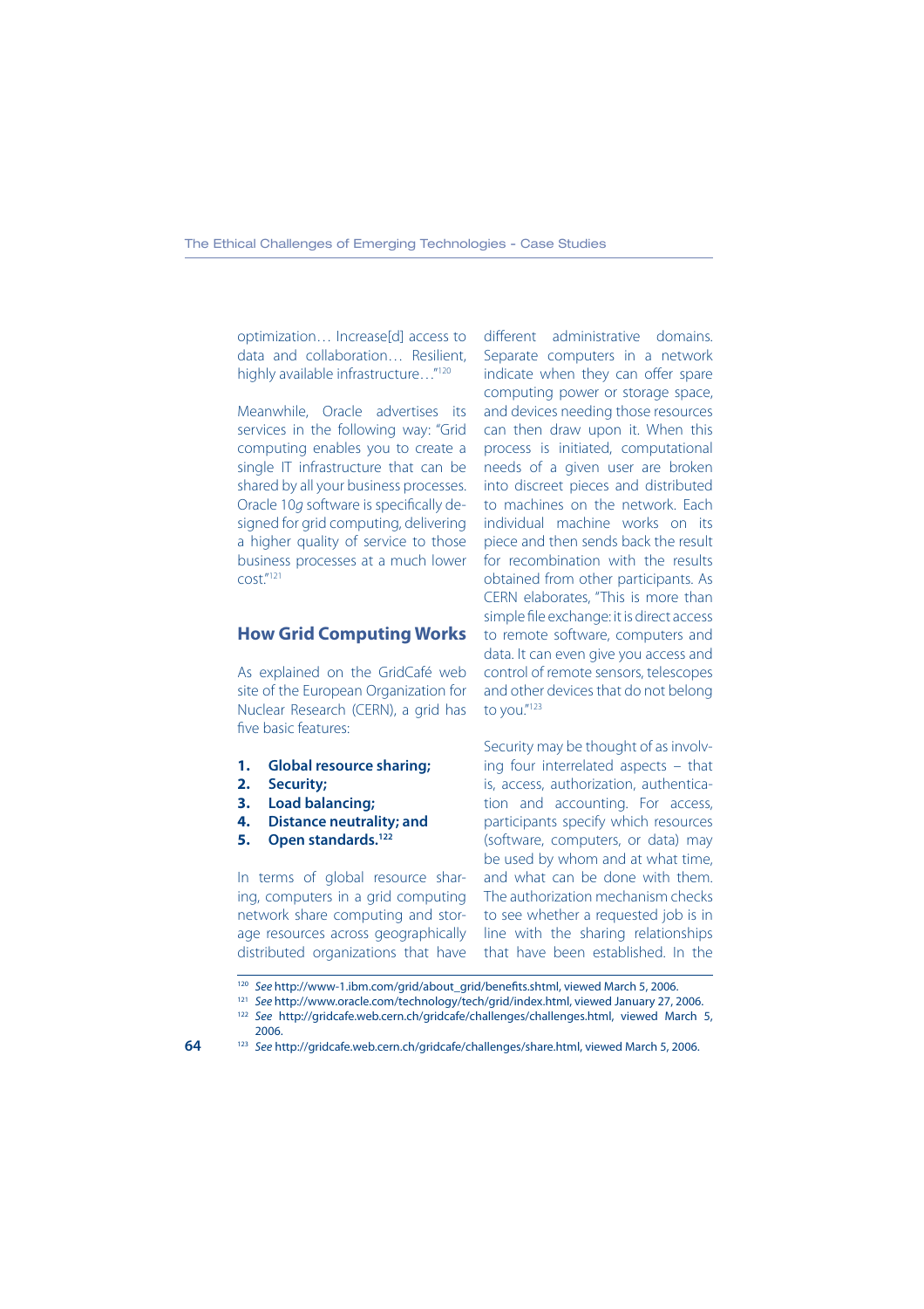optimization… Increase[d] access to data and collaboration… Resilient, highly available infrastructure…"[120]

Meanwhile, Oracle advertises its services in the following way: "Grid computing enables you to create a single IT infrastructure that can be shared by all your business processes. Oracle 10*g* software is specifically designed for grid computing, delivering a higher quality of service to those business processes at a much lower cost."[121]

## How Grid Computing Works

As explained on the GridCafé web site of the European Organization for Nuclear Research (CERN), a grid has five basic features:

1. **Global resource sharing;**
2. **Security;**
3. **Load balancing;**
4. **Distance neutrality; and**
5. **Open standards.[122]**

In terms of global resource sharing, computers in a grid computing network share computing and storage resources across geographically distributed organizations that have different administrative domains. Separate computers in a network indicate when they can offer spare computing power or storage space, and devices needing those resources can then draw upon it. When this process is initiated, computational needs of a given user are broken into discreet pieces and distributed to machines on the network. Each individual machine works on its piece and then sends back the result for recombination with the results obtained from other participants. As CERN elaborates, "This is more than simple file exchange: it is direct access to remote software, computers and data. It can even give you access and control of remote sensors, telescopes and other devices that do not belong to you."[123]

Security may be thought of as involving four interrelated aspects – that is, access, authorization, authentication and accounting. For access, participants specify which resources (software, computers, or data) may be used by whom and at what time, and what can be done with them. The authorization mechanism checks to see whether a requested job is in line with the sharing relationships that have been established. In the

[120] *See* http://www-1.ibm.com/grid/about_grid/benefits.shtml, viewed March 5, 2006.

[121] *See* http://www.oracle.com/technology/tech/grid/index.html, viewed January 27, 2006.

[122] *See* http://gridcafe.web.cern.ch/gridcafe/challenges/challenges.html, viewed March 5, 2006.

[123] *See* http://gridcafe.web.cern.ch/gridcafe/challenges/share.html, viewed March 5, 2006.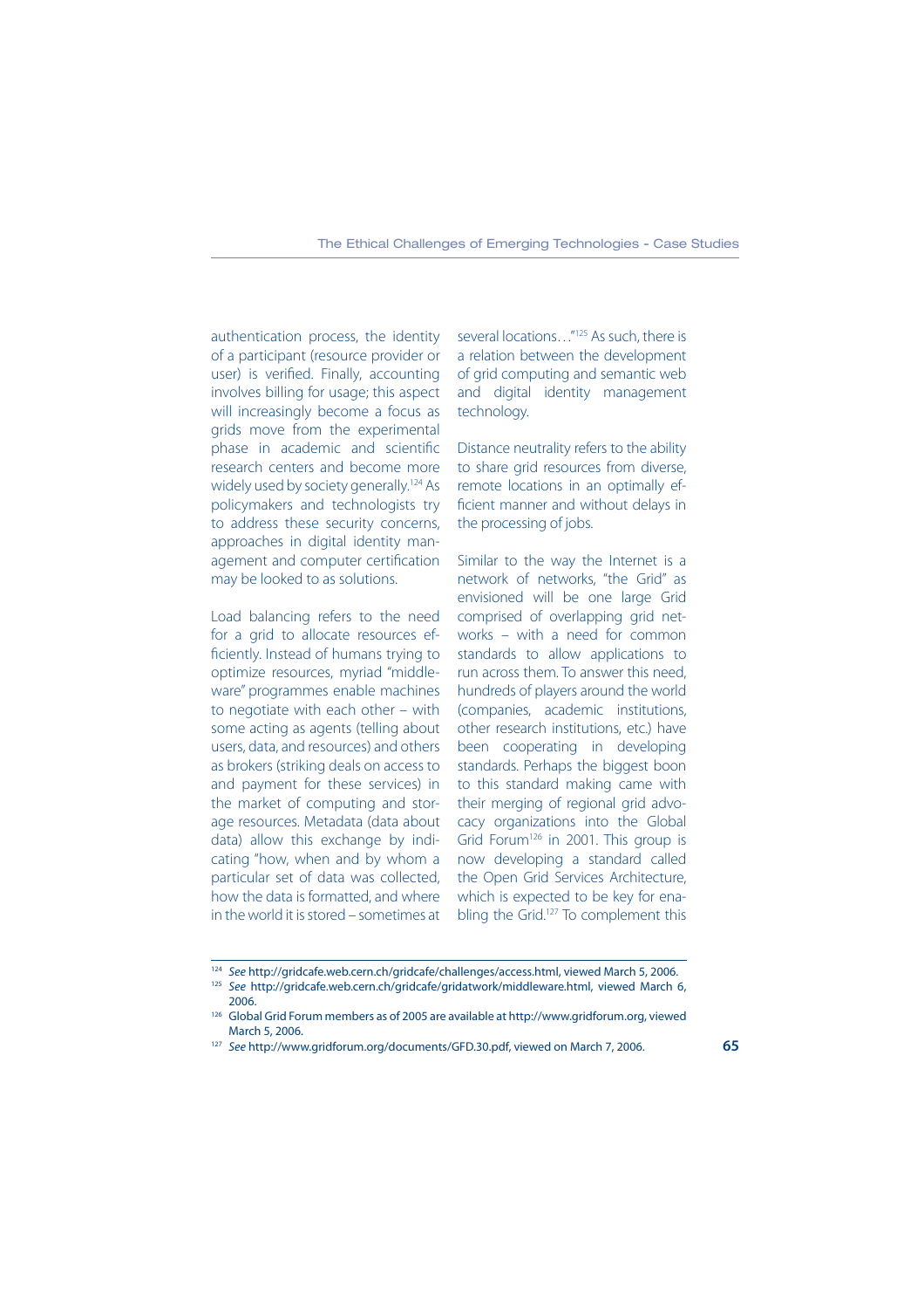authentication process, the identity of a participant (resource provider or user) is verified. Finally, accounting involves billing for usage; this aspect will increasingly become a focus as grids move from the experimental phase in academic and scientific research centers and become more widely used by society generally.[124] As policymakers and technologists try to address these security concerns, approaches in digital identity management and computer certification may be looked to as solutions.

Load balancing refers to the need for a grid to allocate resources efficiently. Instead of humans trying to optimize resources, myriad "middleware" programmes enable machines to negotiate with each other – with some acting as agents (telling about users, data, and resources) and others as brokers (striking deals on access to and payment for these services) in the market of computing and storage resources. Metadata (data about data) allow this exchange by indicating "how, when and by whom a particular set of data was collected, how the data is formatted, and where in the world it is stored – sometimes at several locations…"[125] As such, there is a relation between the development of grid computing and semantic web and digital identity management technology.

Distance neutrality refers to the ability to share grid resources from diverse, remote locations in an optimally efficient manner and without delays in the processing of jobs.

Similar to the way the Internet is a network of networks, "the Grid" as envisioned will be one large Grid comprised of overlapping grid networks – with a need for common standards to allow applications to run across them. To answer this need, hundreds of players around the world (companies, academic institutions, other research institutions, etc.) have been cooperating in developing standards. Perhaps the biggest boon to this standard making came with their merging of regional grid advocacy organizations into the Global Grid Forum[126] in 2001. This group is now developing a standard called the Open Grid Services Architecture, which is expected to be key for enabling the Grid.[127] To complement this

---

[124] *See* http://gridcafe.web.cern.ch/gridcafe/challenges/access.html, viewed March 5, 2006.

[125] *See* http://gridcafe.web.cern.ch/gridcafe/gridatwork/middleware.html, viewed March 6, 2006.

[126] Global Grid Forum members as of 2005 are available at http://www.gridforum.org, viewed March 5, 2006.

[127] *See* http://www.gridforum.org/documents/GFD.30.pdf, viewed on March 7, 2006.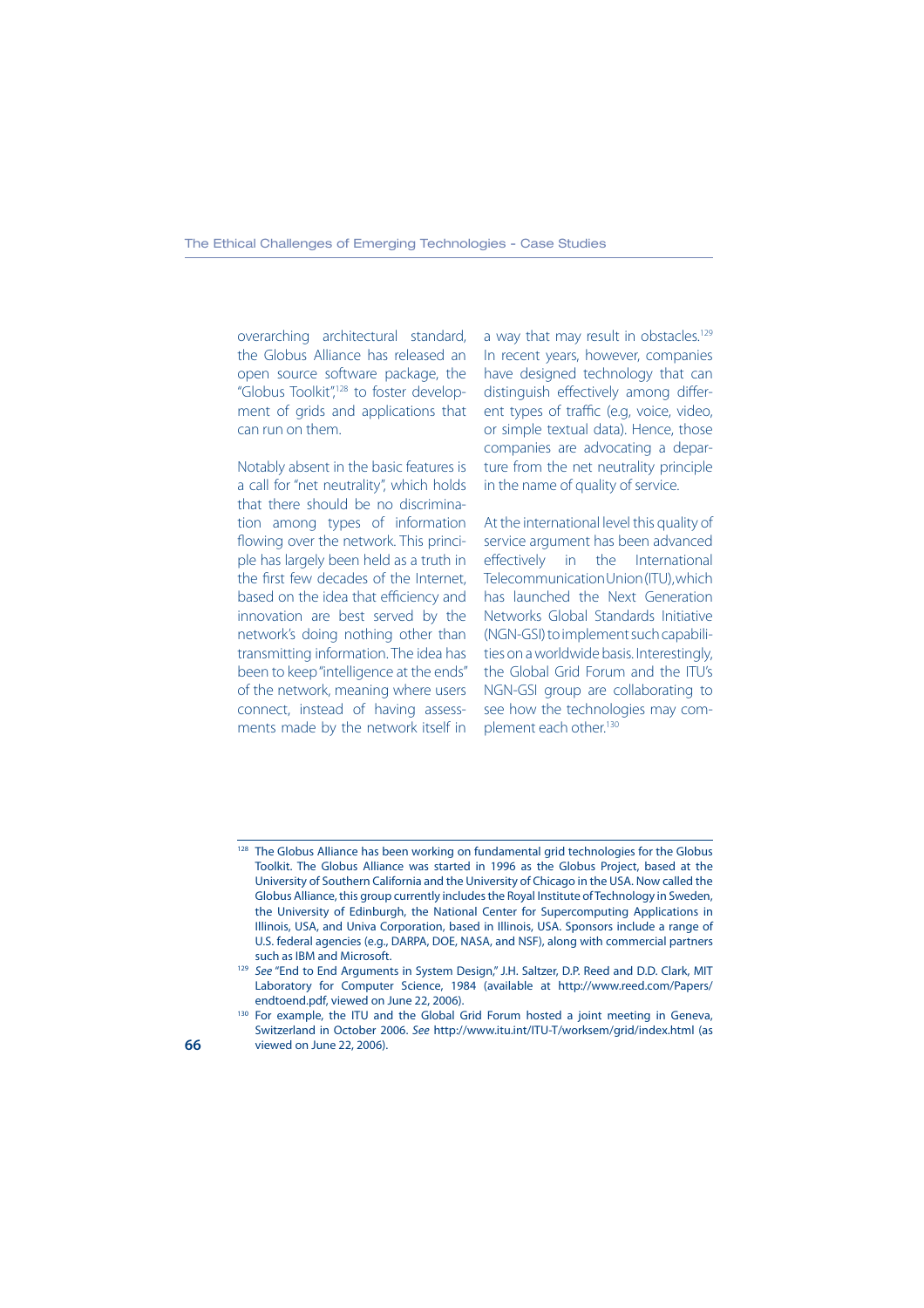overarching architectural standard, the Globus Alliance has released an open source software package, the "Globus Toolkit",[128] to foster development of grids and applications that can run on them.

Notably absent in the basic features is a call for "net neutrality", which holds that there should be no discrimination among types of information flowing over the network. This principle has largely been held as a truth in the first few decades of the Internet, based on the idea that efficiency and innovation are best served by the network's doing nothing other than transmitting information. The idea has been to keep "intelligence at the ends" of the network, meaning where users connect, instead of having assessments made by the network itself in a way that may result in obstacles.[129] In recent years, however, companies have designed technology that can distinguish effectively among different types of traffic (e.g, voice, video, or simple textual data). Hence, those companies are advocating a departure from the net neutrality principle in the name of quality of service.

At the international level this quality of service argument has been advanced effectively in the International Telecommunication Union (ITU), which has launched the Next Generation Networks Global Standards Initiative (NGN-GSI) to implement such capabilities on a worldwide basis. Interestingly, the Global Grid Forum and the ITU's NGN-GSI group are collaborating to see how the technologies may complement each other.[130]

---

[128] The Globus Alliance has been working on fundamental grid technologies for the Globus Toolkit. The Globus Alliance was started in 1996 as the Globus Project, based at the University of Southern California and the University of Chicago in the USA. Now called the Globus Alliance, this group currently includes the Royal Institute of Technology in Sweden, the University of Edinburgh, the National Center for Supercomputing Applications in Illinois, USA, and Univa Corporation, based in Illinois, USA. Sponsors include a range of U.S. federal agencies (e.g., DARPA, DOE, NASA, and NSF), along with commercial partners such as IBM and Microsoft.

[129] *See* "End to End Arguments in System Design," J.H. Saltzer, D.P. Reed and D.D. Clark, MIT Laboratory for Computer Science, 1984 (available at http://www.reed.com/Papers/endtoend.pdf, viewed on June 22, 2006).

[130] For example, the ITU and the Global Grid Forum hosted a joint meeting in Geneva, Switzerland in October 2006. *See* http://www.itu.int/ITU-T/worksem/grid/index.html (as viewed on June 22, 2006).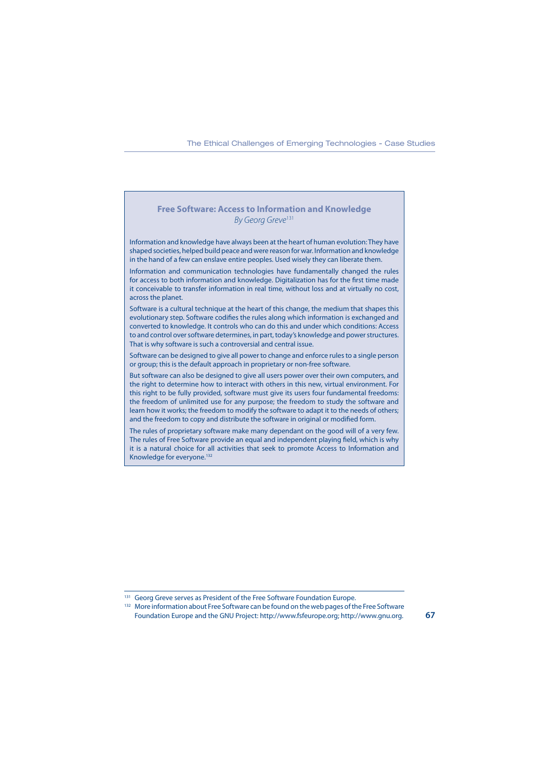## Free Software: Access to Information and Knowledge

*By Georg Greve*[131]

Information and knowledge have always been at the heart of human evolution: They have shaped societies, helped build peace and were reason for war. Information and knowledge in the hand of a few can enslave entire peoples. Used wisely they can liberate them.

Information and communication technologies have fundamentally changed the rules for access to both information and knowledge. Digitalization has for the first time made it conceivable to transfer information in real time, without loss and at virtually no cost, across the planet.

Software is a cultural technique at the heart of this change, the medium that shapes this evolutionary step. Software codifies the rules along which information is exchanged and converted to knowledge. It controls who can do this and under which conditions: Access to and control over software determines, in part, today's knowledge and power structures. That is why software is such a controversial and central issue.

Software can be designed to give all power to change and enforce rules to a single person or group; this is the default approach in proprietary or non-free software.

But software can also be designed to give all users power over their own computers, and the right to determine how to interact with others in this new, virtual environment. For this right to be fully provided, software must give its users four fundamental freedoms: the freedom of unlimited use for any purpose; the freedom to study the software and learn how it works; the freedom to modify the software to adapt it to the needs of others; and the freedom to copy and distribute the software in original or modified form.

The rules of proprietary software make many dependant on the good will of a very few. The rules of Free Software provide an equal and independent playing field, which is why it is a natural choice for all activities that seek to promote Access to Information and Knowledge for everyone.[132]

---

[131] Georg Greve serves as President of the Free Software Foundation Europe.

[132] More information about Free Software can be found on the web pages of the Free Software Foundation Europe and the GNU Project: http://www.fsfeurope.org; http://www.gnu.org.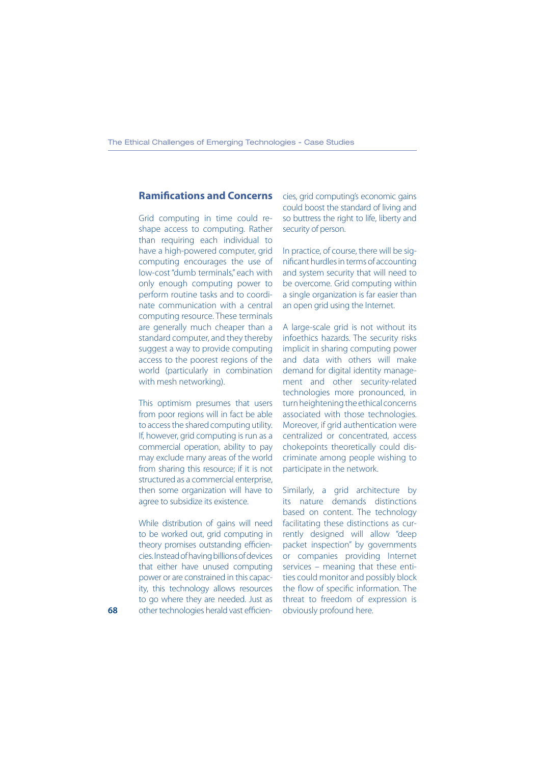## Ramifications and Concerns

Grid computing in time could reshape access to computing. Rather than requiring each individual to have a high-powered computer, grid computing encourages the use of low-cost "dumb terminals," each with only enough computing power to perform routine tasks and to coordinate communication with a central computing resource. These terminals are generally much cheaper than a standard computer, and they thereby suggest a way to provide computing access to the poorest regions of the world (particularly in combination with mesh networking).

This optimism presumes that users from poor regions will in fact be able to access the shared computing utility. If, however, grid computing is run as a commercial operation, ability to pay may exclude many areas of the world from sharing this resource; if it is not structured as a commercial enterprise, then some organization will have to agree to subsidize its existence.

While distribution of gains will need to be worked out, grid computing in theory promises outstanding efficiencies. Instead of having billions of devices that either have unused computing power or are constrained in this capacity, this technology allows resources to go where they are needed. Just as other technologies herald vast efficiencies, grid computing's economic gains could boost the standard of living and so buttress the right to life, liberty and security of person.

In practice, of course, there will be significant hurdles in terms of accounting and system security that will need to be overcome. Grid computing within a single organization is far easier than an open grid using the Internet.

A large-scale grid is not without its infoethics hazards. The security risks implicit in sharing computing power and data with others will make demand for digital identity management and other security-related technologies more pronounced, in turn heightening the ethical concerns associated with those technologies. Moreover, if grid authentication were centralized or concentrated, access chokepoints theoretically could discriminate among people wishing to participate in the network.

Similarly, a grid architecture by its nature demands distinctions based on content. The technology facilitating these distinctions as currently designed will allow "deep packet inspection" by governments or companies providing Internet services – meaning that these entities could monitor and possibly block the flow of specific information. The threat to freedom of expression is obviously profound here.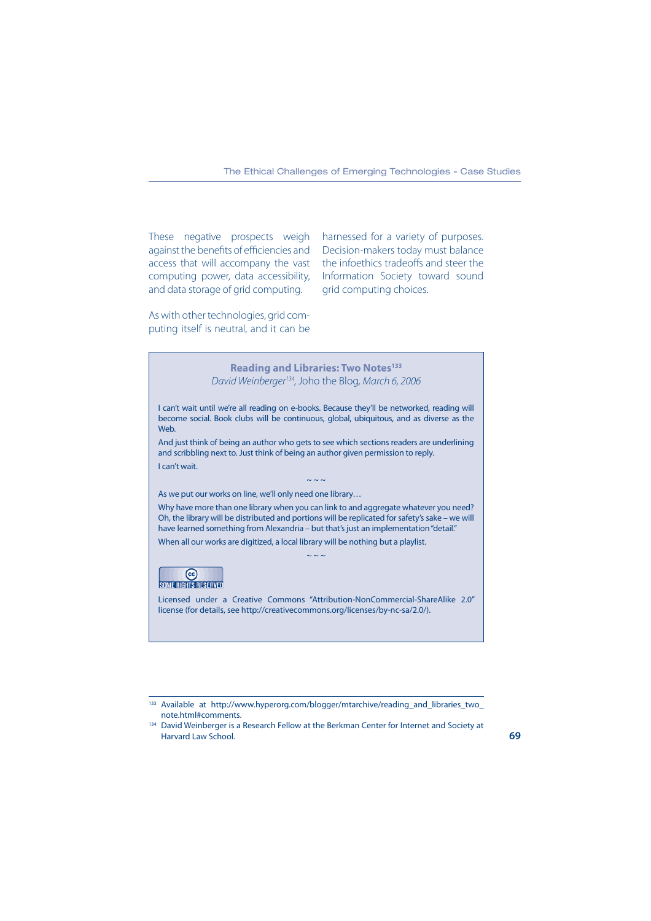These negative prospects weigh against the benefits of efficiencies and access that will accompany the vast computing power, data accessibility, and data storage of grid computing.

As with other technologies, grid computing itself is neutral, and it can be harnessed for a variety of purposes. Decision-makers today must balance the infoethics tradeoffs and steer the Information Society toward sound grid computing choices.

### Reading and Libraries: Two Notes[133]

*David Weinberger[134],* Joho the Blog, *March 6, 2006*

I can't wait until we're all reading on e-books. Because they'll be networked, reading will become social. Book clubs will be continuous, global, ubiquitous, and as diverse as the Web.

And just think of being an author who gets to see which sections readers are underlining and scribbling next to. Just think of being an author given permission to reply.

I can't wait.

~ ~ ~

As we put our works on line, we'll only need one library…

Why have more than one library when you can link to and aggregate whatever you need? Oh, the library will be distributed and portions will be replicated for safety's sake – we will have learned something from Alexandria – but that's just an implementation "detail."

When all our works are digitized, a local library will be nothing but a playlist.

~ ~ ~

SOME RIGHTS RESERVED

Licensed under a Creative Commons "Attribution-NonCommercial-ShareAlike 2.0" license (for details, see http://creativecommons.org/licenses/by-nc-sa/2.0/).

---

[133] Available at http://www.hyperorg.com/blogger/mtarchive/reading_and_libraries_two_note.html#comments.

[134] David Weinberger is a Research Fellow at the Berkman Center for Internet and Society at Harvard Law School.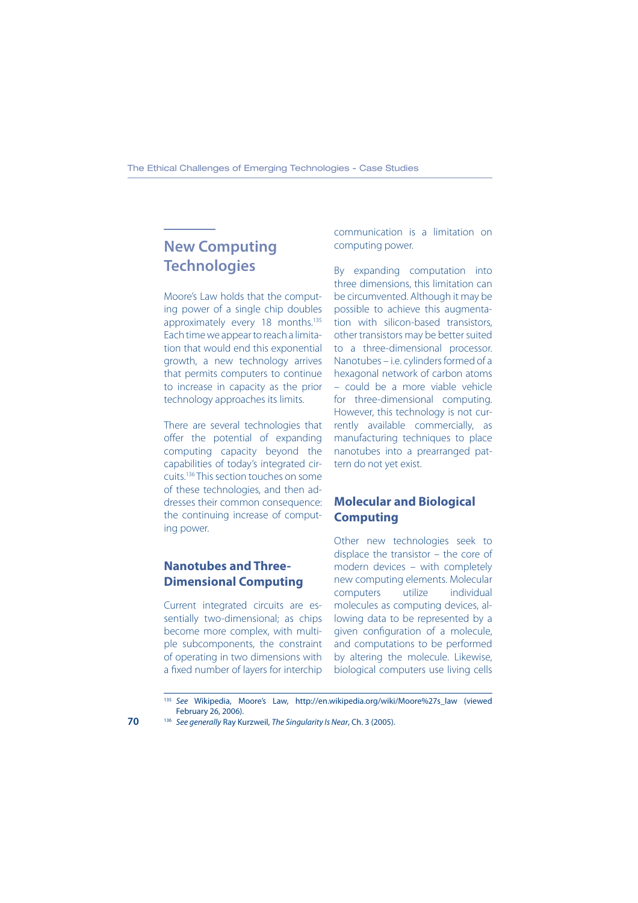## New Computing Technologies

Moore's Law holds that the computing power of a single chip doubles approximately every 18 months.[135] Each time we appear to reach a limitation that would end this exponential growth, a new technology arrives that permits computers to continue to increase in capacity as the prior technology approaches its limits.

There are several technologies that offer the potential of expanding computing capacity beyond the capabilities of today's integrated circuits.[136] This section touches on some of these technologies, and then addresses their common consequence: the continuing increase of computing power.

### Nanotubes and Three-Dimensional Computing

Current integrated circuits are essentially two-dimensional; as chips become more complex, with multiple subcomponents, the constraint of operating in two dimensions with a fixed number of layers for interchip communication is a limitation on computing power.

By expanding computation into three dimensions, this limitation can be circumvented. Although it may be possible to achieve this augmentation with silicon-based transistors, other transistors may be better suited to a three-dimensional processor. Nanotubes – i.e. cylinders formed of a hexagonal network of carbon atoms – could be a more viable vehicle for three-dimensional computing. However, this technology is not currently available commercially, as manufacturing techniques to place nanotubes into a prearranged pattern do not yet exist.

### Molecular and Biological Computing

Other new technologies seek to displace the transistor – the core of modern devices – with completely new computing elements. Molecular computers utilize individual molecules as computing devices, allowing data to be represented by a given configuration of a molecule, and computations to be performed by altering the molecule. Likewise, biological computers use living cells

---

[135] *See* Wikipedia, Moore's Law, http://en.wikipedia.org/wiki/Moore%27s_law (viewed February 26, 2006).

[136] *See generally* Ray Kurzweil, *The Singularity Is Near*, Ch. 3 (2005).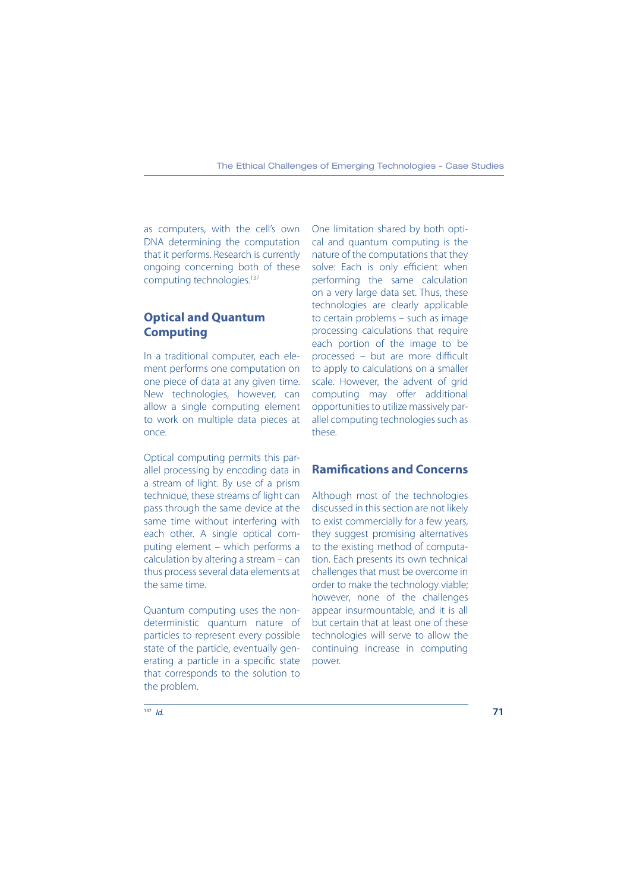as computers, with the cell's own DNA determining the computation that it performs. Research is currently ongoing concerning both of these computing technologies.[137]

## Optical and Quantum Computing

In a traditional computer, each element performs one computation on one piece of data at any given time. New technologies, however, can allow a single computing element to work on multiple data pieces at once.

Optical computing permits this parallel processing by encoding data in a stream of light. By use of a prism technique, these streams of light can pass through the same device at the same time without interfering with each other. A single optical computing element – which performs a calculation by altering a stream – can thus process several data elements at the same time.

Quantum computing uses the non-deterministic quantum nature of particles to represent every possible state of the particle, eventually generating a particle in a specific state that corresponds to the solution to the problem.

One limitation shared by both optical and quantum computing is the nature of the computations that they solve: Each is only efficient when performing the same calculation on a very large data set. Thus, these technologies are clearly applicable to certain problems – such as image processing calculations that require each portion of the image to be processed – but are more difficult to apply to calculations on a smaller scale. However, the advent of grid computing may offer additional opportunities to utilize massively parallel computing technologies such as these.

## Ramifications and Concerns

Although most of the technologies discussed in this section are not likely to exist commercially for a few years, they suggest promising alternatives to the existing method of computation. Each presents its own technical challenges that must be overcome in order to make the technology viable; however, none of the challenges appear insurmountable, and it is all but certain that at least one of these technologies will serve to allow the continuing increase in computing power.

[137] *Id.*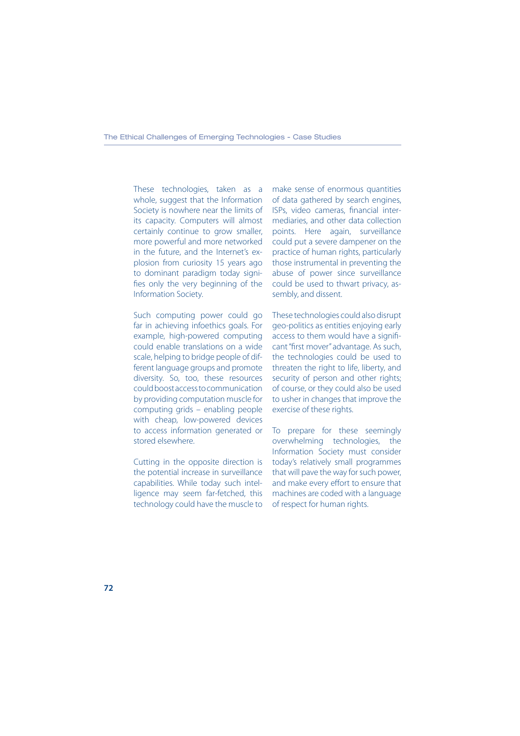These technologies, taken as a whole, suggest that the Information Society is nowhere near the limits of its capacity. Computers will almost certainly continue to grow smaller, more powerful and more networked in the future, and the Internet's explosion from curiosity 15 years ago to dominant paradigm today signifies only the very beginning of the Information Society.

Such computing power could go far in achieving infoethics goals. For example, high-powered computing could enable translations on a wide scale, helping to bridge people of different language groups and promote diversity. So, too, these resources could boost access to communication by providing computation muscle for computing grids – enabling people with cheap, low-powered devices to access information generated or stored elsewhere.

Cutting in the opposite direction is the potential increase in surveillance capabilities. While today such intelligence may seem far-fetched, this technology could have the muscle to make sense of enormous quantities of data gathered by search engines, ISPs, video cameras, financial intermediaries, and other data collection points. Here again, surveillance could put a severe dampener on the practice of human rights, particularly those instrumental in preventing the abuse of power since surveillance could be used to thwart privacy, assembly, and dissent.

These technologies could also disrupt geo-politics as entities enjoying early access to them would have a significant "first mover" advantage. As such, the technologies could be used to threaten the right to life, liberty, and security of person and other rights; of course, or they could also be used to usher in changes that improve the exercise of these rights.

To prepare for these seemingly overwhelming technologies, the Information Society must consider today's relatively small programmes that will pave the way for such power, and make every effort to ensure that machines are coded with a language of respect for human rights.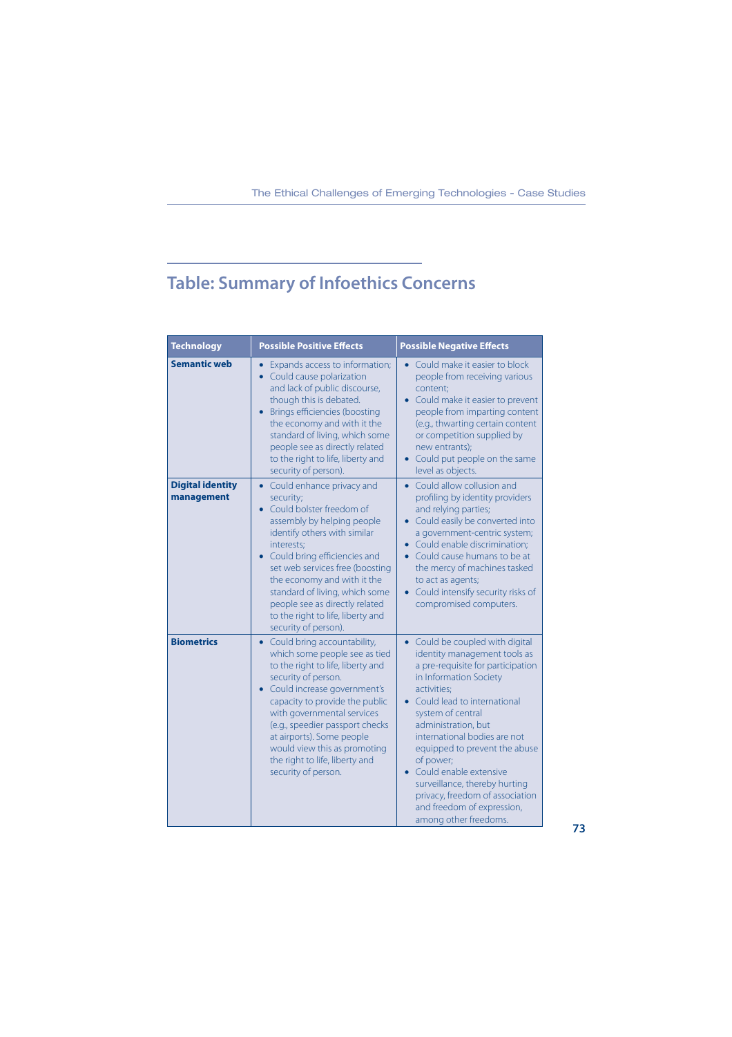## Table: Summary of Infoethics Concerns

| Technology | Possible Positive Effects | Possible Negative Effects |
|---|---|---|
| **Semantic web** | • Expands access to information;<br>• Could cause polarization and lack of public discourse, though this is debated.<br>• Brings efficiencies (boosting the economy and with it the standard of living, which some people see as directly related to the right to life, liberty and security of person). | • Could make it easier to block people from receiving various content;<br>• Could make it easier to prevent people from imparting content (e.g., thwarting certain content or competition supplied by new entrants);<br>• Could put people on the same level as objects. |
| **Digital identity management** | • Could enhance privacy and security;<br>• Could bolster freedom of assembly by helping people identify others with similar interests;<br>• Could bring efficiencies and set web services free (boosting the economy and with it the standard of living, which some people see as directly related to the right to life, liberty and security of person). | • Could allow collusion and profiling by identity providers and relying parties;<br>• Could easily be converted into a government-centric system;<br>• Could enable discrimination;<br>• Could cause humans to be at the mercy of machines tasked to act as agents;<br>• Could intensify security risks of compromised computers. |
| **Biometrics** | • Could bring accountability, which some people see as tied to the right to life, liberty and security of person.<br>• Could increase government's capacity to provide the public with governmental services (e.g., speedier passport checks at airports). Some people would view this as promoting the right to life, liberty and security of person. | • Could be coupled with digital identity management tools as a pre-requisite for participation in Information Society activities;<br>• Could lead to international system of central administration, but international bodies are not equipped to prevent the abuse of power;<br>• Could enable extensive surveillance, thereby hurting privacy, freedom of association and freedom of expression, among other freedoms. |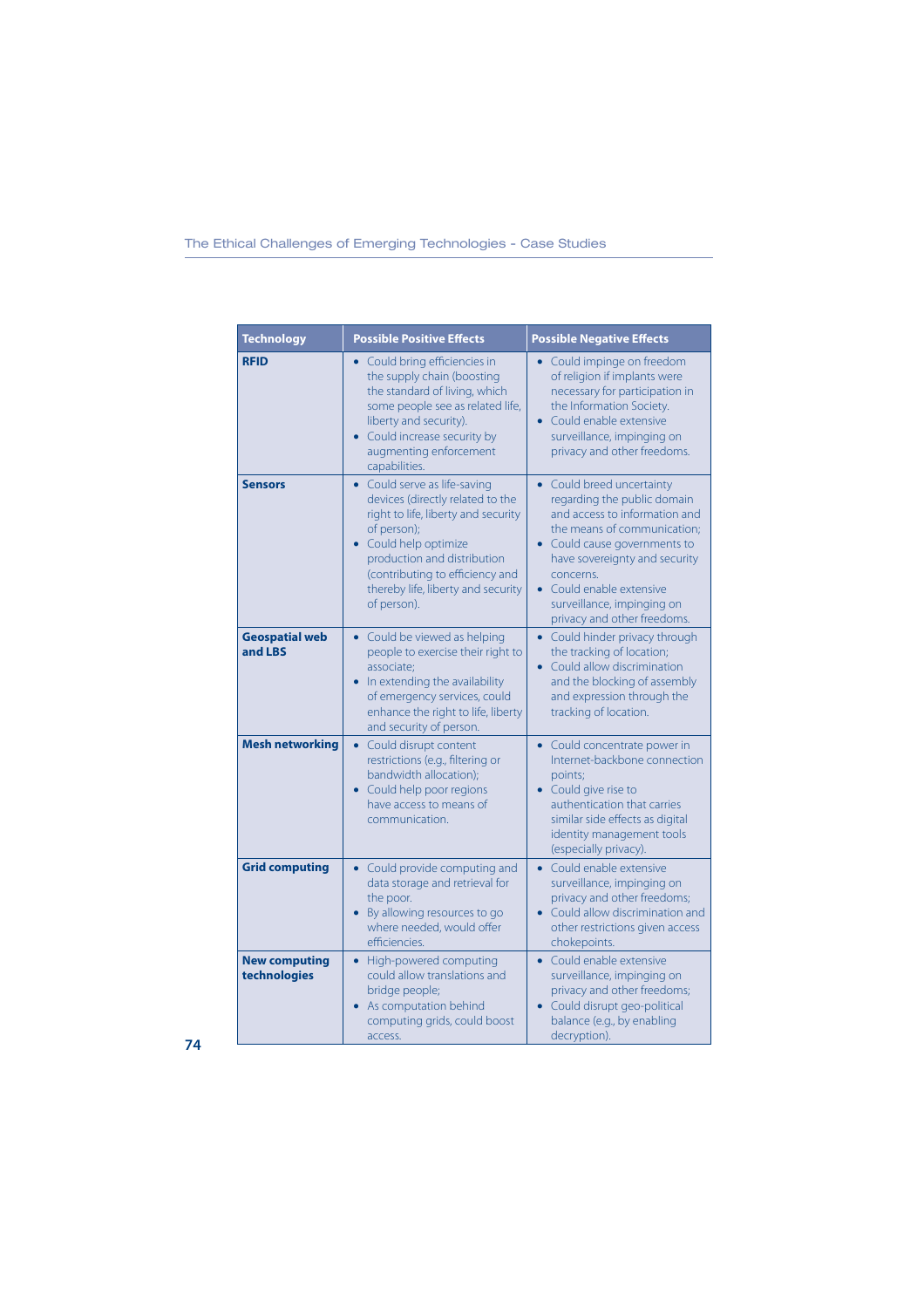| Technology | Possible Positive Effects | Possible Negative Effects |
|---|---|---|
| **RFID** | • Could bring efficiencies in the supply chain (boosting the standard of living, which some people see as related life, liberty and security).<br>• Could increase security by augmenting enforcement capabilities. | • Could impinge on freedom of religion if implants were necessary for participation in the Information Society.<br>• Could enable extensive surveillance, impinging on privacy and other freedoms. |
| **Sensors** | • Could serve as life-saving devices (directly related to the right to life, liberty and security of person);<br>• Could help optimize production and distribution (contributing to efficiency and thereby life, liberty and security of person). | • Could breed uncertainty regarding the public domain and access to information and the means of communication;<br>• Could cause governments to have sovereignty and security concerns.<br>• Could enable extensive surveillance, impinging on privacy and other freedoms. |
| **Geospatial web and LBS** | • Could be viewed as helping people to exercise their right to associate;<br>• In extending the availability of emergency services, could enhance the right to life, liberty and security of person. | • Could hinder privacy through the tracking of location;<br>• Could allow discrimination and the blocking of assembly and expression through the tracking of location. |
| **Mesh networking** | • Could disrupt content restrictions (e.g., filtering or bandwidth allocation);<br>• Could help poor regions have access to means of communication. | • Could concentrate power in Internet-backbone connection points;<br>• Could give rise to authentication that carries similar side effects as digital identity management tools (especially privacy). |
| **Grid computing** | • Could provide computing and data storage and retrieval for the poor.<br>• By allowing resources to go where needed, would offer efficiencies. | • Could enable extensive surveillance, impinging on privacy and other freedoms;<br>• Could allow discrimination and other restrictions given access chokepoints. |
| **New computing technologies** | • High-powered computing could allow translations and bridge people;<br>• As computation behind computing grids, could boost access. | • Could enable extensive surveillance, impinging on privacy and other freedoms;<br>• Could disrupt geo-political balance (e.g., by enabling decryption). |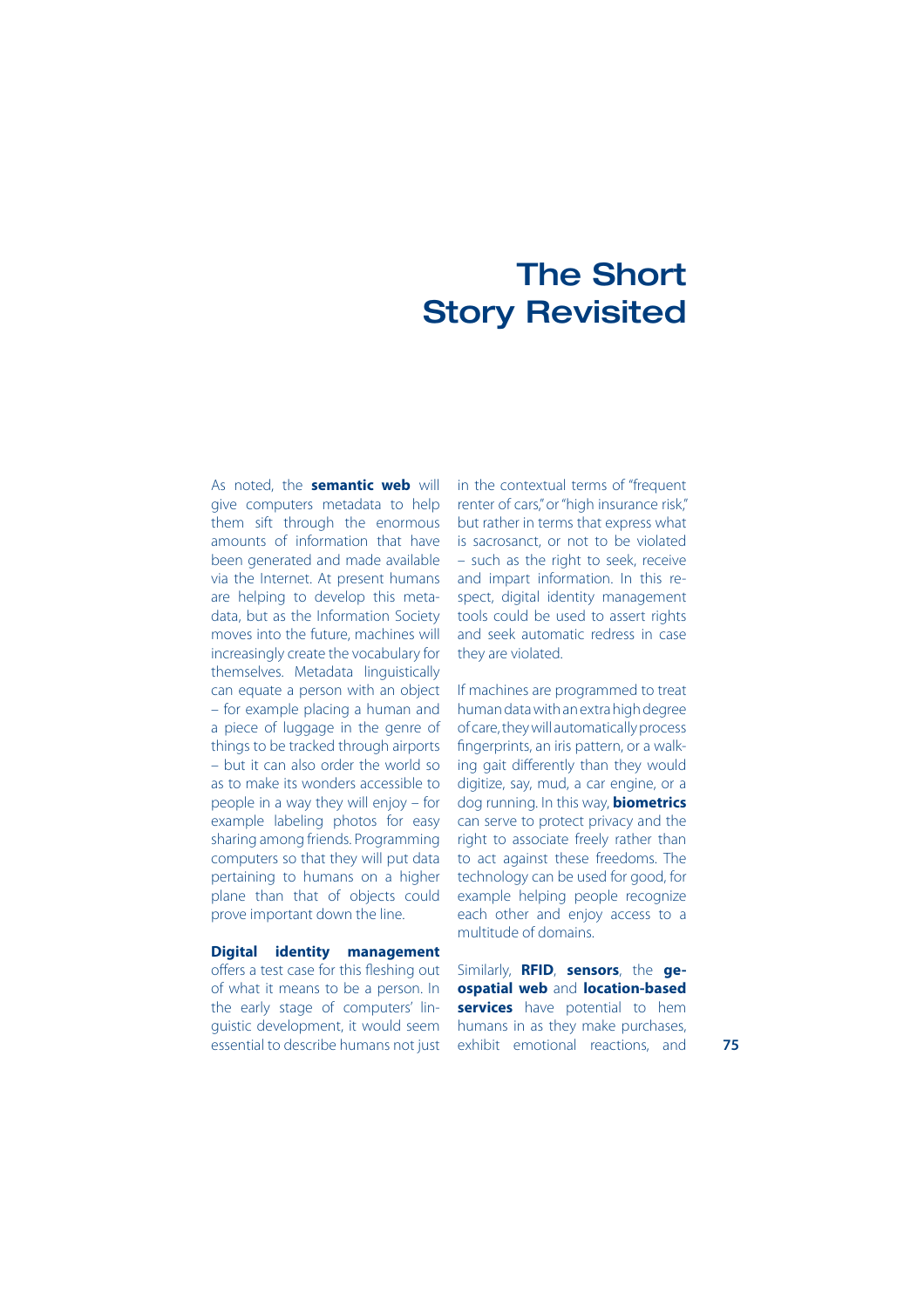# The Short Story Revisited

As noted, the **semantic web** will give computers metadata to help them sift through the enormous amounts of information that have been generated and made available via the Internet. At present humans are helping to develop this metadata, but as the Information Society moves into the future, machines will increasingly create the vocabulary for themselves. Metadata linguistically can equate a person with an object – for example placing a human and a piece of luggage in the genre of things to be tracked through airports – but it can also order the world so as to make its wonders accessible to people in a way they will enjoy – for example labeling photos for easy sharing among friends. Programming computers so that they will put data pertaining to humans on a higher plane than that of objects could prove important down the line.

**Digital identity management** offers a test case for this fleshing out of what it means to be a person. In the early stage of computers' linguistic development, it would seem essential to describe humans not just in the contextual terms of "frequent renter of cars," or "high insurance risk," but rather in terms that express what is sacrosanct, or not to be violated – such as the right to seek, receive and impart information. In this respect, digital identity management tools could be used to assert rights and seek automatic redress in case they are violated.

If machines are programmed to treat human data with an extra high degree of care, they will automatically process fingerprints, an iris pattern, or a walking gait differently than they would digitize, say, mud, a car engine, or a dog running. In this way, **biometrics** can serve to protect privacy and the right to associate freely rather than to act against these freedoms. The technology can be used for good, for example helping people recognize each other and enjoy access to a multitude of domains.

Similarly, **RFID**, **sensors**, the **geospatial web** and **location-based services** have potential to hem humans in as they make purchases, exhibit emotional reactions, and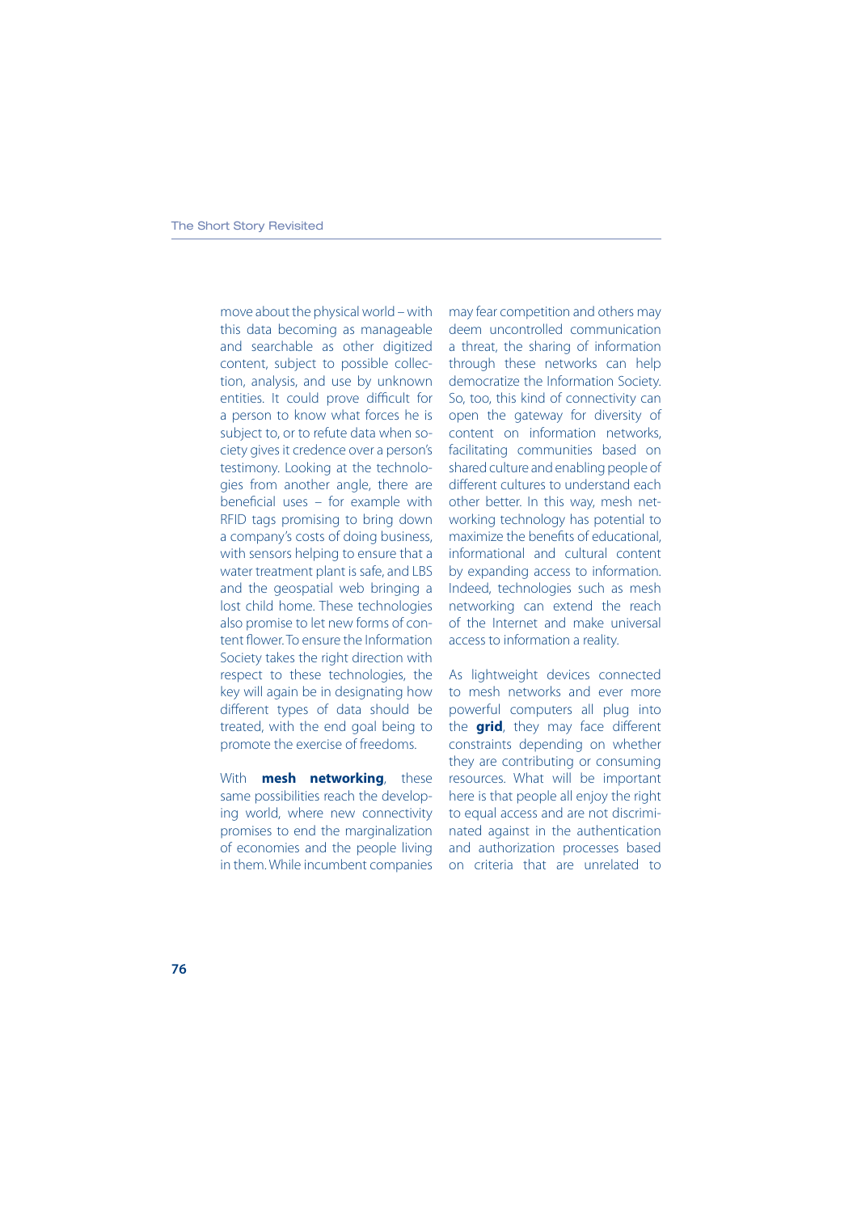move about the physical world – with this data becoming as manageable and searchable as other digitized content, subject to possible collection, analysis, and use by unknown entities. It could prove difficult for a person to know what forces he is subject to, or to refute data when society gives it credence over a person's testimony. Looking at the technologies from another angle, there are beneficial uses – for example with RFID tags promising to bring down a company's costs of doing business, with sensors helping to ensure that a water treatment plant is safe, and LBS and the geospatial web bringing a lost child home. These technologies also promise to let new forms of content flower. To ensure the Information Society takes the right direction with respect to these technologies, the key will again be in designating how different types of data should be treated, with the end goal being to promote the exercise of freedoms.

With **mesh networking**, these same possibilities reach the developing world, where new connectivity promises to end the marginalization of economies and the people living in them. While incumbent companies may fear competition and others may deem uncontrolled communication a threat, the sharing of information through these networks can help democratize the Information Society. So, too, this kind of connectivity can open the gateway for diversity of content on information networks, facilitating communities based on shared culture and enabling people of different cultures to understand each other better. In this way, mesh networking technology has potential to maximize the benefits of educational, informational and cultural content by expanding access to information. Indeed, technologies such as mesh networking can extend the reach of the Internet and make universal access to information a reality.

As lightweight devices connected to mesh networks and ever more powerful computers all plug into the **grid**, they may face different constraints depending on whether they are contributing or consuming resources. What will be important here is that people all enjoy the right to equal access and are not discriminated against in the authentication and authorization processes based on criteria that are unrelated to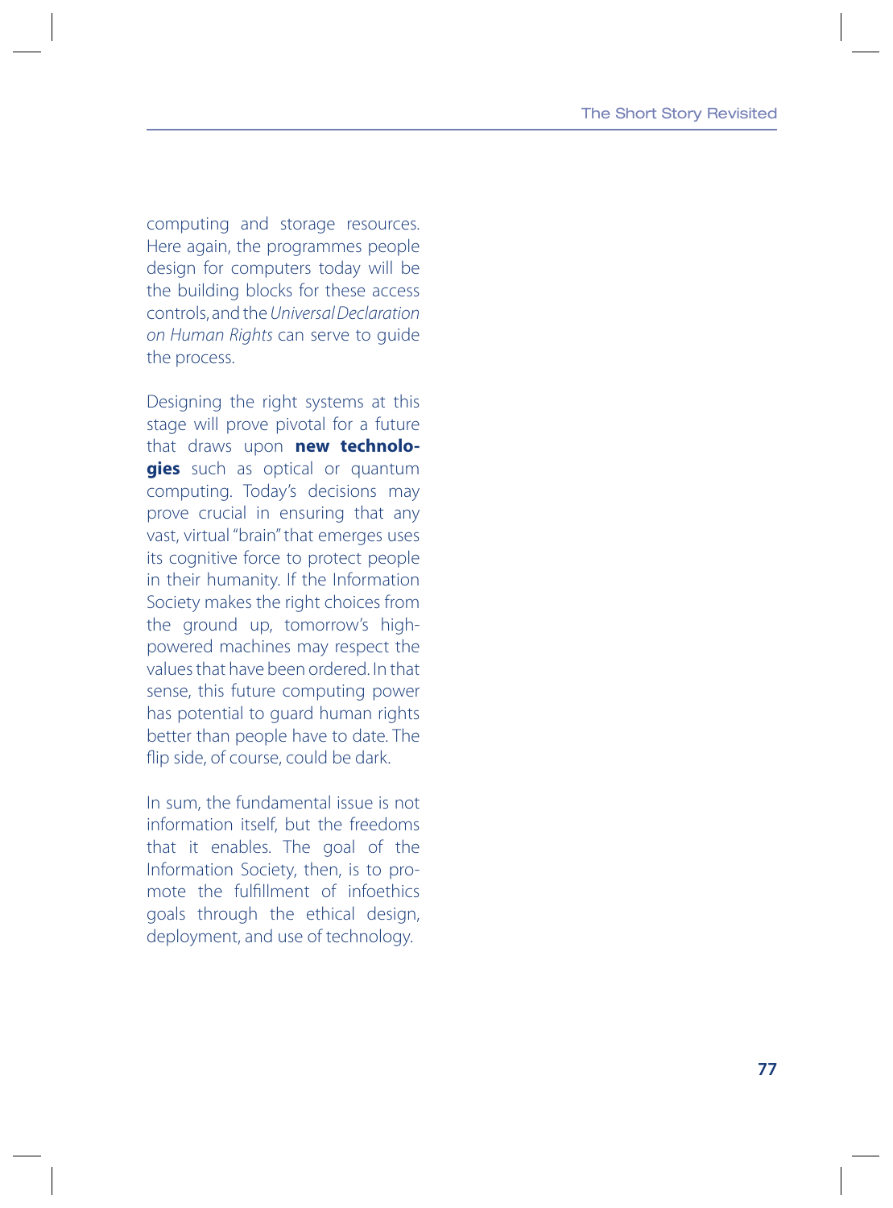computing and storage resources. Here again, the programmes people design for computers today will be the building blocks for these access controls, and the *Universal Declaration on Human Rights* can serve to guide the process.

Designing the right systems at this stage will prove pivotal for a future that draws upon **new technologies** such as optical or quantum computing. Today's decisions may prove crucial in ensuring that any vast, virtual "brain" that emerges uses its cognitive force to protect people in their humanity. If the Information Society makes the right choices from the ground up, tomorrow's high-powered machines may respect the values that have been ordered. In that sense, this future computing power has potential to guard human rights better than people have to date. The flip side, of course, could be dark.

In sum, the fundamental issue is not information itself, but the freedoms that it enables. The goal of the Information Society, then, is to promote the fulfillment of infoethics goals through the ethical design, deployment, and use of technology.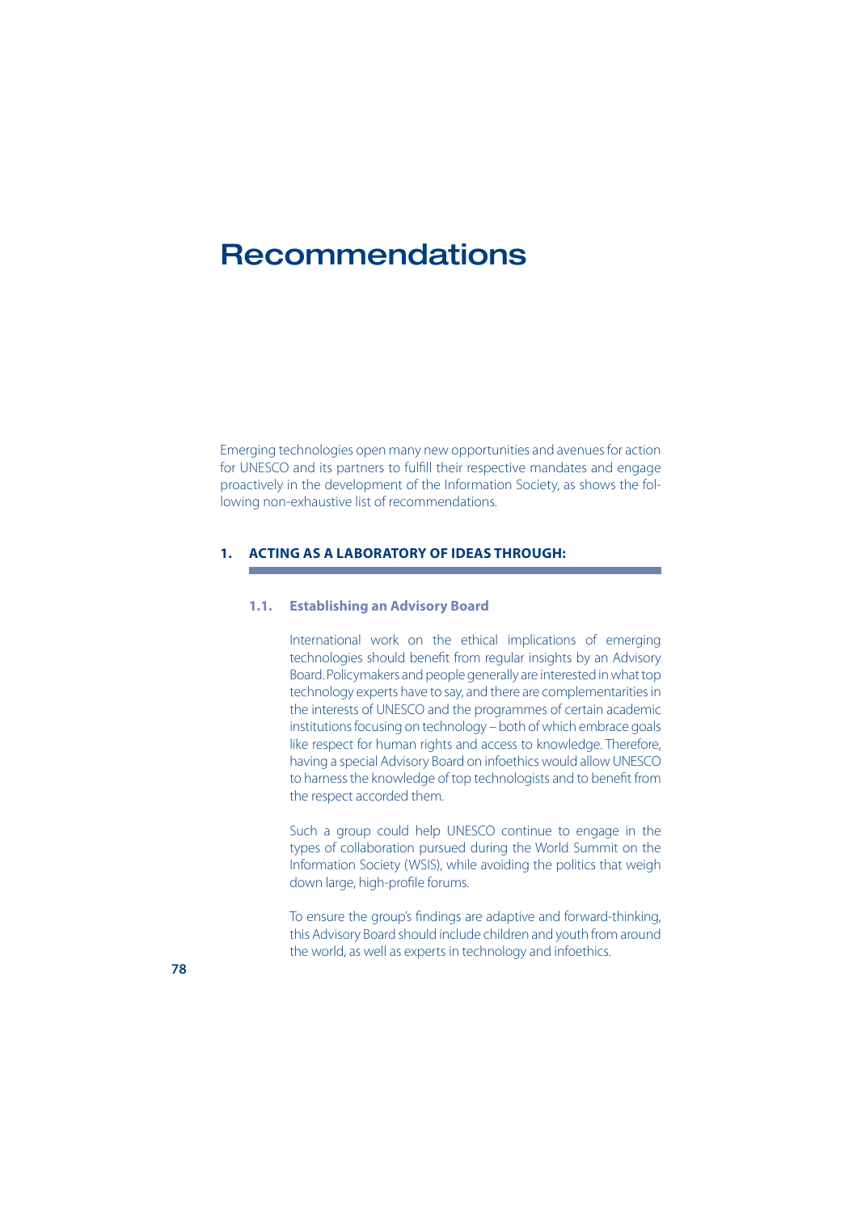# Recommendations

Emerging technologies open many new opportunities and avenues for action for UNESCO and its partners to fulfill their respective mandates and engage proactively in the development of the Information Society, as shows the following non-exhaustive list of recommendations.

## 1. ACTING AS A LABORATORY OF IDEAS THROUGH:

### 1.1. Establishing an Advisory Board

International work on the ethical implications of emerging technologies should benefit from regular insights by an Advisory Board. Policymakers and people generally are interested in what top technology experts have to say, and there are complementarities in the interests of UNESCO and the programmes of certain academic institutions focusing on technology – both of which embrace goals like respect for human rights and access to knowledge. Therefore, having a special Advisory Board on infoethics would allow UNESCO to harness the knowledge of top technologists and to benefit from the respect accorded them.

Such a group could help UNESCO continue to engage in the types of collaboration pursued during the World Summit on the Information Society (WSIS), while avoiding the politics that weigh down large, high-profile forums.

To ensure the group's findings are adaptive and forward-thinking, this Advisory Board should include children and youth from around the world, as well as experts in technology and infoethics.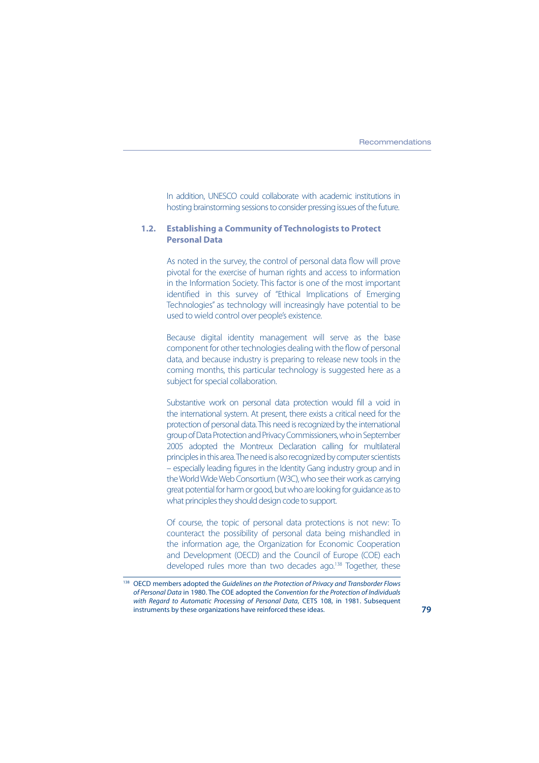In addition, UNESCO could collaborate with academic institutions in hosting brainstorming sessions to consider pressing issues of the future.

### 1.2. Establishing a Community of Technologists to Protect Personal Data

As noted in the survey, the control of personal data flow will prove pivotal for the exercise of human rights and access to information in the Information Society. This factor is one of the most important identified in this survey of "Ethical Implications of Emerging Technologies" as technology will increasingly have potential to be used to wield control over people's existence.

Because digital identity management will serve as the base component for other technologies dealing with the flow of personal data, and because industry is preparing to release new tools in the coming months, this particular technology is suggested here as a subject for special collaboration.

Substantive work on personal data protection would fill a void in the international system. At present, there exists a critical need for the protection of personal data. This need is recognized by the international group of Data Protection and Privacy Commissioners, who in September 2005 adopted the Montreux Declaration calling for multilateral principles in this area. The need is also recognized by computer scientists – especially leading figures in the Identity Gang industry group and in the World Wide Web Consortium (W3C), who see their work as carrying great potential for harm or good, but who are looking for guidance as to what principles they should design code to support.

Of course, the topic of personal data protections is not new: To counteract the possibility of personal data being mishandled in the information age, the Organization for Economic Cooperation and Development (OECD) and the Council of Europe (COE) each developed rules more than two decades ago.[138] Together, these

[138] OECD members adopted the *Guidelines on the Protection of Privacy and Transborder Flows of Personal Data* in 1980. The COE adopted the *Convention for the Protection of Individuals with Regard to Automatic Processing of Personal Data*, CETS 108, in 1981. Subsequent instruments by these organizations have reinforced these ideas.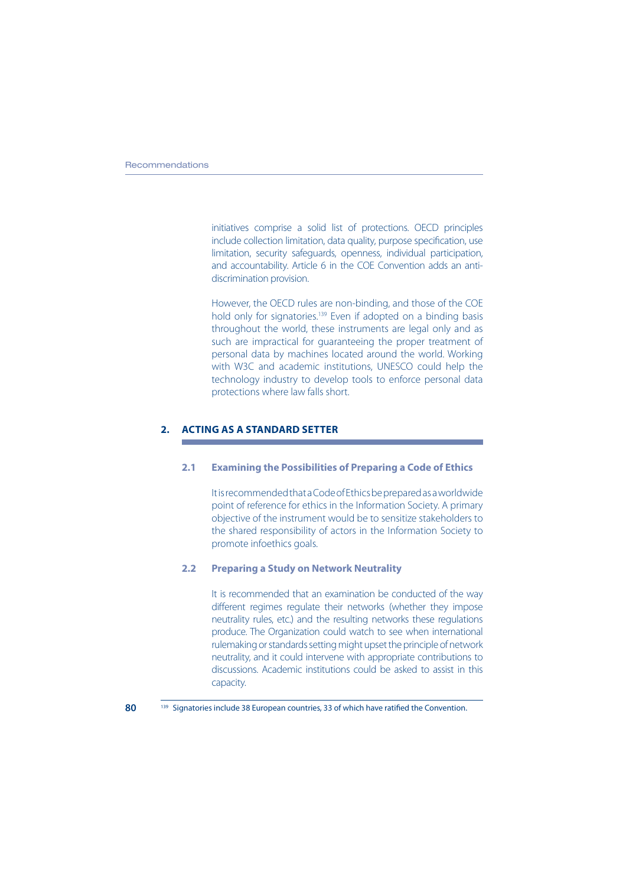initiatives comprise a solid list of protections. OECD principles include collection limitation, data quality, purpose specification, use limitation, security safeguards, openness, individual participation, and accountability. Article 6 in the COE Convention adds an anti-discrimination provision.

However, the OECD rules are non-binding, and those of the COE hold only for signatories.[139] Even if adopted on a binding basis throughout the world, these instruments are legal only and as such are impractical for guaranteeing the proper treatment of personal data by machines located around the world. Working with W3C and academic institutions, UNESCO could help the technology industry to develop tools to enforce personal data protections where law falls short.

## 2. ACTING AS A STANDARD SETTER

### 2.1 Examining the Possibilities of Preparing a Code of Ethics

It is recommended that a Code of Ethics be prepared as a worldwide point of reference for ethics in the Information Society. A primary objective of the instrument would be to sensitize stakeholders to the shared responsibility of actors in the Information Society to promote infoethics goals.

### 2.2 Preparing a Study on Network Neutrality

It is recommended that an examination be conducted of the way different regimes regulate their networks (whether they impose neutrality rules, etc.) and the resulting networks these regulations produce. The Organization could watch to see when international rulemaking or standards setting might upset the principle of network neutrality, and it could intervene with appropriate contributions to discussions. Academic institutions could be asked to assist in this capacity.

[139] Signatories include 38 European countries, 33 of which have ratified the Convention.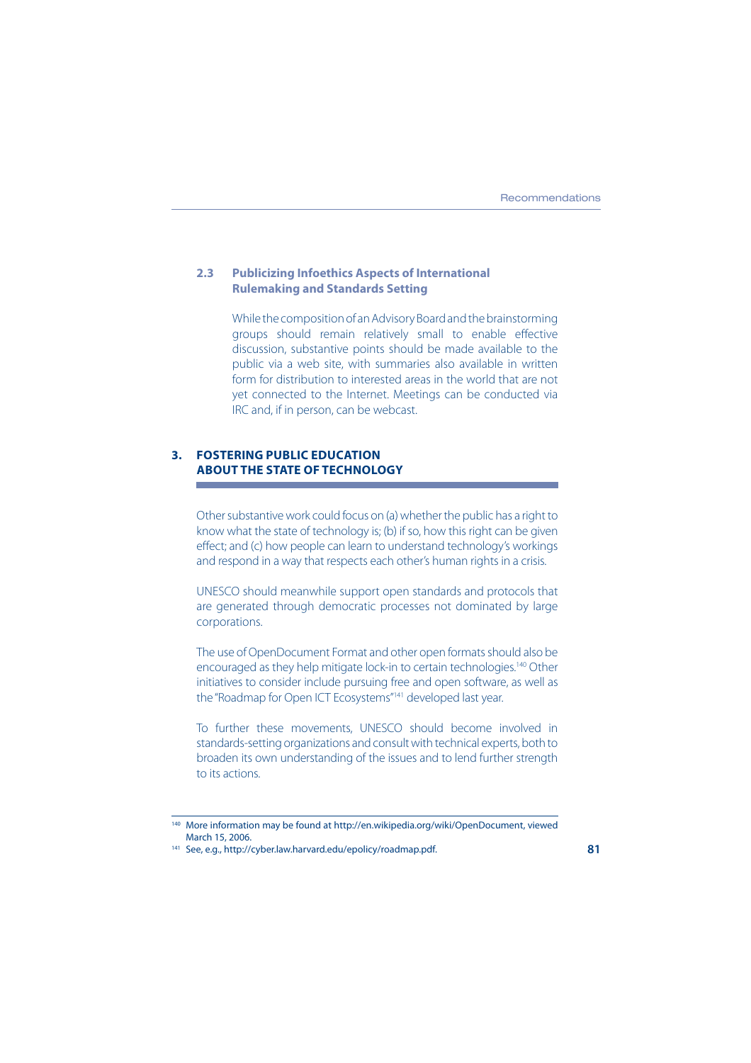### 2.3 Publicizing Infoethics Aspects of International Rulemaking and Standards Setting

While the composition of an Advisory Board and the brainstorming groups should remain relatively small to enable effective discussion, substantive points should be made available to the public via a web site, with summaries also available in written form for distribution to interested areas in the world that are not yet connected to the Internet. Meetings can be conducted via IRC and, if in person, can be webcast.

## 3. FOSTERING PUBLIC EDUCATION ABOUT THE STATE OF TECHNOLOGY

Other substantive work could focus on (a) whether the public has a right to know what the state of technology is; (b) if so, how this right can be given effect; and (c) how people can learn to understand technology's workings and respond in a way that respects each other's human rights in a crisis.

UNESCO should meanwhile support open standards and protocols that are generated through democratic processes not dominated by large corporations.

The use of OpenDocument Format and other open formats should also be encouraged as they help mitigate lock-in to certain technologies.[140] Other initiatives to consider include pursuing free and open software, as well as the "Roadmap for Open ICT Ecosystems"[141] developed last year.

To further these movements, UNESCO should become involved in standards-setting organizations and consult with technical experts, both to broaden its own understanding of the issues and to lend further strength to its actions.

---

[140] More information may be found at http://en.wikipedia.org/wiki/OpenDocument, viewed March 15, 2006.

[141] See, e.g., http://cyber.law.harvard.edu/epolicy/roadmap.pdf.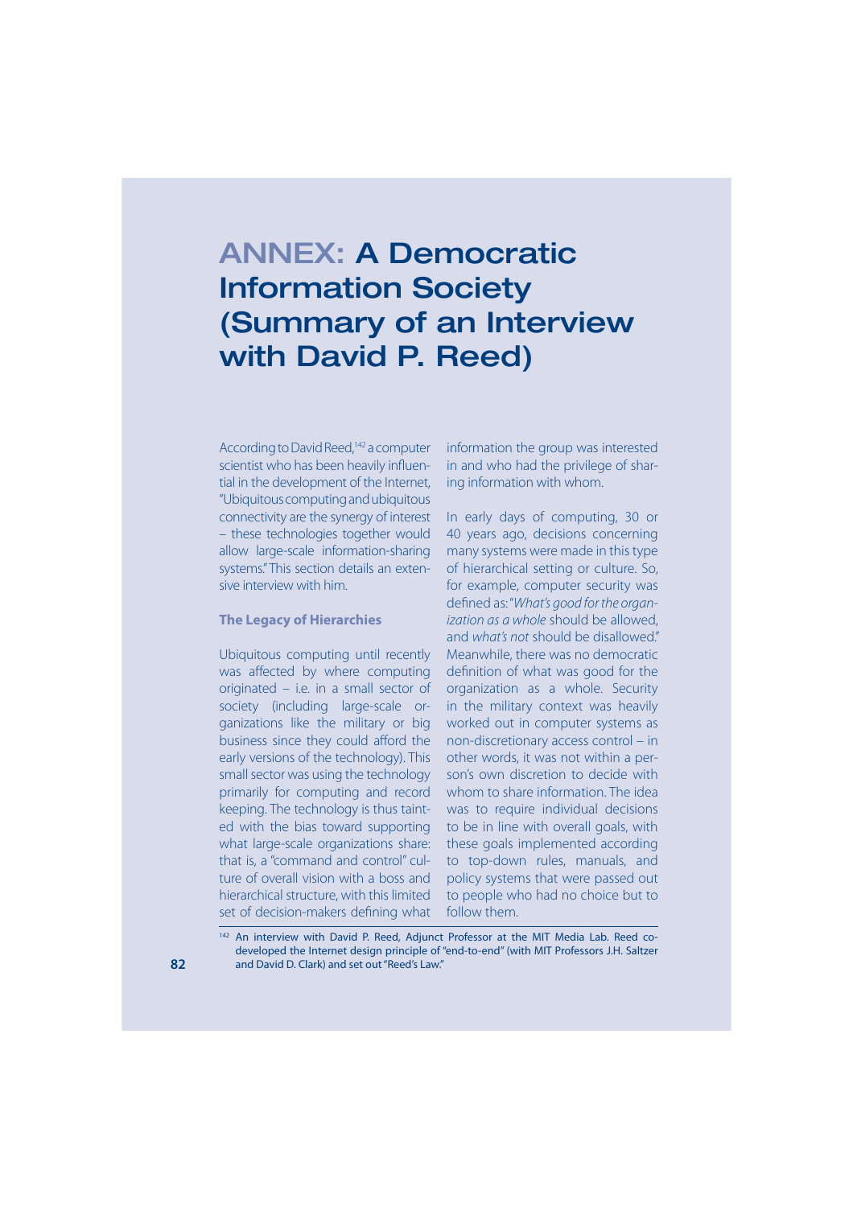# ANNEX: A Democratic Information Society (Summary of an Interview with David P. Reed)

According to David Reed,[142] a computer scientist who has been heavily influential in the development of the Internet, "Ubiquitous computing and ubiquitous connectivity are the synergy of interest – these technologies together would allow large-scale information-sharing systems." This section details an extensive interview with him.

### The Legacy of Hierarchies

Ubiquitous computing until recently was affected by where computing originated – i.e. in a small sector of society (including large-scale organizations like the military or big business since they could afford the early versions of the technology). This small sector was using the technology primarily for computing and record keeping. The technology is thus tainted with the bias toward supporting what large-scale organizations share: that is, a "command and control" culture of overall vision with a boss and hierarchical structure, with this limited set of decision-makers defining what information the group was interested in and who had the privilege of sharing information with whom.

In early days of computing, 30 or 40 years ago, decisions concerning many systems were made in this type of hierarchical setting or culture. So, for example, computer security was defined as: "*What's good for the organization as a whole* should be allowed, and *what's not* should be disallowed." Meanwhile, there was no democratic definition of what was good for the organization as a whole. Security in the military context was heavily worked out in computer systems as non-discretionary access control – in other words, it was not within a person's own discretion to decide with whom to share information. The idea was to require individual decisions to be in line with overall goals, with these goals implemented according to top-down rules, manuals, and policy systems that were passed out to people who had no choice but to follow them.

[142] An interview with David P. Reed, Adjunct Professor at the MIT Media Lab. Reed co-developed the Internet design principle of "end-to-end" (with MIT Professors J.H. Saltzer and David D. Clark) and set out "Reed's Law."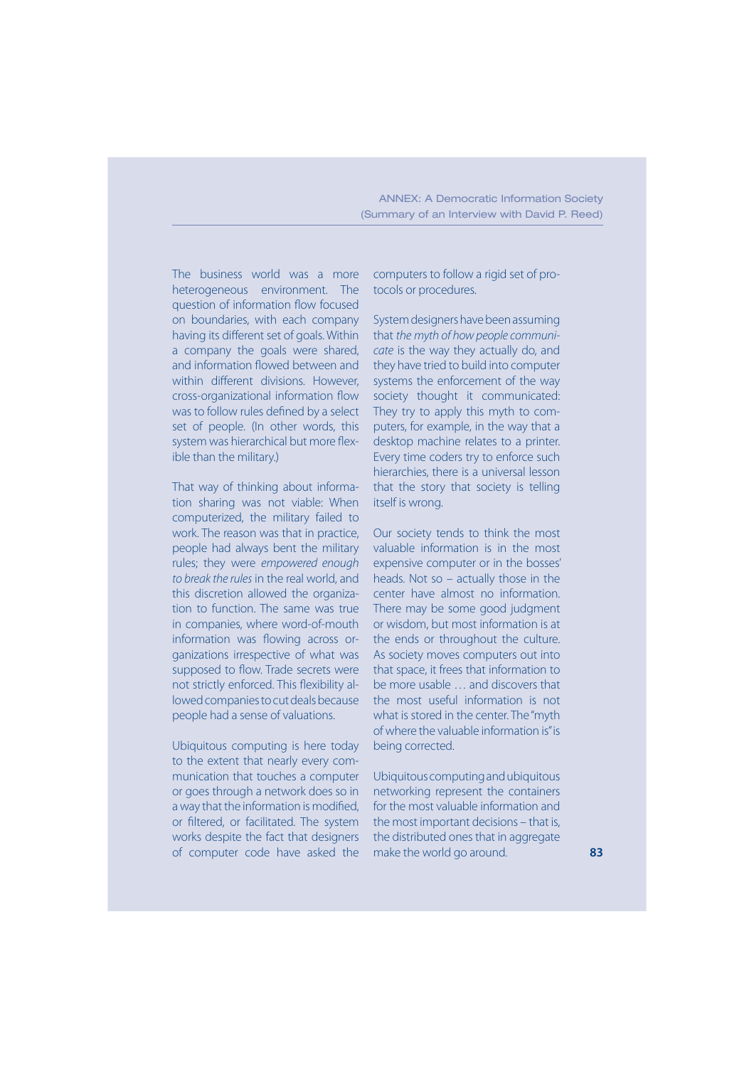The business world was a more heterogeneous environment. The question of information flow focused on boundaries, with each company having its different set of goals. Within a company the goals were shared, and information flowed between and within different divisions. However, cross-organizational information flow was to follow rules defined by a select set of people. (In other words, this system was hierarchical but more flexible than the military.)

That way of thinking about information sharing was not viable: When computerized, the military failed to work. The reason was that in practice, people had always bent the military rules; they were *empowered enough to break the rules* in the real world, and this discretion allowed the organization to function. The same was true in companies, where word-of-mouth information was flowing across organizations irrespective of what was supposed to flow. Trade secrets were not strictly enforced. This flexibility allowed companies to cut deals because people had a sense of valuations.

Ubiquitous computing is here today to the extent that nearly every communication that touches a computer or goes through a network does so in a way that the information is modified, or filtered, or facilitated. The system works despite the fact that designers of computer code have asked the computers to follow a rigid set of protocols or procedures.

System designers have been assuming that *the myth of how people communicate* is the way they actually do, and they have tried to build into computer systems the enforcement of the way society thought it communicated: They try to apply this myth to computers, for example, in the way that a desktop machine relates to a printer. Every time coders try to enforce such hierarchies, there is a universal lesson that the story that society is telling itself is wrong.

Our society tends to think the most valuable information is in the most expensive computer or in the bosses' heads. Not so – actually those in the center have almost no information. There may be some good judgment or wisdom, but most information is at the ends or throughout the culture. As society moves computers out into that space, it frees that information to be more usable … and discovers that the most useful information is not what is stored in the center. The "myth of where the valuable information is" is being corrected.

Ubiquitous computing and ubiquitous networking represent the containers for the most valuable information and the most important decisions – that is, the distributed ones that in aggregate make the world go around.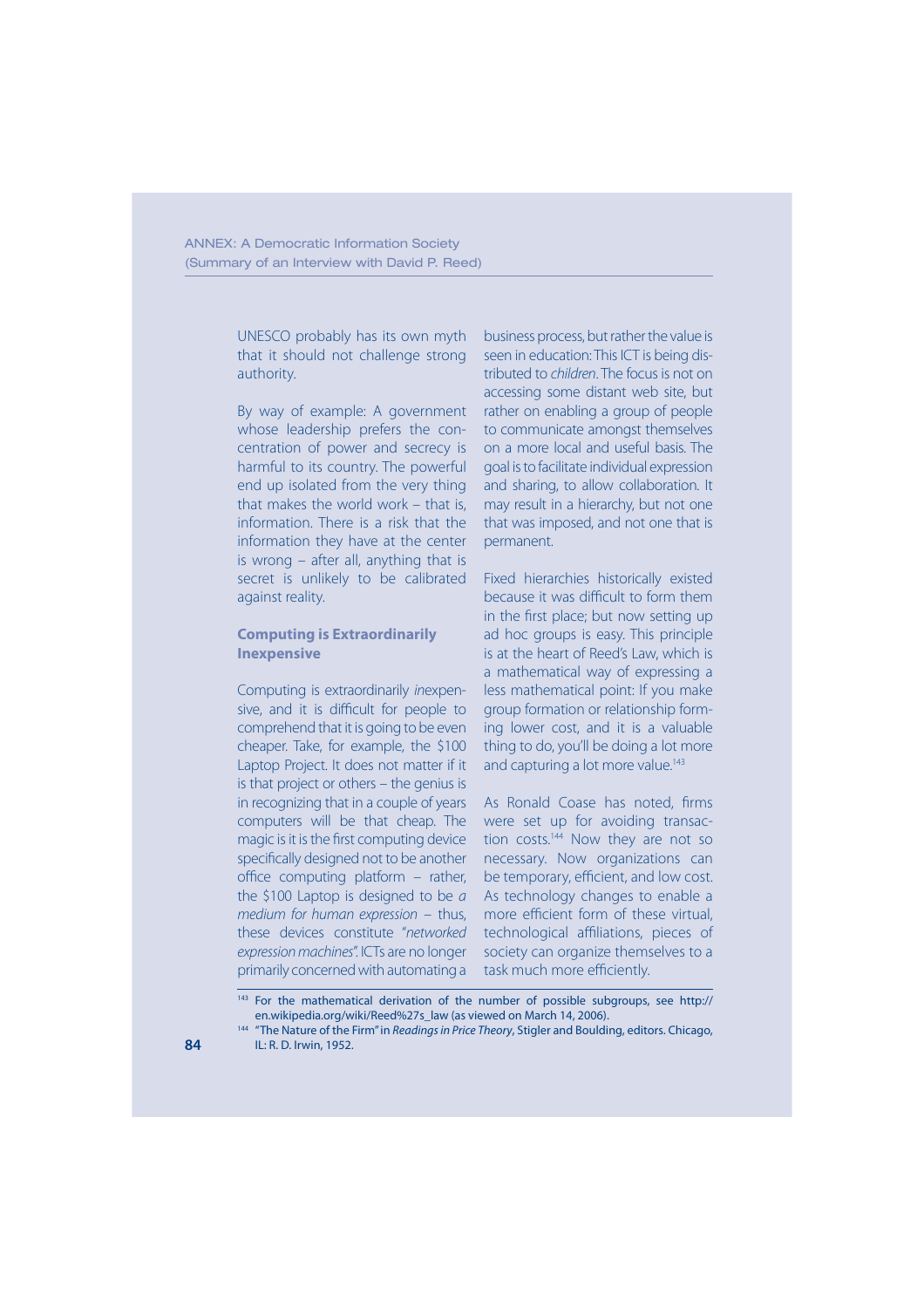UNESCO probably has its own myth that it should not challenge strong authority.

By way of example: A government whose leadership prefers the concentration of power and secrecy is harmful to its country. The powerful end up isolated from the very thing that makes the world work – that is, information. There is a risk that the information they have at the center is wrong – after all, anything that is secret is unlikely to be calibrated against reality.

### Computing is Extraordinarily Inexpensive

Computing is extraordinarily *in*expensive, and it is difficult for people to comprehend that it is going to be even cheaper. Take, for example, the $100 Laptop Project. It does not matter if it is that project or others – the genius is in recognizing that in a couple of years computers will be that cheap. The magic is it is the first computing device specifically designed not to be another office computing platform – rather, the $100 Laptop is designed to be *a medium for human expression* – thus, these devices constitute *"networked expression machines"*. ICTs are no longer primarily concerned with automating a business process, but rather the value is seen in education: This ICT is being distributed to *children*. The focus is not on accessing some distant web site, but rather on enabling a group of people to communicate amongst themselves on a more local and useful basis. The goal is to facilitate individual expression and sharing, to allow collaboration. It may result in a hierarchy, but not one that was imposed, and not one that is permanent.

Fixed hierarchies historically existed because it was difficult to form them in the first place; but now setting up ad hoc groups is easy. This principle is at the heart of Reed's Law, which is a mathematical way of expressing a less mathematical point: If you make group formation or relationship forming lower cost, and it is a valuable thing to do, you'll be doing a lot more and capturing a lot more value.[143]

As Ronald Coase has noted, firms were set up for avoiding transaction costs.[144] Now they are not so necessary. Now organizations can be temporary, efficient, and low cost. As technology changes to enable a more efficient form of these virtual, technological affiliations, pieces of society can organize themselves to a task much more efficiently.

---

[143] For the mathematical derivation of the number of possible subgroups, see http://en.wikipedia.org/wiki/Reed%27s_law (as viewed on March 14, 2006).

[144] "The Nature of the Firm" in *Readings in Price Theory*, Stigler and Boulding, editors. Chicago, IL: R. D. Irwin, 1952.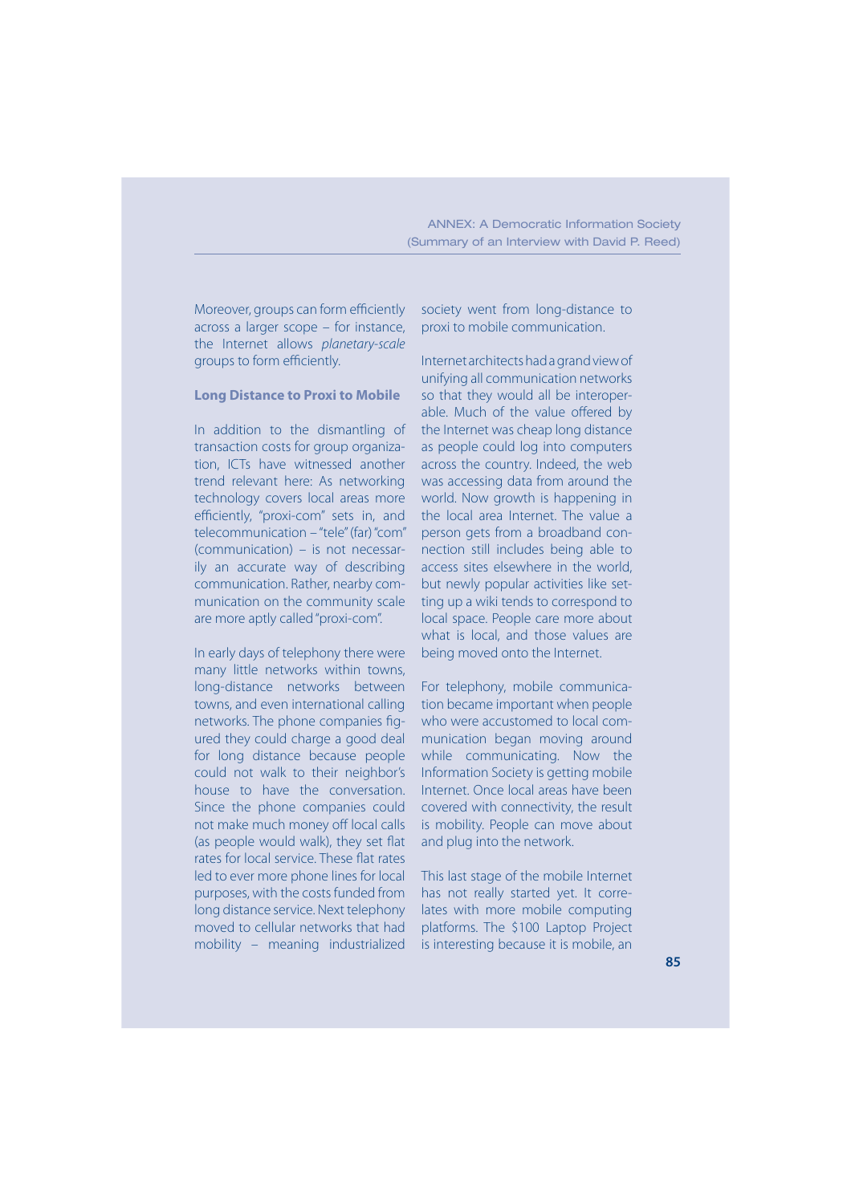Moreover, groups can form efficiently across a larger scope – for instance, the Internet allows *planetary-scale* groups to form efficiently.

### Long Distance to Proxi to Mobile

In addition to the dismantling of transaction costs for group organization, ICTs have witnessed another trend relevant here: As networking technology covers local areas more efficiently, "proxi-com" sets in, and telecommunication – "tele" (far) "com" (communication) – is not necessarily an accurate way of describing communication. Rather, nearby communication on the community scale are more aptly called "proxi-com".

In early days of telephony there were many little networks within towns, long-distance networks between towns, and even international calling networks. The phone companies figured they could charge a good deal for long distance because people could not walk to their neighbor's house to have the conversation. Since the phone companies could not make much money off local calls (as people would walk), they set flat rates for local service. These flat rates led to ever more phone lines for local purposes, with the costs funded from long distance service. Next telephony moved to cellular networks that had mobility – meaning industrialized society went from long-distance to proxi to mobile communication.

Internet architects had a grand view of unifying all communication networks so that they would all be interoperable. Much of the value offered by the Internet was cheap long distance as people could log into computers across the country. Indeed, the web was accessing data from around the world. Now growth is happening in the local area Internet. The value a person gets from a broadband connection still includes being able to access sites elsewhere in the world, but newly popular activities like setting up a wiki tends to correspond to local space. People care more about what is local, and those values are being moved onto the Internet.

For telephony, mobile communication became important when people who were accustomed to local communication began moving around while communicating. Now the Information Society is getting mobile Internet. Once local areas have been covered with connectivity, the result is mobility. People can move about and plug into the network.

This last stage of the mobile Internet has not really started yet. It correlates with more mobile computing platforms. The $100 Laptop Project is interesting because it is mobile, an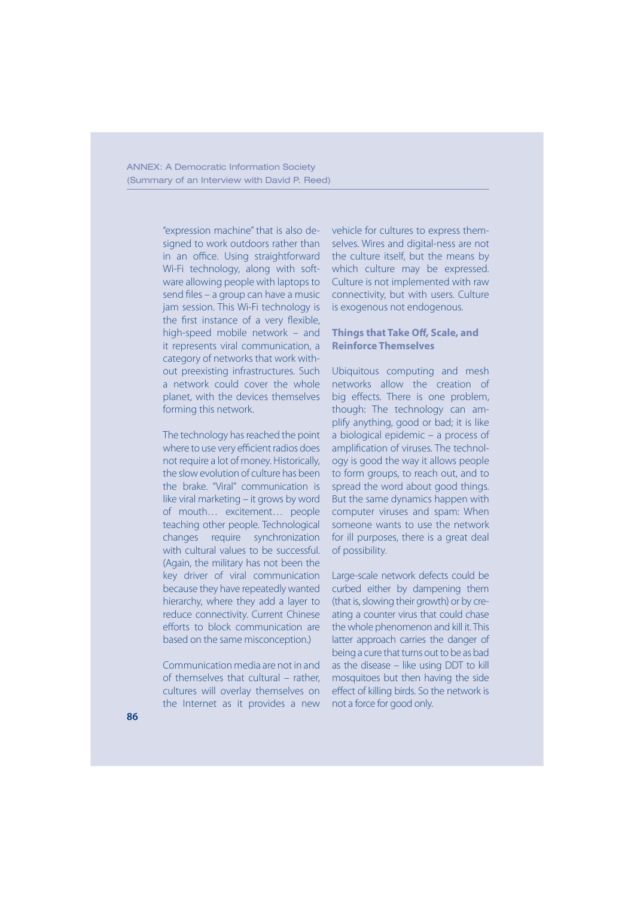"expression machine" that is also designed to work outdoors rather than in an office. Using straightforward Wi-Fi technology, along with software allowing people with laptops to send files – a group can have a music jam session. This Wi-Fi technology is the first instance of a very flexible, high-speed mobile network – and it represents viral communication, a category of networks that work without preexisting infrastructures. Such a network could cover the whole planet, with the devices themselves forming this network.

The technology has reached the point where to use very efficient radios does not require a lot of money. Historically, the slow evolution of culture has been the brake. "Viral" communication is like viral marketing – it grows by word of mouth… excitement… people teaching other people. Technological changes require synchronization with cultural values to be successful. (Again, the military has not been the key driver of viral communication because they have repeatedly wanted hierarchy, where they add a layer to reduce connectivity. Current Chinese efforts to block communication are based on the same misconception.)

Communication media are not in and of themselves that cultural – rather, cultures will overlay themselves on the Internet as it provides a new vehicle for cultures to express themselves. Wires and digital-ness are not the culture itself, but the means by which culture may be expressed. Culture is not implemented with raw connectivity, but with users. Culture is exogenous not endogenous.

### Things that Take Off, Scale, and Reinforce Themselves

Ubiquitous computing and mesh networks allow the creation of big effects. There is one problem, though: The technology can amplify anything, good or bad; it is like a biological epidemic – a process of amplification of viruses. The technology is good the way it allows people to form groups, to reach out, and to spread the word about good things. But the same dynamics happen with computer viruses and spam: When someone wants to use the network for ill purposes, there is a great deal of possibility.

Large-scale network defects could be curbed either by dampening them (that is, slowing their growth) or by creating a counter virus that could chase the whole phenomenon and kill it. This latter approach carries the danger of being a cure that turns out to be as bad as the disease – like using DDT to kill mosquitoes but then having the side effect of killing birds. So the network is not a force for good only.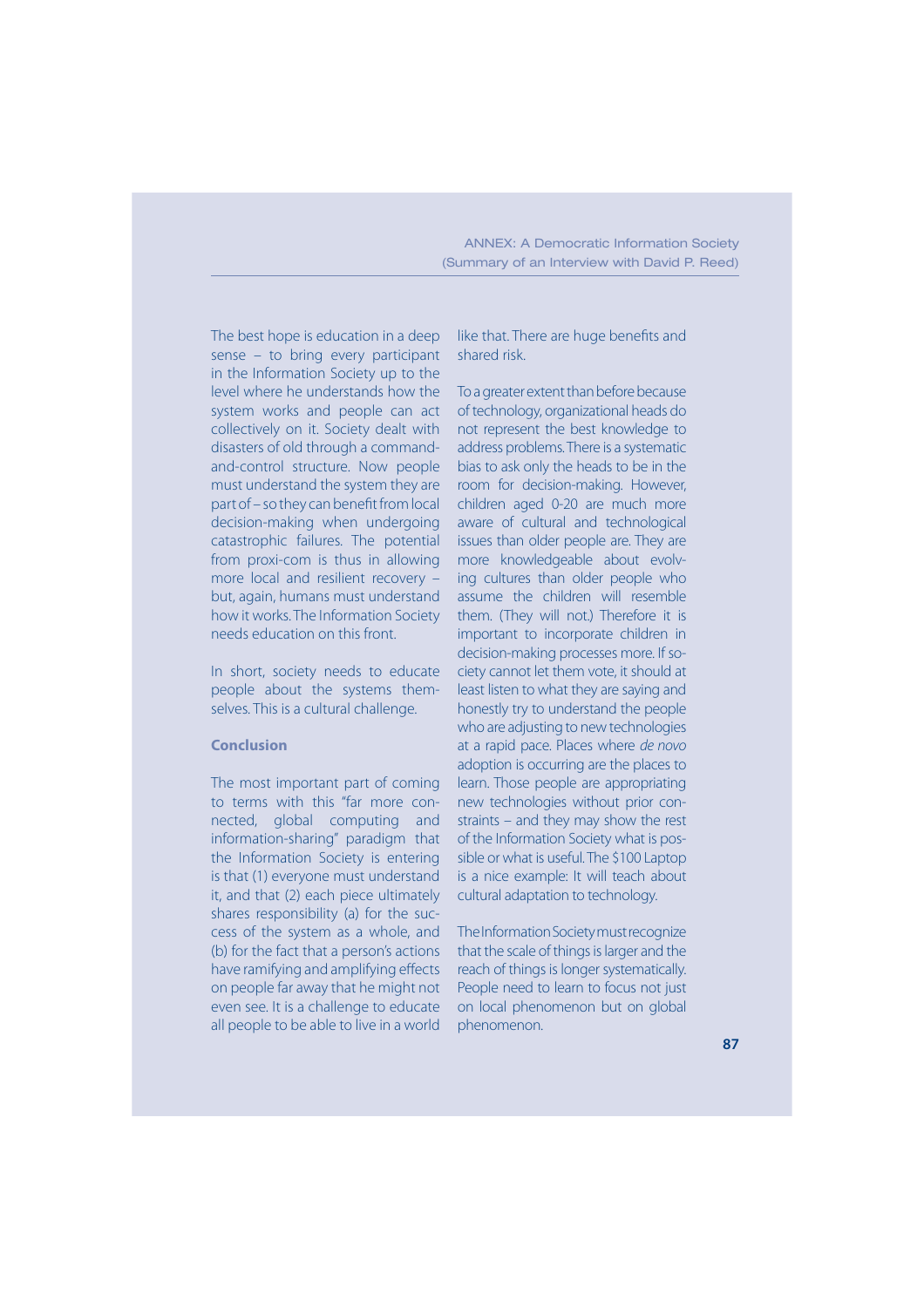The best hope is education in a deep sense – to bring every participant in the Information Society up to the level where he understands how the system works and people can act collectively on it. Society dealt with disasters of old through a command-and-control structure. Now people must understand the system they are part of – so they can benefit from local decision-making when undergoing catastrophic failures. The potential from proxi-com is thus in allowing more local and resilient recovery – but, again, humans must understand how it works. The Information Society needs education on this front.

In short, society needs to educate people about the systems themselves. This is a cultural challenge.

### Conclusion

The most important part of coming to terms with this "far more connected, global computing and information-sharing" paradigm that the Information Society is entering is that (1) everyone must understand it, and that (2) each piece ultimately shares responsibility (a) for the success of the system as a whole, and (b) for the fact that a person's actions have ramifying and amplifying effects on people far away that he might not even see. It is a challenge to educate all people to be able to live in a world like that. There are huge benefits and shared risk.

To a greater extent than before because of technology, organizational heads do not represent the best knowledge to address problems. There is a systematic bias to ask only the heads to be in the room for decision-making. However, children aged 0-20 are much more aware of cultural and technological issues than older people are. They are more knowledgeable about evolving cultures than older people who assume the children will resemble them. (They will not.) Therefore it is important to incorporate children in decision-making processes more. If society cannot let them vote, it should at least listen to what they are saying and honestly try to understand the people who are adjusting to new technologies at a rapid pace. Places where *de novo* adoption is occurring are the places to learn. Those people are appropriating new technologies without prior constraints – and they may show the rest of the Information Society what is possible or what is useful. The $100 Laptop is a nice example: It will teach about cultural adaptation to technology.

The Information Society must recognize that the scale of things is larger and the reach of things is longer systematically. People need to learn to focus not just on local phenomenon but on global phenomenon.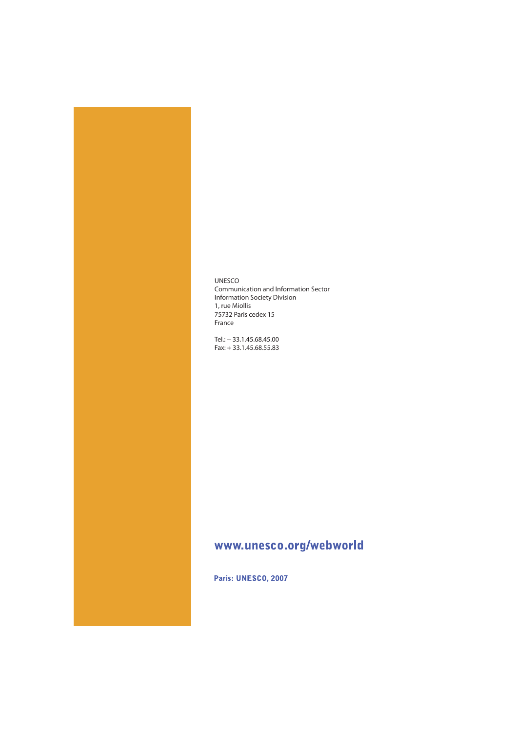UNESCO
Communication and Information Sector
Information Society Division
1, rue Miollis
75732 Paris cedex 15
France

Tel.: + 33.1.45.68.45.00
Fax: + 33.1.45.68.55.83

**www.unesco.org/webworld**

**Paris: UNESCO, 2007**